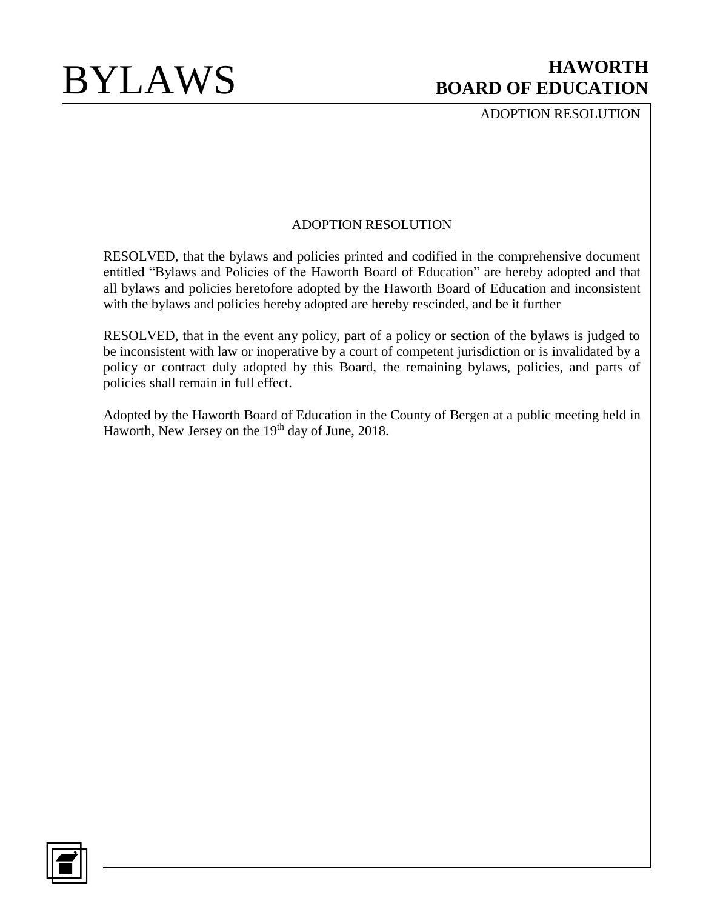# BYLAWS

## HAWORTH BOARD OF EDUCATION

ADOPTION RESOLUTION

### ADOPTION RESOLUTION

RESOLVED, that the bylaws and policies printed and codified in the comprehensive document entitled "Bylaws and Policies of the Haworth Board of Education" are hereby adopted and that all bylaws and policies heretofore adopted by the Haworth Board of Education and inconsistent with the bylaws and policies hereby adopted are hereby rescinded, and be it further

RESOLVED, that in the event any policy, part of a policy or section of the bylaws is judged to be inconsistent with law or inoperative by a court of competent jurisdiction or is invalidated by a policy or contract duly adopted by this Board, the remaining bylaws, policies, and parts of policies shall remain in full effect.

Adopted by the Haworth Board of Education in the County of Bergen at a public meeting held in Haworth, New Jersey on the 19th day of June, 2018.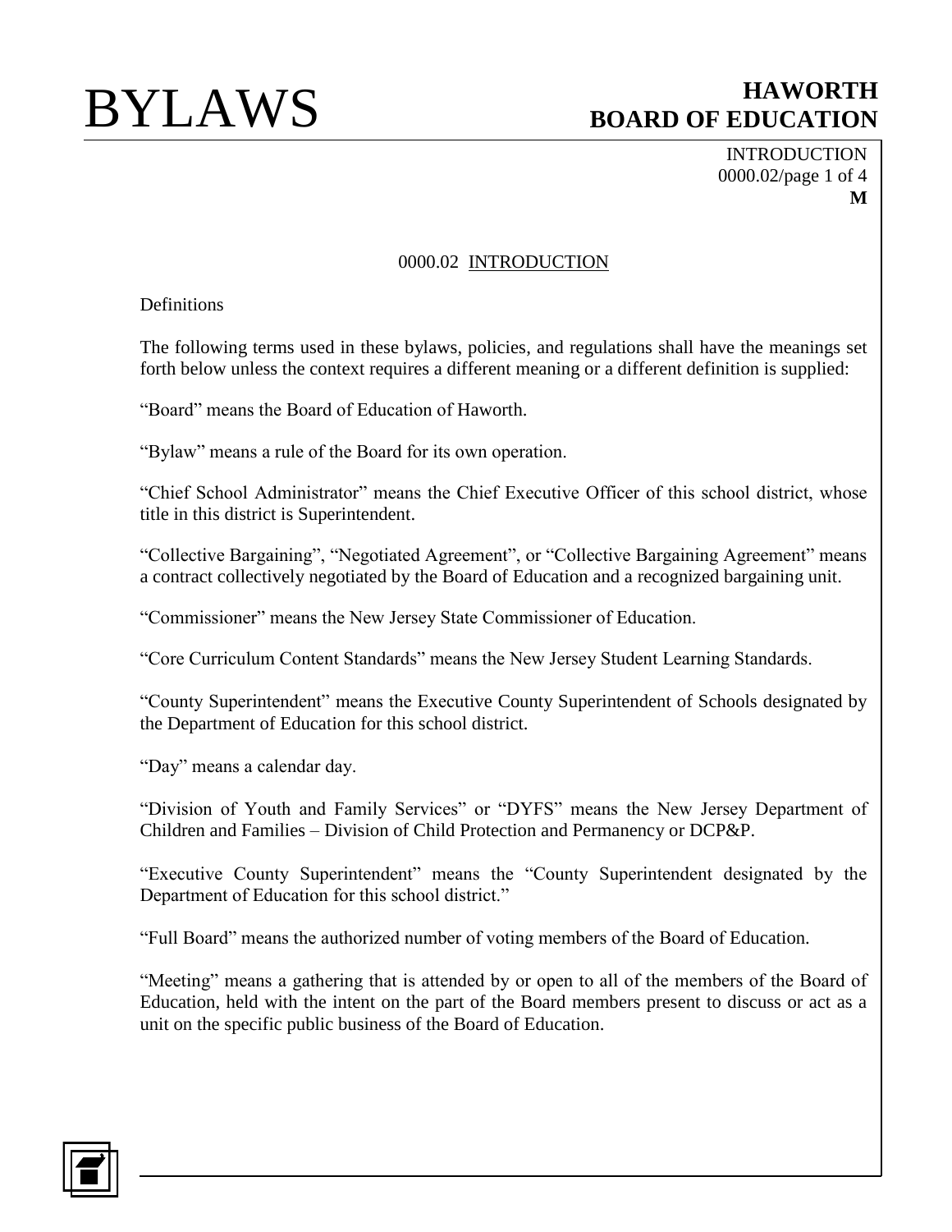# 0000.02 INTRODUCTION

Definitions

The following terms used in these bylaws, policies, and regulations shall have the meanings set forth below unless the context requires a different meaning or a different definition is supplied:

"Board" means the Board of Education of Haworth.

"Bylaw" means a rule of the Board for its own operation.

"Chief School Administrator" means the Chief Executive Officer of this school district, whose title in this district is Superintendent.

"Collective Bargaining", "Negotiated Agreement", or "Collective Bargaining Agreement" means a contract collectively negotiated by the Board of Education and a recognized bargaining unit.

"Commissioner" means the New Jersey State Commissioner of Education.

"Core Curriculum Content Standards" means the New Jersey Student Learning Standards.

"County Superintendent" means the Executive County Superintendent of Schools designated by the Department of Education for this school district.

"Day" means a calendar day.

"Division of Youth and Family Services" or "DYFS" means the New Jersey Department of Children and Families – Division of Child Protection and Permanency or DCP&P.

"Executive County Superintendent" means the "County Superintendent designated by the Department of Education for this school district."

"Full Board" means the authorized number of voting members of the Board of Education.

"Meeting" means a gathering that is attended by or open to all of the members of the Board of Education, held with the intent on the part of the Board members present to discuss or act as a unit on the specific public business of the Board of Education.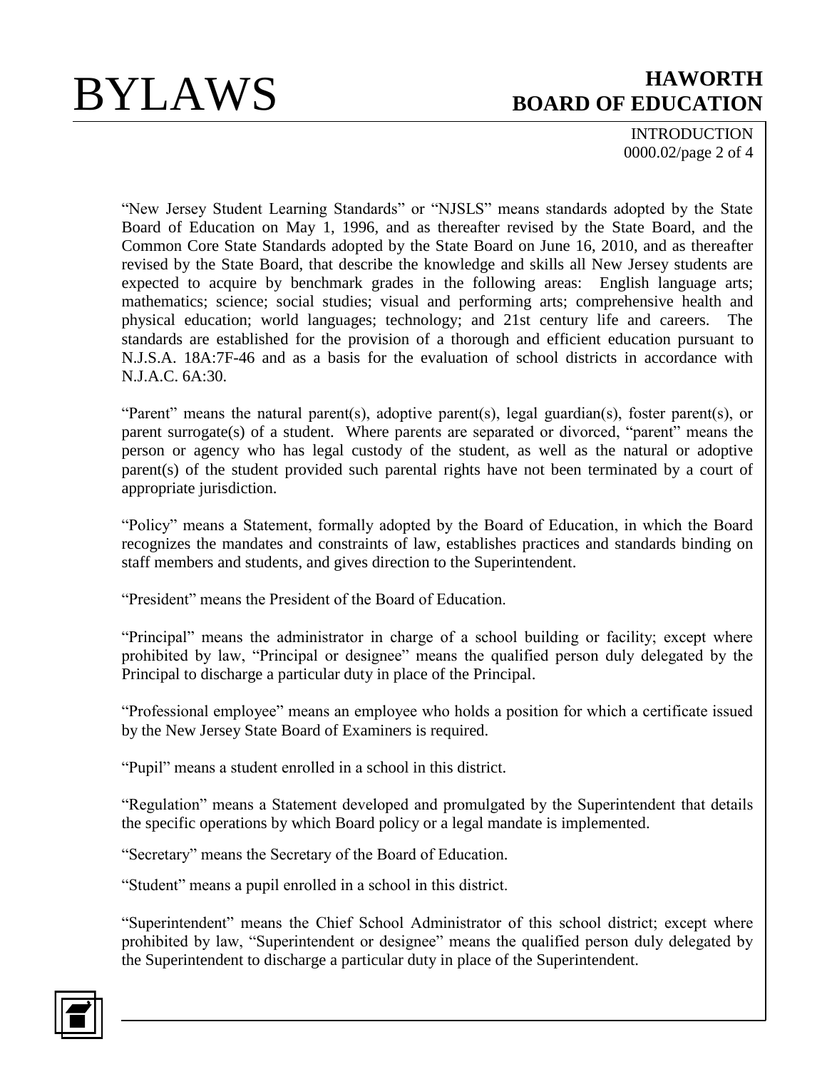"New Jersey Student Learning Standards" or "NJSLS" means standards adopted by the State Board of Education on May 1, 1996, and as thereafter revised by the State Board, and the Common Core State Standards adopted by the State Board on June 16, 2010, and as thereafter revised by the State Board, that describe the knowledge and skills all New Jersey students are expected to acquire by benchmark grades in the following areas: English language arts; mathematics; science; social studies; visual and performing arts; comprehensive health and physical education; world languages; technology; and 21st century life and careers. The standards are established for the provision of a thorough and efficient education pursuant to N.J.S.A. 18A:7F-46 and as a basis for the evaluation of school districts in accordance with N.J.A.C. 6A:30.

"Parent" means the natural parent(s), adoptive parent(s), legal guardian(s), foster parent(s), or parent surrogate(s) of a student. Where parents are separated or divorced, "parent" means the person or agency who has legal custody of the student, as well as the natural or adoptive parent(s) of the student provided such parental rights have not been terminated by a court of appropriate jurisdiction.

"Policy" means a Statement, formally adopted by the Board of Education, in which the Board recognizes the mandates and constraints of law, establishes practices and standards binding on staff members and students, and gives direction to the Superintendent.

"President" means the President of the Board of Education.

"Principal" means the administrator in charge of a school building or facility; except where prohibited by law, "Principal or designee" means the qualified person duly delegated by the Principal to discharge a particular duty in place of the Principal.

"Professional employee" means an employee who holds a position for which a certificate issued by the New Jersey State Board of Examiners is required.

"Pupil" means a student enrolled in a school in this district.

"Regulation" means a Statement developed and promulgated by the Superintendent that details the specific operations by which Board policy or a legal mandate is implemented.

"Secretary" means the Secretary of the Board of Education.

"Student" means a pupil enrolled in a school in this district.

"Superintendent" means the Chief School Administrator of this school district; except where prohibited by law, "Superintendent or designee" means the qualified person duly delegated by the Superintendent to discharge a particular duty in place of the Superintendent.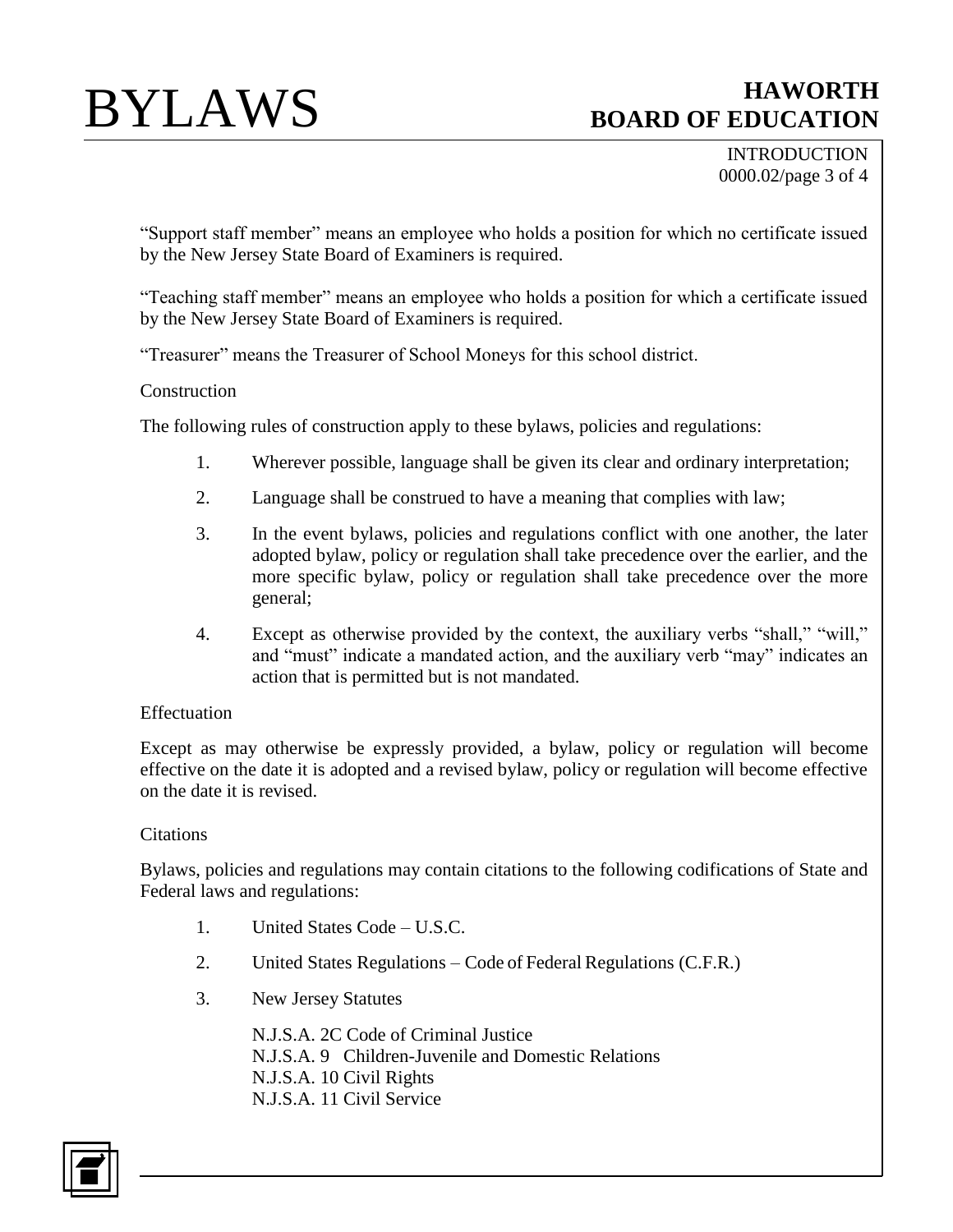"Support staff member" means an employee who holds a position for which no certificate issued by the New Jersey State Board of Examiners is required.

"Teaching staff member" means an employee who holds a position for which a certificate issued by the New Jersey State Board of Examiners is required.

"Treasurer" means the Treasurer of School Moneys for this school district.

Construction

The following rules of construction apply to these bylaws, policies and regulations:

1. Wherever possible, language shall be given its clear and ordinary interpretation;
2. Language shall be construed to have a meaning that complies with law;
3. In the event bylaws, policies and regulations conflict with one another, the later adopted bylaw, policy or regulation shall take precedence over the earlier, and the more specific bylaw, policy or regulation shall take precedence over the more general;
4. Except as otherwise provided by the context, the auxiliary verbs "shall," "will," and "must" indicate a mandated action, and the auxiliary verb "may" indicates an action that is permitted but is not mandated.

Effectuation

Except as may otherwise be expressly provided, a bylaw, policy or regulation will become effective on the date it is adopted and a revised bylaw, policy or regulation will become effective on the date it is revised.

Citations

Bylaws, policies and regulations may contain citations to the following codifications of State and Federal laws and regulations:

1. United States Code – U.S.C.
2. United States Regulations – Code of Federal Regulations (C.F.R.)
3. New Jersey Statutes

   N.J.S.A. 2C Code of Criminal Justice
   N.J.S.A. 9 Children-Juvenile and Domestic Relations
   N.J.S.A. 10 Civil Rights
   N.J.S.A. 11 Civil Service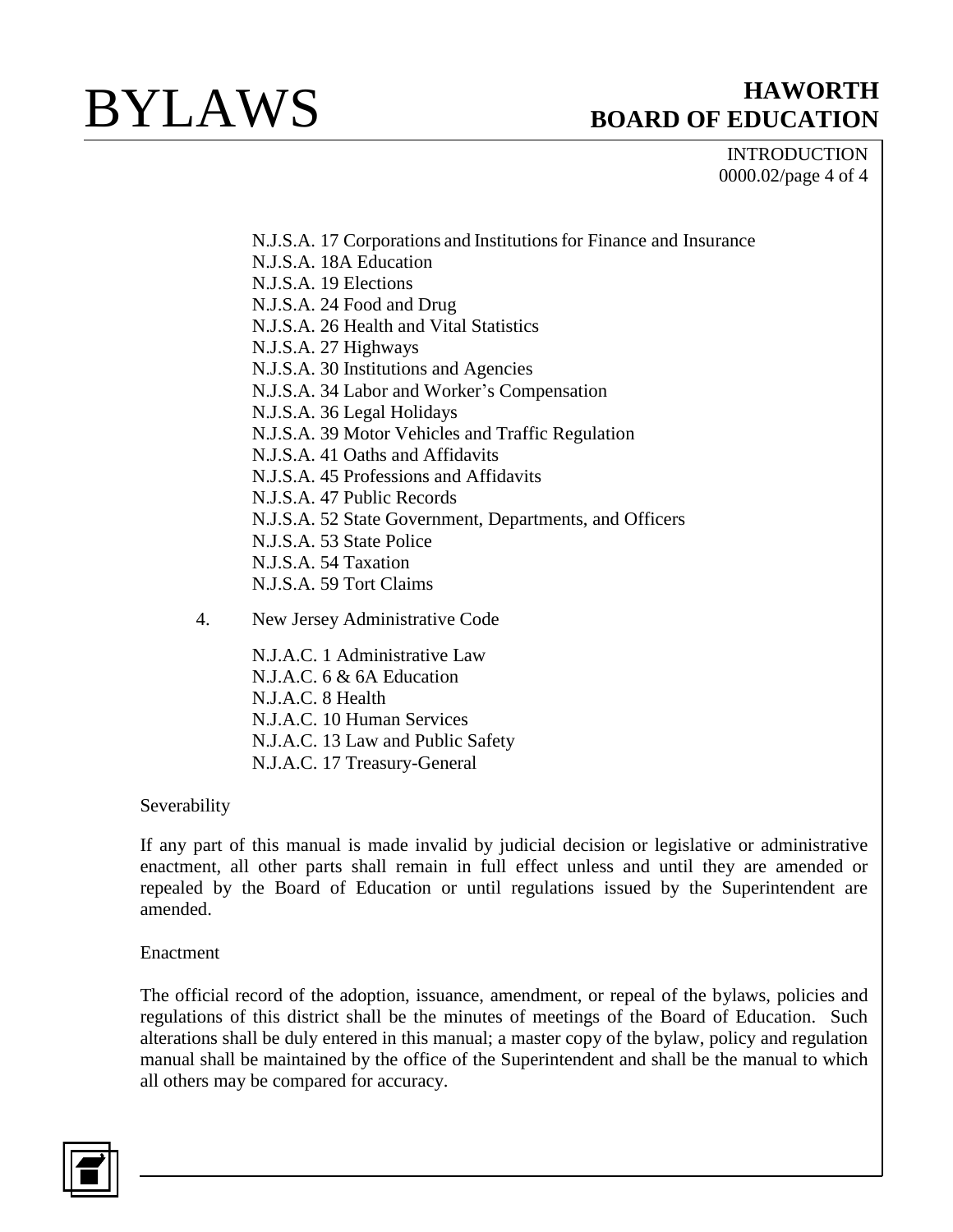N.J.S.A. 17 Corporations and Institutions for Finance and Insurance
N.J.S.A. 18A Education
N.J.S.A. 19 Elections
N.J.S.A. 24 Food and Drug
N.J.S.A. 26 Health and Vital Statistics
N.J.S.A. 27 Highways
N.J.S.A. 30 Institutions and Agencies
N.J.S.A. 34 Labor and Worker's Compensation
N.J.S.A. 36 Legal Holidays
N.J.S.A. 39 Motor Vehicles and Traffic Regulation
N.J.S.A. 41 Oaths and Affidavits
N.J.S.A. 45 Professions and Affidavits
N.J.S.A. 47 Public Records
N.J.S.A. 52 State Government, Departments, and Officers
N.J.S.A. 53 State Police
N.J.S.A. 54 Taxation
N.J.S.A. 59 Tort Claims

4. New Jersey Administrative Code

N.J.A.C. 1 Administrative Law
N.J.A.C. 6 & 6A Education
N.J.A.C. 8 Health
N.J.A.C. 10 Human Services
N.J.A.C. 13 Law and Public Safety
N.J.A.C. 17 Treasury-General

Severability

If any part of this manual is made invalid by judicial decision or legislative or administrative enactment, all other parts shall remain in full effect unless and until they are amended or repealed by the Board of Education or until regulations issued by the Superintendent are amended.

Enactment

The official record of the adoption, issuance, amendment, or repeal of the bylaws, policies and regulations of this district shall be the minutes of meetings of the Board of Education. Such alterations shall be duly entered in this manual; a master copy of the bylaw, policy and regulation manual shall be maintained by the office of the Superintendent and shall be the manual to which all others may be compared for accuracy.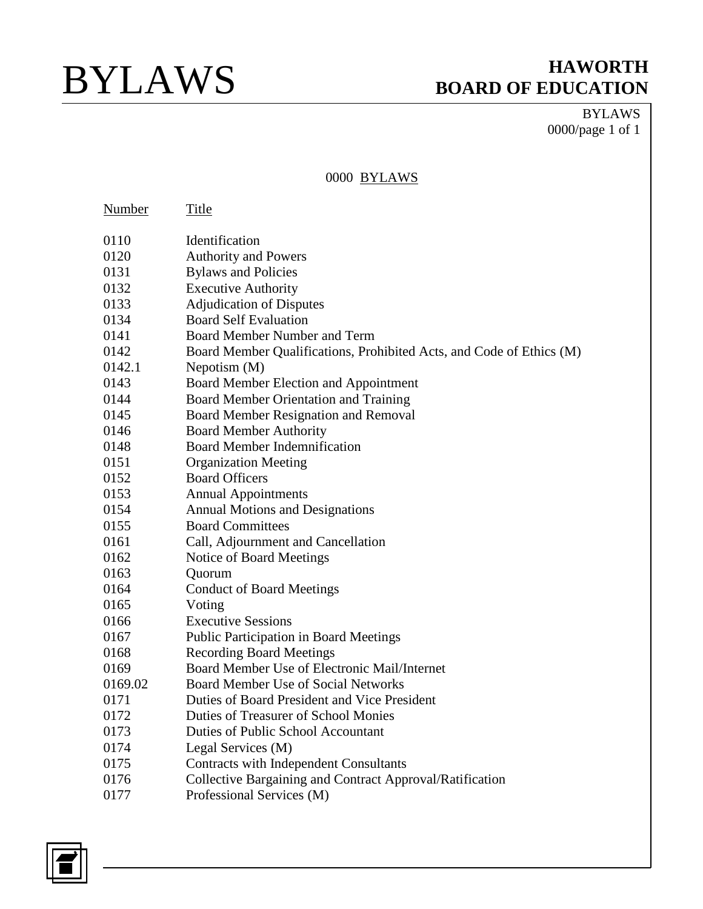## 0000 BYLAWS

| Number | Title |
| --- | --- |
| 0110 | Identification |
| 0120 | Authority and Powers |
| 0131 | Bylaws and Policies |
| 0132 | Executive Authority |
| 0133 | Adjudication of Disputes |
| 0134 | Board Self Evaluation |
| 0141 | Board Member Number and Term |
| 0142 | Board Member Qualifications, Prohibited Acts, and Code of Ethics (M) |
| 0142.1 | Nepotism (M) |
| 0143 | Board Member Election and Appointment |
| 0144 | Board Member Orientation and Training |
| 0145 | Board Member Resignation and Removal |
| 0146 | Board Member Authority |
| 0148 | Board Member Indemnification |
| 0151 | Organization Meeting |
| 0152 | Board Officers |
| 0153 | Annual Appointments |
| 0154 | Annual Motions and Designations |
| 0155 | Board Committees |
| 0161 | Call, Adjournment and Cancellation |
| 0162 | Notice of Board Meetings |
| 0163 | Quorum |
| 0164 | Conduct of Board Meetings |
| 0165 | Voting |
| 0166 | Executive Sessions |
| 0167 | Public Participation in Board Meetings |
| 0168 | Recording Board Meetings |
| 0169 | Board Member Use of Electronic Mail/Internet |
| 0169.02 | Board Member Use of Social Networks |
| 0171 | Duties of Board President and Vice President |
| 0172 | Duties of Treasurer of School Monies |
| 0173 | Duties of Public School Accountant |
| 0174 | Legal Services (M) |
| 0175 | Contracts with Independent Consultants |
| 0176 | Collective Bargaining and Contract Approval/Ratification |
| 0177 | Professional Services (M) |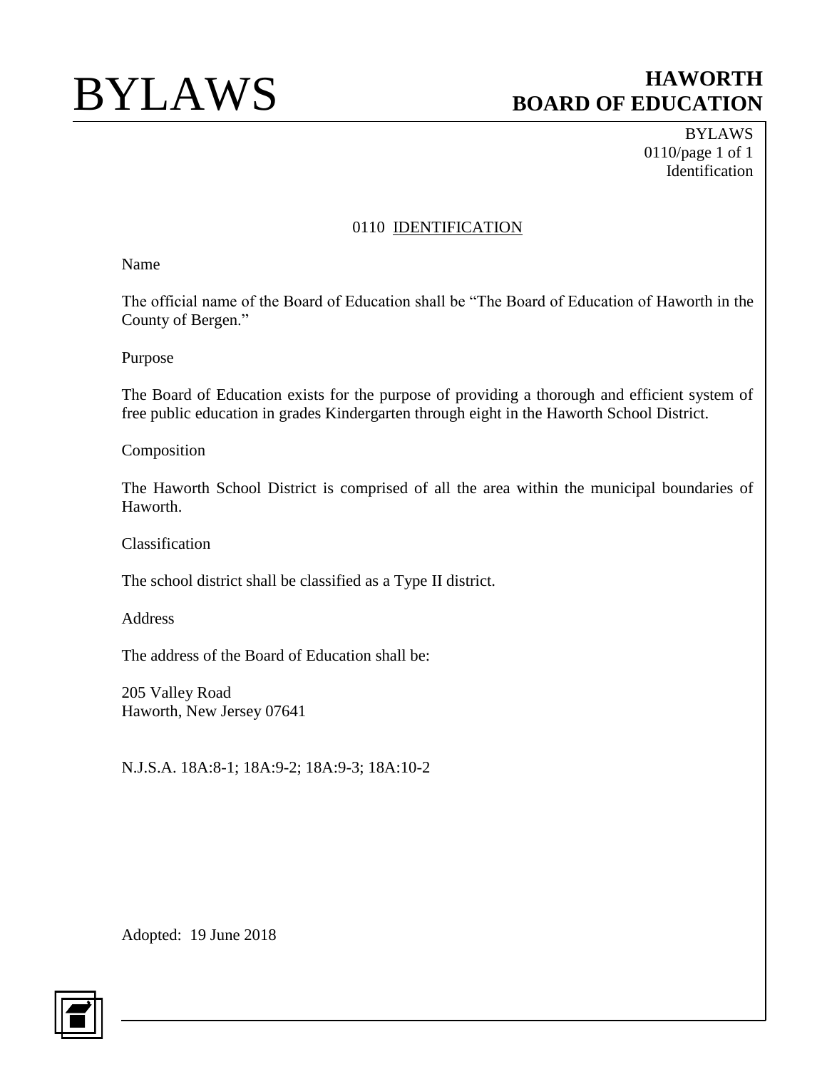# 0110 IDENTIFICATION

Name

The official name of the Board of Education shall be "The Board of Education of Haworth in the County of Bergen."

Purpose

The Board of Education exists for the purpose of providing a thorough and efficient system of free public education in grades Kindergarten through eight in the Haworth School District.

Composition

The Haworth School District is comprised of all the area within the municipal boundaries of Haworth.

Classification

The school district shall be classified as a Type II district.

Address

The address of the Board of Education shall be:

205 Valley Road
Haworth, New Jersey 07641

N.J.S.A. 18A:8-1; 18A:9-2; 18A:9-3; 18A:10-2

Adopted: 19 June 2018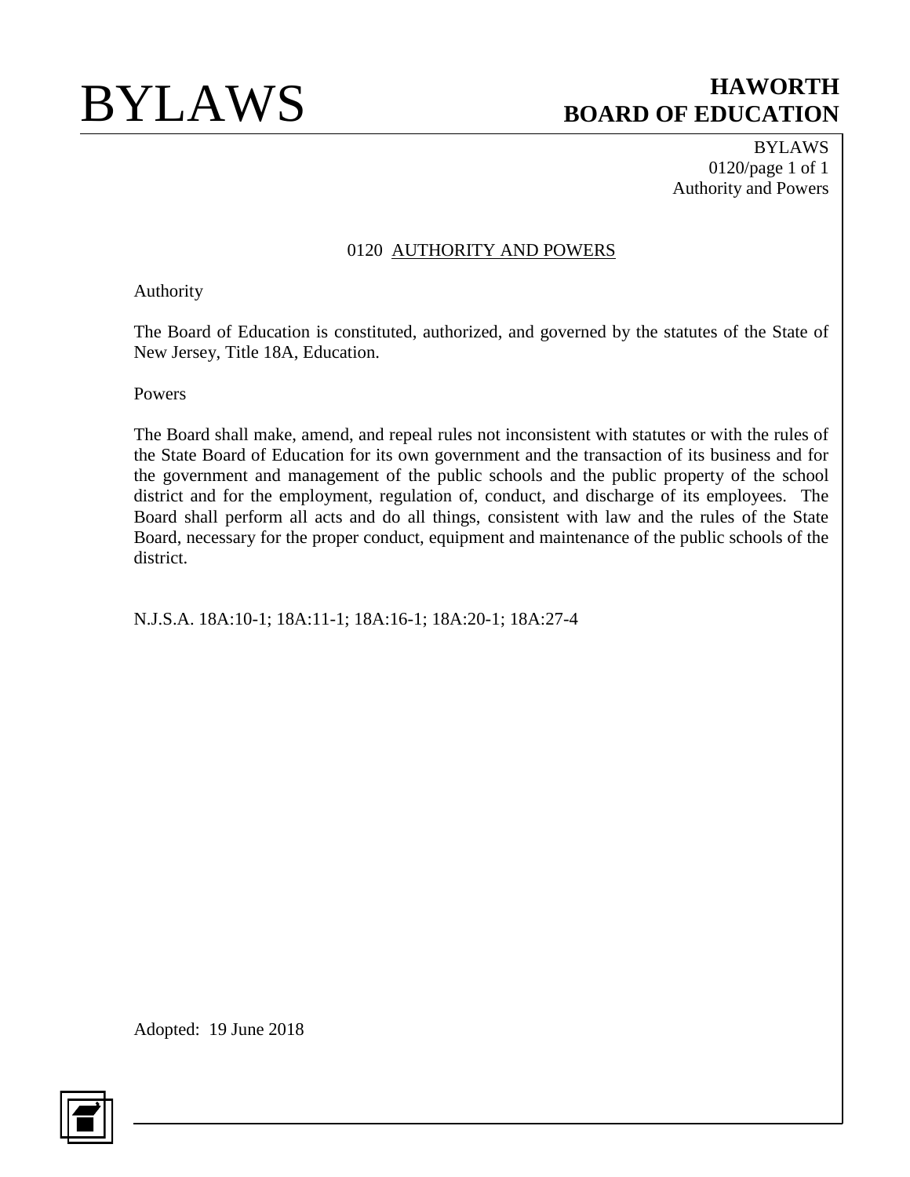# 0120 AUTHORITY AND POWERS

Authority

The Board of Education is constituted, authorized, and governed by the statutes of the State of New Jersey, Title 18A, Education.

Powers

The Board shall make, amend, and repeal rules not inconsistent with statutes or with the rules of the State Board of Education for its own government and the transaction of its business and for the government and management of the public schools and the public property of the school district and for the employment, regulation of, conduct, and discharge of its employees. The Board shall perform all acts and do all things, consistent with law and the rules of the State Board, necessary for the proper conduct, equipment and maintenance of the public schools of the district.

N.J.S.A. 18A:10-1; 18A:11-1; 18A:16-1; 18A:20-1; 18A:27-4

Adopted: 19 June 2018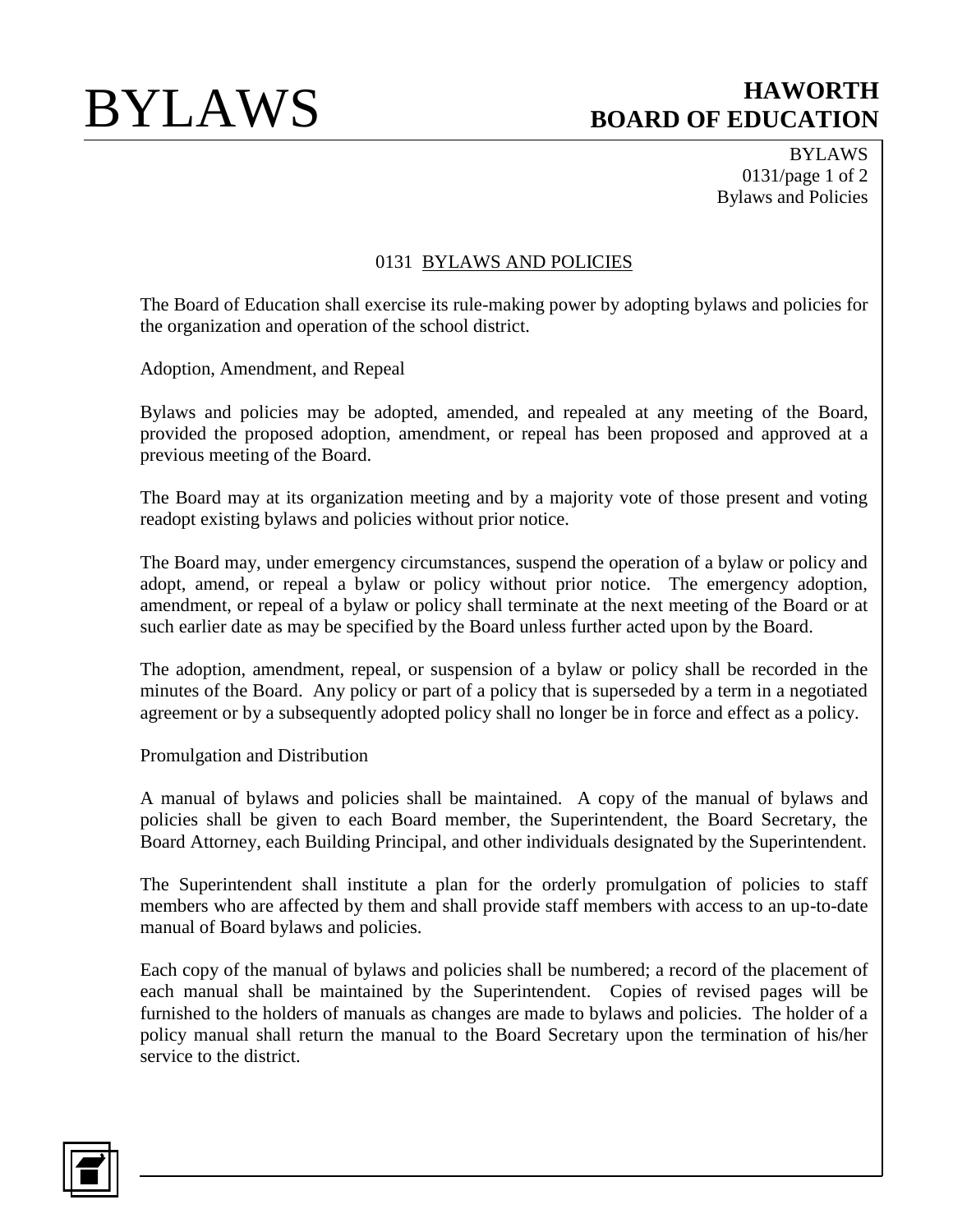## 0131 BYLAWS AND POLICIES

The Board of Education shall exercise its rule-making power by adopting bylaws and policies for the organization and operation of the school district.

Adoption, Amendment, and Repeal

Bylaws and policies may be adopted, amended, and repealed at any meeting of the Board, provided the proposed adoption, amendment, or repeal has been proposed and approved at a previous meeting of the Board.

The Board may at its organization meeting and by a majority vote of those present and voting readopt existing bylaws and policies without prior notice.

The Board may, under emergency circumstances, suspend the operation of a bylaw or policy and adopt, amend, or repeal a bylaw or policy without prior notice. The emergency adoption, amendment, or repeal of a bylaw or policy shall terminate at the next meeting of the Board or at such earlier date as may be specified by the Board unless further acted upon by the Board.

The adoption, amendment, repeal, or suspension of a bylaw or policy shall be recorded in the minutes of the Board. Any policy or part of a policy that is superseded by a term in a negotiated agreement or by a subsequently adopted policy shall no longer be in force and effect as a policy.

Promulgation and Distribution

A manual of bylaws and policies shall be maintained. A copy of the manual of bylaws and policies shall be given to each Board member, the Superintendent, the Board Secretary, the Board Attorney, each Building Principal, and other individuals designated by the Superintendent.

The Superintendent shall institute a plan for the orderly promulgation of policies to staff members who are affected by them and shall provide staff members with access to an up-to-date manual of Board bylaws and policies.

Each copy of the manual of bylaws and policies shall be numbered; a record of the placement of each manual shall be maintained by the Superintendent. Copies of revised pages will be furnished to the holders of manuals as changes are made to bylaws and policies. The holder of a policy manual shall return the manual to the Board Secretary upon the termination of his/her service to the district.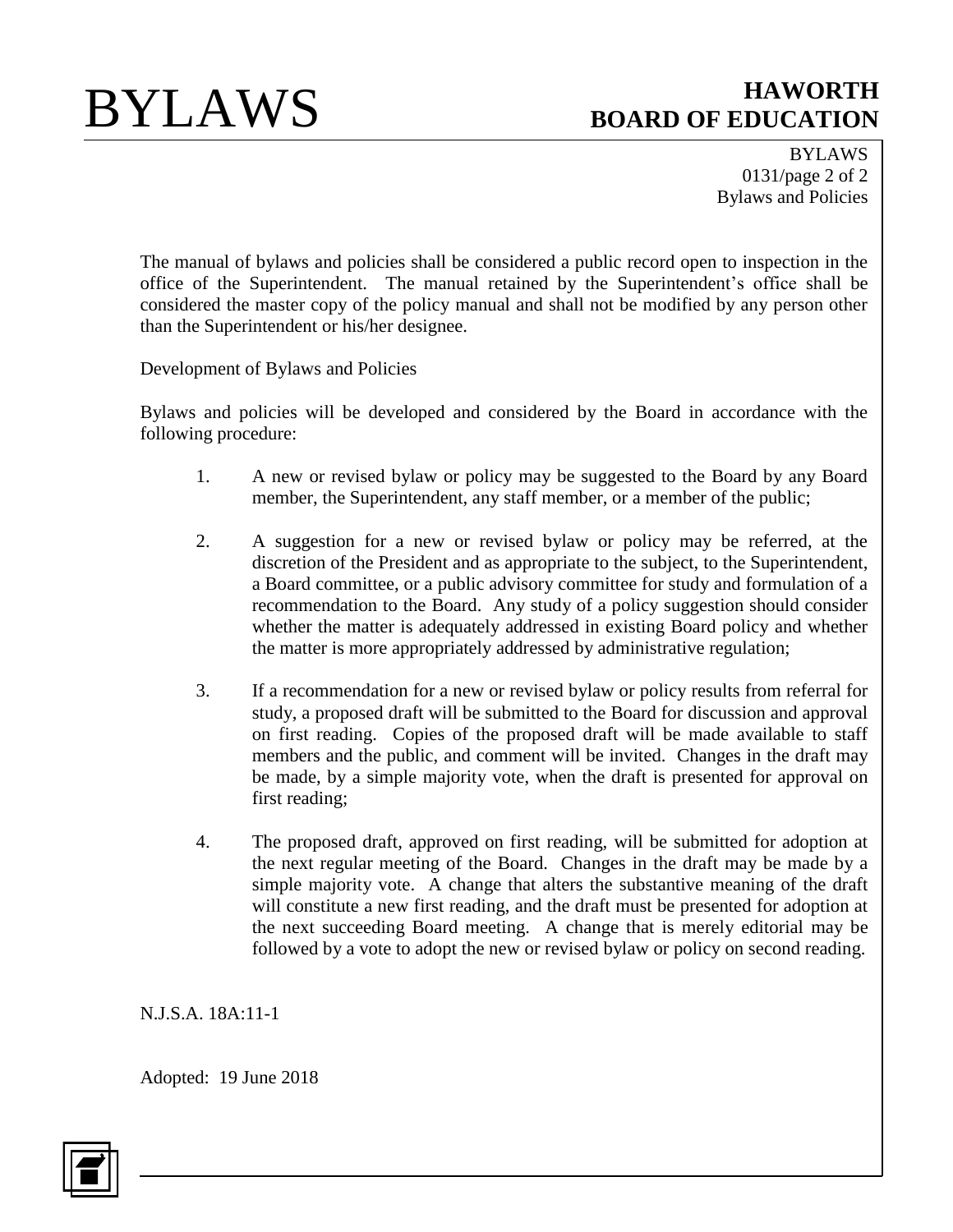The manual of bylaws and policies shall be considered a public record open to inspection in the office of the Superintendent. The manual retained by the Superintendent's office shall be considered the master copy of the policy manual and shall not be modified by any person other than the Superintendent or his/her designee.

Development of Bylaws and Policies

Bylaws and policies will be developed and considered by the Board in accordance with the following procedure:

1. A new or revised bylaw or policy may be suggested to the Board by any Board member, the Superintendent, any staff member, or a member of the public;

2. A suggestion for a new or revised bylaw or policy may be referred, at the discretion of the President and as appropriate to the subject, to the Superintendent, a Board committee, or a public advisory committee for study and formulation of a recommendation to the Board. Any study of a policy suggestion should consider whether the matter is adequately addressed in existing Board policy and whether the matter is more appropriately addressed by administrative regulation;

3. If a recommendation for a new or revised bylaw or policy results from referral for study, a proposed draft will be submitted to the Board for discussion and approval on first reading. Copies of the proposed draft will be made available to staff members and the public, and comment will be invited. Changes in the draft may be made, by a simple majority vote, when the draft is presented for approval on first reading;

4. The proposed draft, approved on first reading, will be submitted for adoption at the next regular meeting of the Board. Changes in the draft may be made by a simple majority vote. A change that alters the substantive meaning of the draft will constitute a new first reading, and the draft must be presented for adoption at the next succeeding Board meeting. A change that is merely editorial may be followed by a vote to adopt the new or revised bylaw or policy on second reading.

N.J.S.A. 18A:11-1

Adopted: 19 June 2018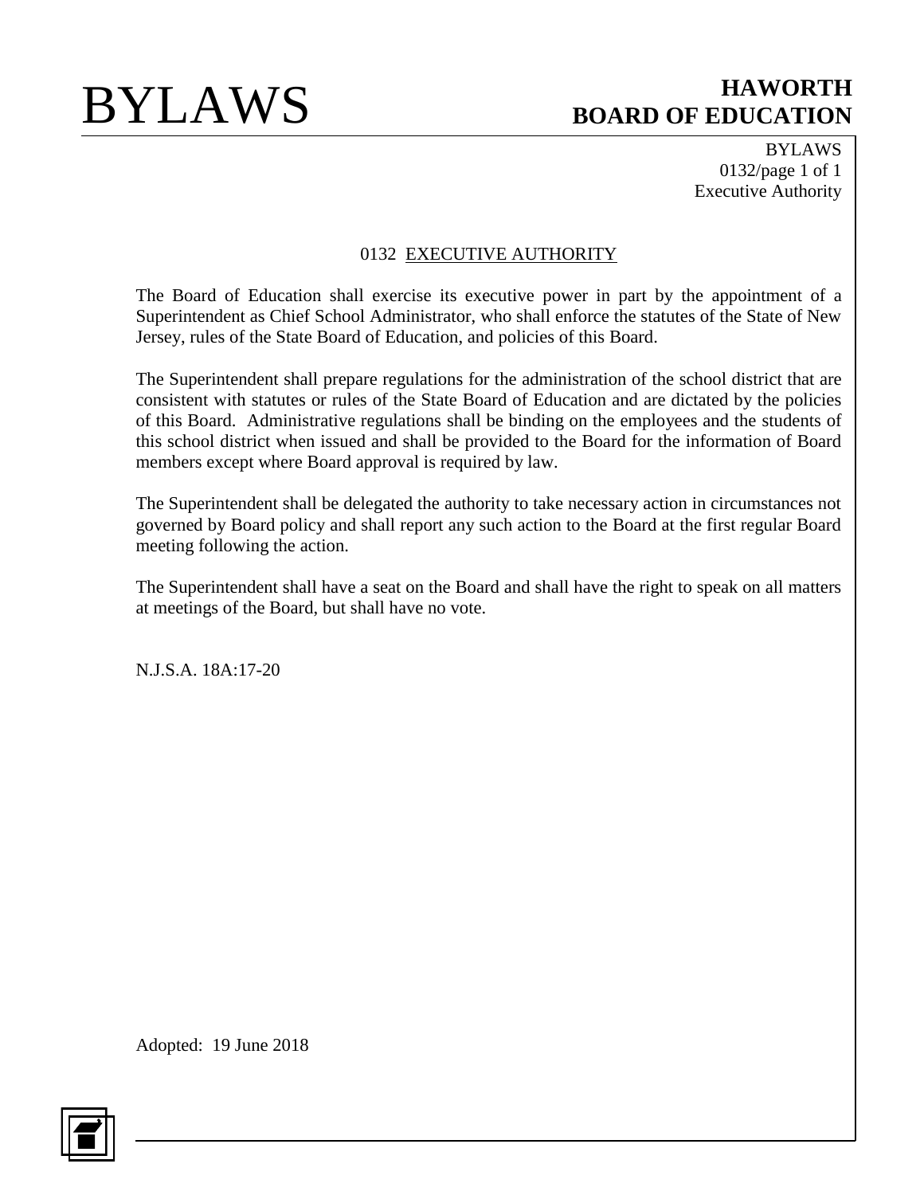# 0132 EXECUTIVE AUTHORITY

The Board of Education shall exercise its executive power in part by the appointment of a Superintendent as Chief School Administrator, who shall enforce the statutes of the State of New Jersey, rules of the State Board of Education, and policies of this Board.

The Superintendent shall prepare regulations for the administration of the school district that are consistent with statutes or rules of the State Board of Education and are dictated by the policies of this Board. Administrative regulations shall be binding on the employees and the students of this school district when issued and shall be provided to the Board for the information of Board members except where Board approval is required by law.

The Superintendent shall be delegated the authority to take necessary action in circumstances not governed by Board policy and shall report any such action to the Board at the first regular Board meeting following the action.

The Superintendent shall have a seat on the Board and shall have the right to speak on all matters at meetings of the Board, but shall have no vote.

N.J.S.A. 18A:17-20

Adopted: 19 June 2018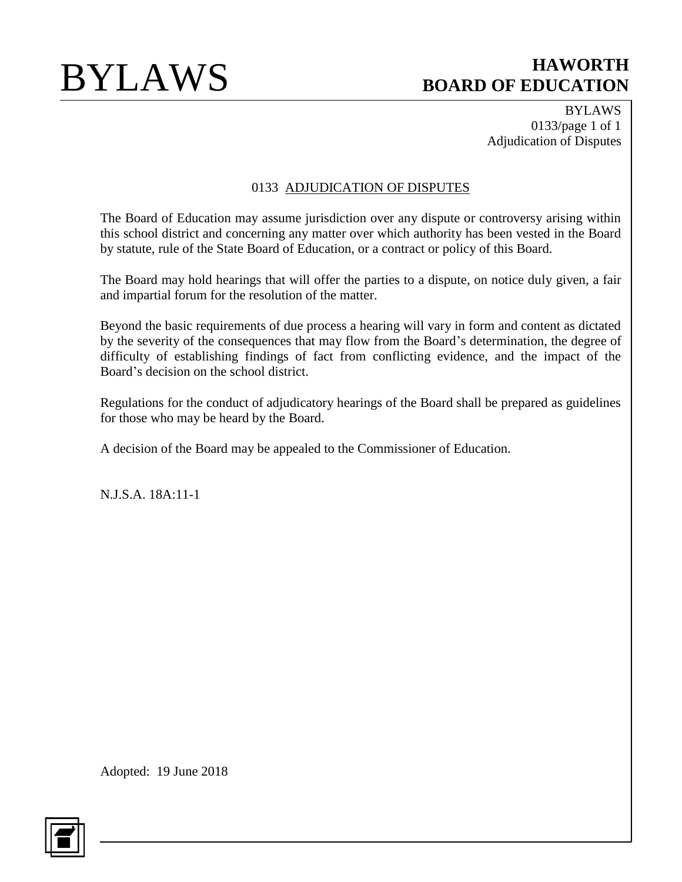# 0133 ADJUDICATION OF DISPUTES

The Board of Education may assume jurisdiction over any dispute or controversy arising within this school district and concerning any matter over which authority has been vested in the Board by statute, rule of the State Board of Education, or a contract or policy of this Board.

The Board may hold hearings that will offer the parties to a dispute, on notice duly given, a fair and impartial forum for the resolution of the matter.

Beyond the basic requirements of due process a hearing will vary in form and content as dictated by the severity of the consequences that may flow from the Board's determination, the degree of difficulty of establishing findings of fact from conflicting evidence, and the impact of the Board's decision on the school district.

Regulations for the conduct of adjudicatory hearings of the Board shall be prepared as guidelines for those who may be heard by the Board.

A decision of the Board may be appealed to the Commissioner of Education.

N.J.S.A. 18A:11-1

Adopted: 19 June 2018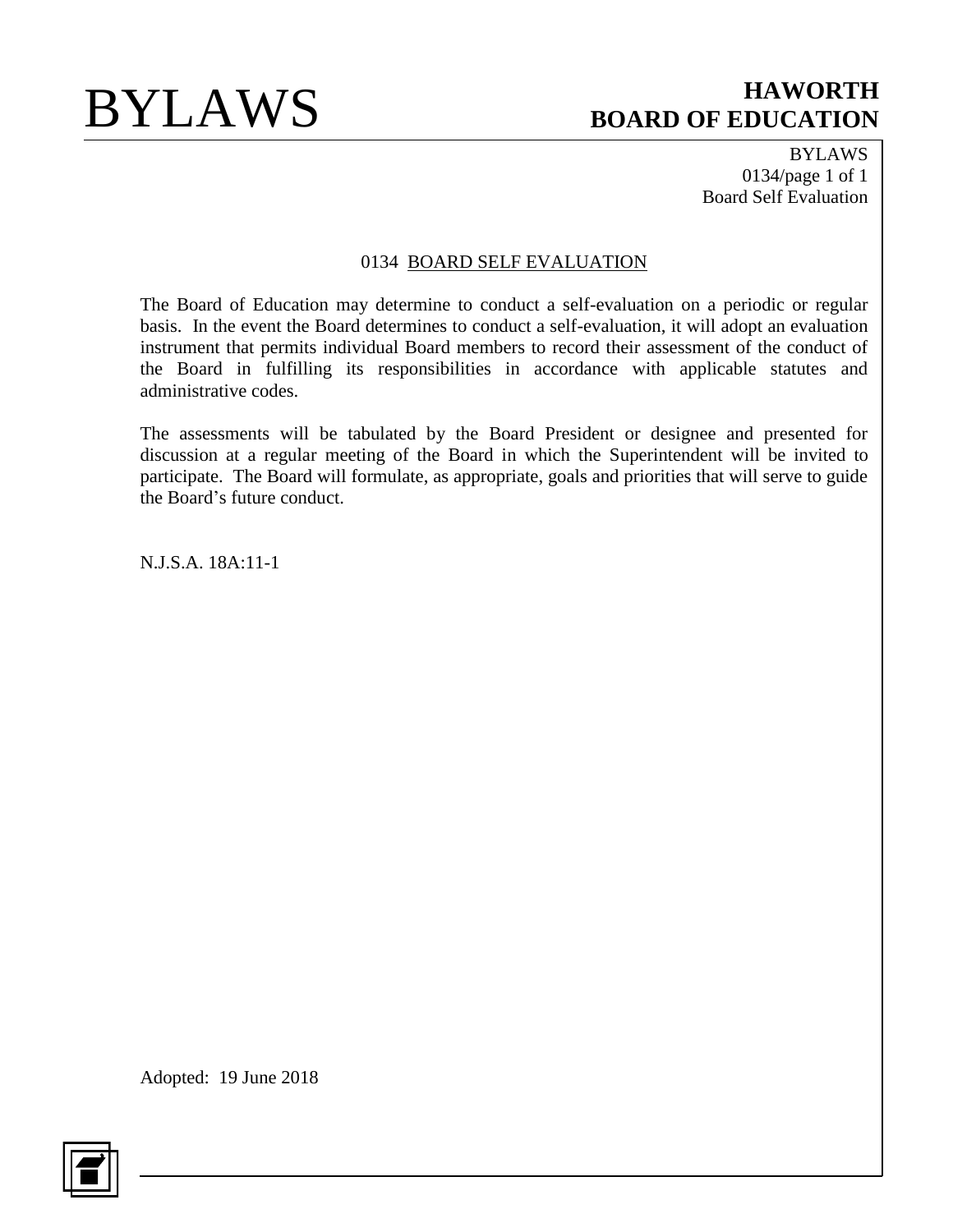# 0134 BOARD SELF EVALUATION

The Board of Education may determine to conduct a self-evaluation on a periodic or regular basis. In the event the Board determines to conduct a self-evaluation, it will adopt an evaluation instrument that permits individual Board members to record their assessment of the conduct of the Board in fulfilling its responsibilities in accordance with applicable statutes and administrative codes.

The assessments will be tabulated by the Board President or designee and presented for discussion at a regular meeting of the Board in which the Superintendent will be invited to participate. The Board will formulate, as appropriate, goals and priorities that will serve to guide the Board's future conduct.

N.J.S.A. 18A:11-1

Adopted: 19 June 2018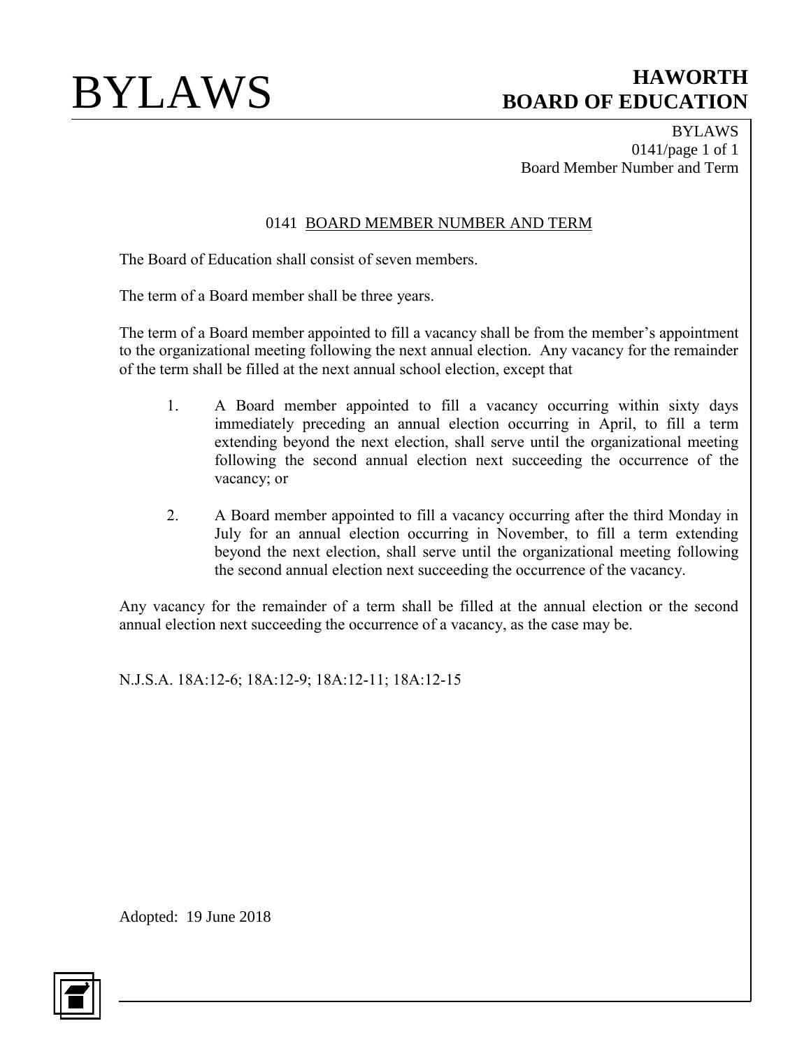# 0141 BOARD MEMBER NUMBER AND TERM

The Board of Education shall consist of seven members.

The term of a Board member shall be three years.

The term of a Board member appointed to fill a vacancy shall be from the member's appointment to the organizational meeting following the next annual election. Any vacancy for the remainder of the term shall be filled at the next annual school election, except that

1. A Board member appointed to fill a vacancy occurring within sixty days immediately preceding an annual election occurring in April, to fill a term extending beyond the next election, shall serve until the organizational meeting following the second annual election next succeeding the occurrence of the vacancy; or

2. A Board member appointed to fill a vacancy occurring after the third Monday in July for an annual election occurring in November, to fill a term extending beyond the next election, shall serve until the organizational meeting following the second annual election next succeeding the occurrence of the vacancy.

Any vacancy for the remainder of a term shall be filled at the annual election or the second annual election next succeeding the occurrence of a vacancy, as the case may be.

N.J.S.A. 18A:12-6; 18A:12-9; 18A:12-11; 18A:12-15

Adopted: 19 June 2018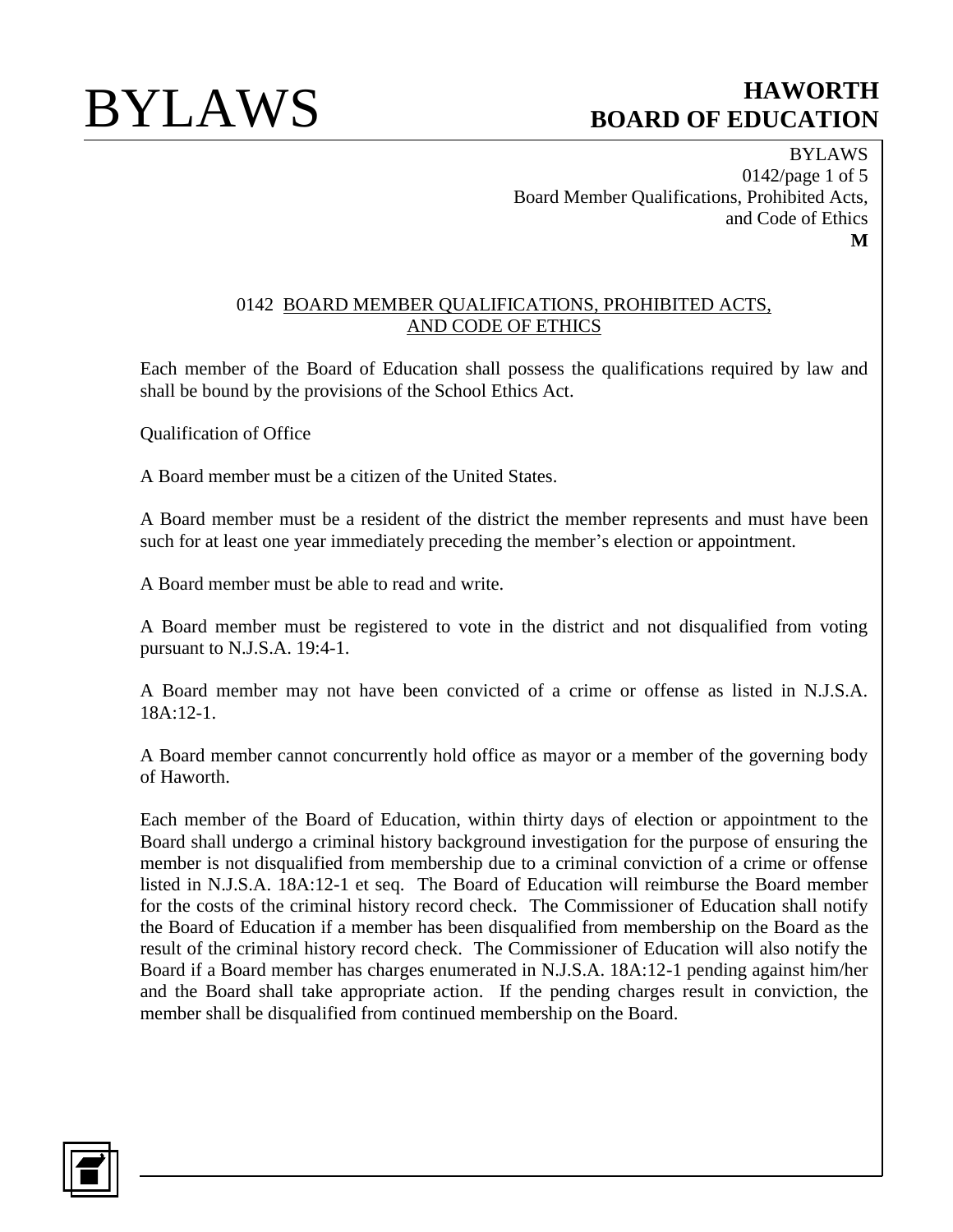# 0142 BOARD MEMBER QUALIFICATIONS, PROHIBITED ACTS, AND CODE OF ETHICS

Each member of the Board of Education shall possess the qualifications required by law and shall be bound by the provisions of the School Ethics Act.

Qualification of Office

A Board member must be a citizen of the United States.

A Board member must be a resident of the district the member represents and must have been such for at least one year immediately preceding the member's election or appointment.

A Board member must be able to read and write.

A Board member must be registered to vote in the district and not disqualified from voting pursuant to N.J.S.A. 19:4-1.

A Board member may not have been convicted of a crime or offense as listed in N.J.S.A. 18A:12-1.

A Board member cannot concurrently hold office as mayor or a member of the governing body of Haworth.

Each member of the Board of Education, within thirty days of election or appointment to the Board shall undergo a criminal history background investigation for the purpose of ensuring the member is not disqualified from membership due to a criminal conviction of a crime or offense listed in N.J.S.A. 18A:12-1 et seq. The Board of Education will reimburse the Board member for the costs of the criminal history record check. The Commissioner of Education shall notify the Board of Education if a member has been disqualified from membership on the Board as the result of the criminal history record check. The Commissioner of Education will also notify the Board if a Board member has charges enumerated in N.J.S.A. 18A:12-1 pending against him/her and the Board shall take appropriate action. If the pending charges result in conviction, the member shall be disqualified from continued membership on the Board.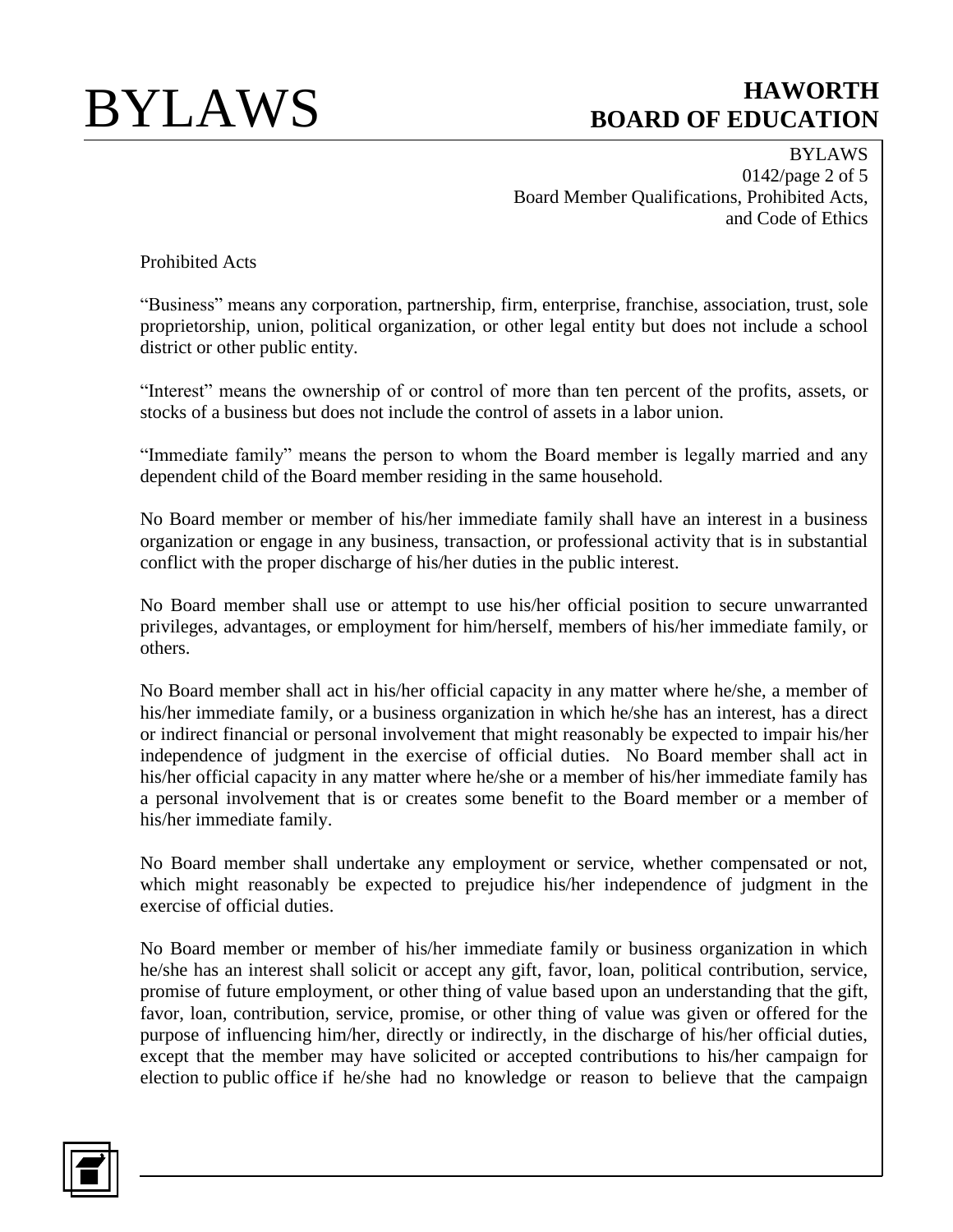Prohibited Acts

"Business" means any corporation, partnership, firm, enterprise, franchise, association, trust, sole proprietorship, union, political organization, or other legal entity but does not include a school district or other public entity.

"Interest" means the ownership of or control of more than ten percent of the profits, assets, or stocks of a business but does not include the control of assets in a labor union.

"Immediate family" means the person to whom the Board member is legally married and any dependent child of the Board member residing in the same household.

No Board member or member of his/her immediate family shall have an interest in a business organization or engage in any business, transaction, or professional activity that is in substantial conflict with the proper discharge of his/her duties in the public interest.

No Board member shall use or attempt to use his/her official position to secure unwarranted privileges, advantages, or employment for him/herself, members of his/her immediate family, or others.

No Board member shall act in his/her official capacity in any matter where he/she, a member of his/her immediate family, or a business organization in which he/she has an interest, has a direct or indirect financial or personal involvement that might reasonably be expected to impair his/her independence of judgment in the exercise of official duties. No Board member shall act in his/her official capacity in any matter where he/she or a member of his/her immediate family has a personal involvement that is or creates some benefit to the Board member or a member of his/her immediate family.

No Board member shall undertake any employment or service, whether compensated or not, which might reasonably be expected to prejudice his/her independence of judgment in the exercise of official duties.

No Board member or member of his/her immediate family or business organization in which he/she has an interest shall solicit or accept any gift, favor, loan, political contribution, service, promise of future employment, or other thing of value based upon an understanding that the gift, favor, loan, contribution, service, promise, or other thing of value was given or offered for the purpose of influencing him/her, directly or indirectly, in the discharge of his/her official duties, except that the member may have solicited or accepted contributions to his/her campaign for election to public office if he/she had no knowledge or reason to believe that the campaign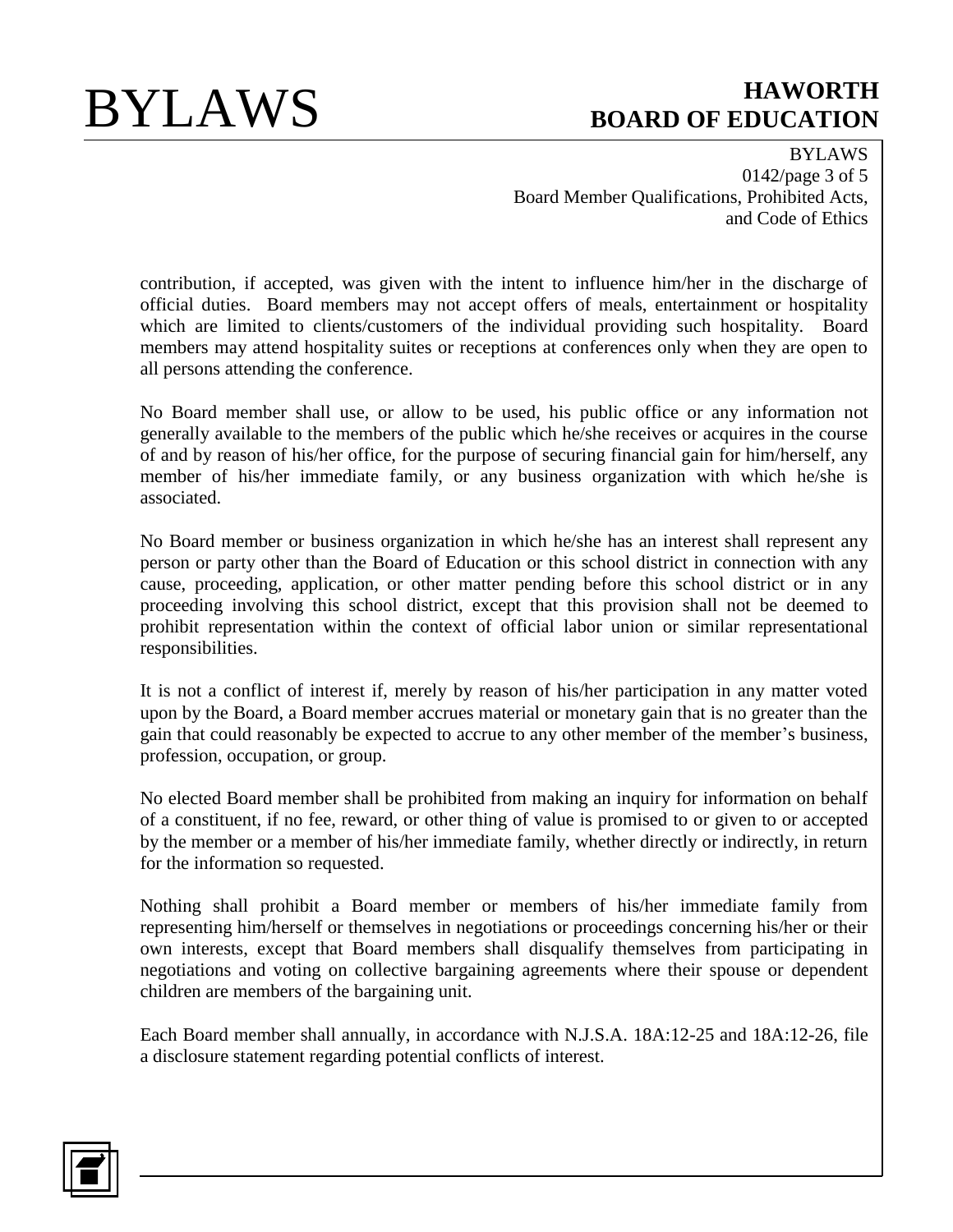contribution, if accepted, was given with the intent to influence him/her in the discharge of official duties. Board members may not accept offers of meals, entertainment or hospitality which are limited to clients/customers of the individual providing such hospitality. Board members may attend hospitality suites or receptions at conferences only when they are open to all persons attending the conference.

No Board member shall use, or allow to be used, his public office or any information not generally available to the members of the public which he/she receives or acquires in the course of and by reason of his/her office, for the purpose of securing financial gain for him/herself, any member of his/her immediate family, or any business organization with which he/she is associated.

No Board member or business organization in which he/she has an interest shall represent any person or party other than the Board of Education or this school district in connection with any cause, proceeding, application, or other matter pending before this school district or in any proceeding involving this school district, except that this provision shall not be deemed to prohibit representation within the context of official labor union or similar representational responsibilities.

It is not a conflict of interest if, merely by reason of his/her participation in any matter voted upon by the Board, a Board member accrues material or monetary gain that is no greater than the gain that could reasonably be expected to accrue to any other member of the member's business, profession, occupation, or group.

No elected Board member shall be prohibited from making an inquiry for information on behalf of a constituent, if no fee, reward, or other thing of value is promised to or given to or accepted by the member or a member of his/her immediate family, whether directly or indirectly, in return for the information so requested.

Nothing shall prohibit a Board member or members of his/her immediate family from representing him/herself or themselves in negotiations or proceedings concerning his/her or their own interests, except that Board members shall disqualify themselves from participating in negotiations and voting on collective bargaining agreements where their spouse or dependent children are members of the bargaining unit.

Each Board member shall annually, in accordance with N.J.S.A. 18A:12-25 and 18A:12-26, file a disclosure statement regarding potential conflicts of interest.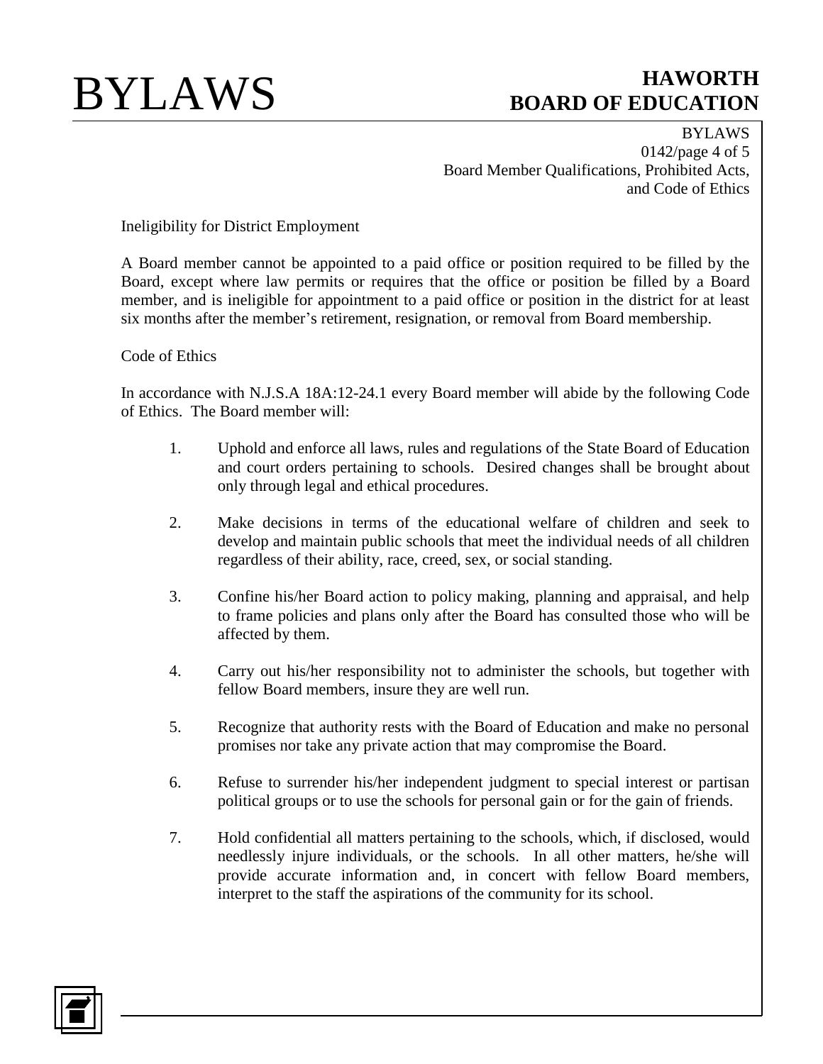Ineligibility for District Employment

A Board member cannot be appointed to a paid office or position required to be filled by the Board, except where law permits or requires that the office or position be filled by a Board member, and is ineligible for appointment to a paid office or position in the district for at least six months after the member's retirement, resignation, or removal from Board membership.

Code of Ethics

In accordance with N.J.S.A 18A:12-24.1 every Board member will abide by the following Code of Ethics. The Board member will:

1. Uphold and enforce all laws, rules and regulations of the State Board of Education and court orders pertaining to schools. Desired changes shall be brought about only through legal and ethical procedures.

2. Make decisions in terms of the educational welfare of children and seek to develop and maintain public schools that meet the individual needs of all children regardless of their ability, race, creed, sex, or social standing.

3. Confine his/her Board action to policy making, planning and appraisal, and help to frame policies and plans only after the Board has consulted those who will be affected by them.

4. Carry out his/her responsibility not to administer the schools, but together with fellow Board members, insure they are well run.

5. Recognize that authority rests with the Board of Education and make no personal promises nor take any private action that may compromise the Board.

6. Refuse to surrender his/her independent judgment to special interest or partisan political groups or to use the schools for personal gain or for the gain of friends.

7. Hold confidential all matters pertaining to the schools, which, if disclosed, would needlessly injure individuals, or the schools. In all other matters, he/she will provide accurate information and, in concert with fellow Board members, interpret to the staff the aspirations of the community for its school.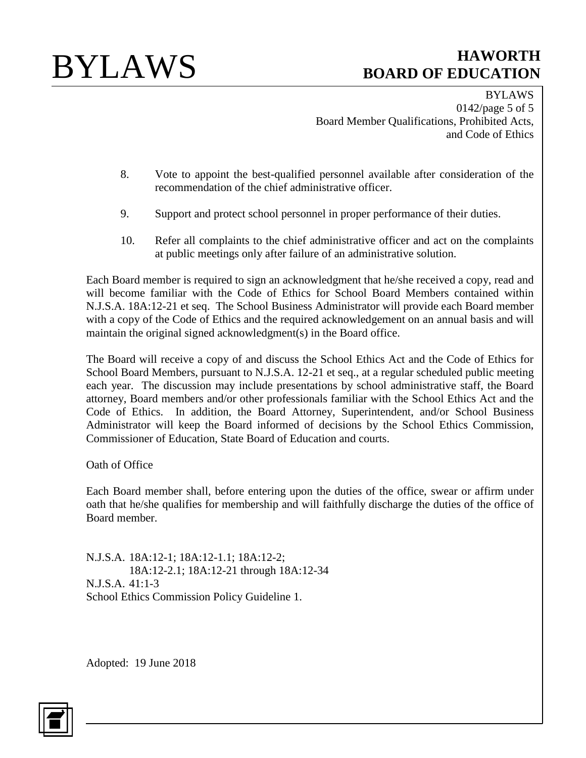8. Vote to appoint the best-qualified personnel available after consideration of the recommendation of the chief administrative officer.

9. Support and protect school personnel in proper performance of their duties.

10. Refer all complaints to the chief administrative officer and act on the complaints at public meetings only after failure of an administrative solution.

Each Board member is required to sign an acknowledgment that he/she received a copy, read and will become familiar with the Code of Ethics for School Board Members contained within N.J.S.A. 18A:12-21 et seq. The School Business Administrator will provide each Board member with a copy of the Code of Ethics and the required acknowledgement on an annual basis and will maintain the original signed acknowledgment(s) in the Board office.

The Board will receive a copy of and discuss the School Ethics Act and the Code of Ethics for School Board Members, pursuant to N.J.S.A. 12-21 et seq., at a regular scheduled public meeting each year. The discussion may include presentations by school administrative staff, the Board attorney, Board members and/or other professionals familiar with the School Ethics Act and the Code of Ethics. In addition, the Board Attorney, Superintendent, and/or School Business Administrator will keep the Board informed of decisions by the School Ethics Commission, Commissioner of Education, State Board of Education and courts.

Oath of Office

Each Board member shall, before entering upon the duties of the office, swear or affirm under oath that he/she qualifies for membership and will faithfully discharge the duties of the office of Board member.

N.J.S.A. 18A:12-1; 18A:12-1.1; 18A:12-2;
18A:12-2.1; 18A:12-21 through 18A:12-34
N.J.S.A. 41:1-3
School Ethics Commission Policy Guideline 1.

Adopted: 19 June 2018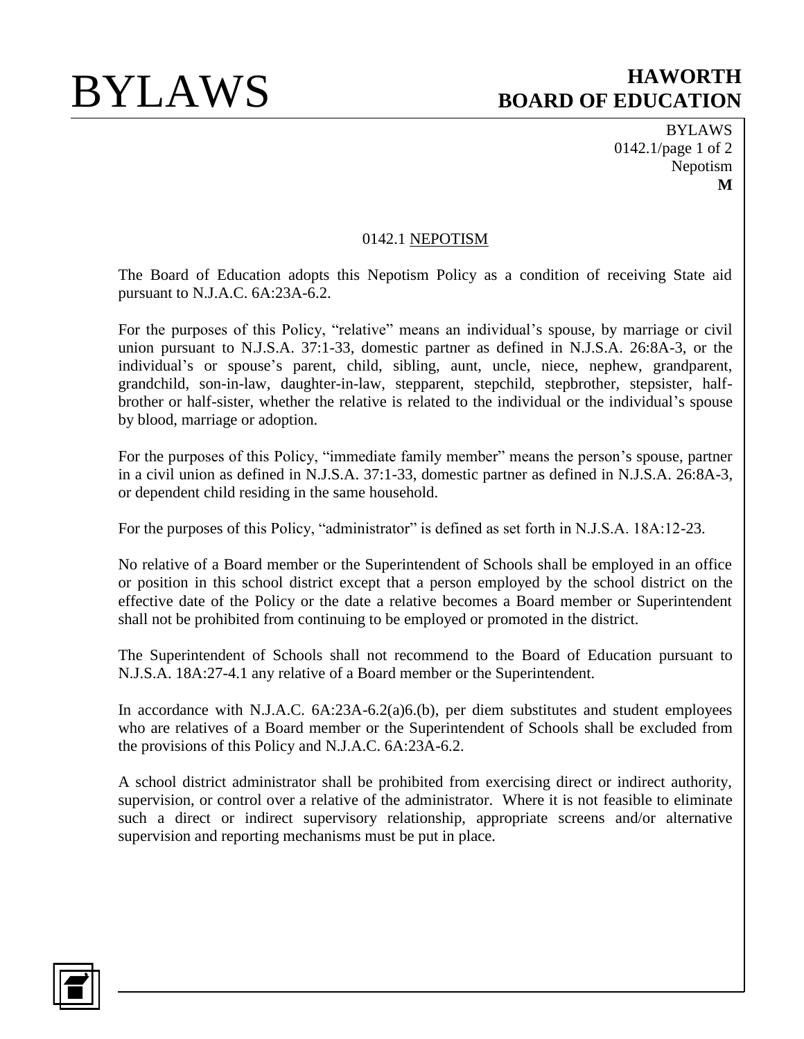# 0142.1 NEPOTISM

The Board of Education adopts this Nepotism Policy as a condition of receiving State aid pursuant to N.J.A.C. 6A:23A-6.2.

For the purposes of this Policy, "relative" means an individual's spouse, by marriage or civil union pursuant to N.J.S.A. 37:1-33, domestic partner as defined in N.J.S.A. 26:8A-3, or the individual's or spouse's parent, child, sibling, aunt, uncle, niece, nephew, grandparent, grandchild, son-in-law, daughter-in-law, stepparent, stepchild, stepbrother, stepsister, half-brother or half-sister, whether the relative is related to the individual or the individual's spouse by blood, marriage or adoption.

For the purposes of this Policy, "immediate family member" means the person's spouse, partner in a civil union as defined in N.J.S.A. 37:1-33, domestic partner as defined in N.J.S.A. 26:8A-3, or dependent child residing in the same household.

For the purposes of this Policy, "administrator" is defined as set forth in N.J.S.A. 18A:12-23.

No relative of a Board member or the Superintendent of Schools shall be employed in an office or position in this school district except that a person employed by the school district on the effective date of the Policy or the date a relative becomes a Board member or Superintendent shall not be prohibited from continuing to be employed or promoted in the district.

The Superintendent of Schools shall not recommend to the Board of Education pursuant to N.J.S.A. 18A:27-4.1 any relative of a Board member or the Superintendent.

In accordance with N.J.A.C. 6A:23A-6.2(a)6.(b), per diem substitutes and student employees who are relatives of a Board member or the Superintendent of Schools shall be excluded from the provisions of this Policy and N.J.A.C. 6A:23A-6.2.

A school district administrator shall be prohibited from exercising direct or indirect authority, supervision, or control over a relative of the administrator. Where it is not feasible to eliminate such a direct or indirect supervisory relationship, appropriate screens and/or alternative supervision and reporting mechanisms must be put in place.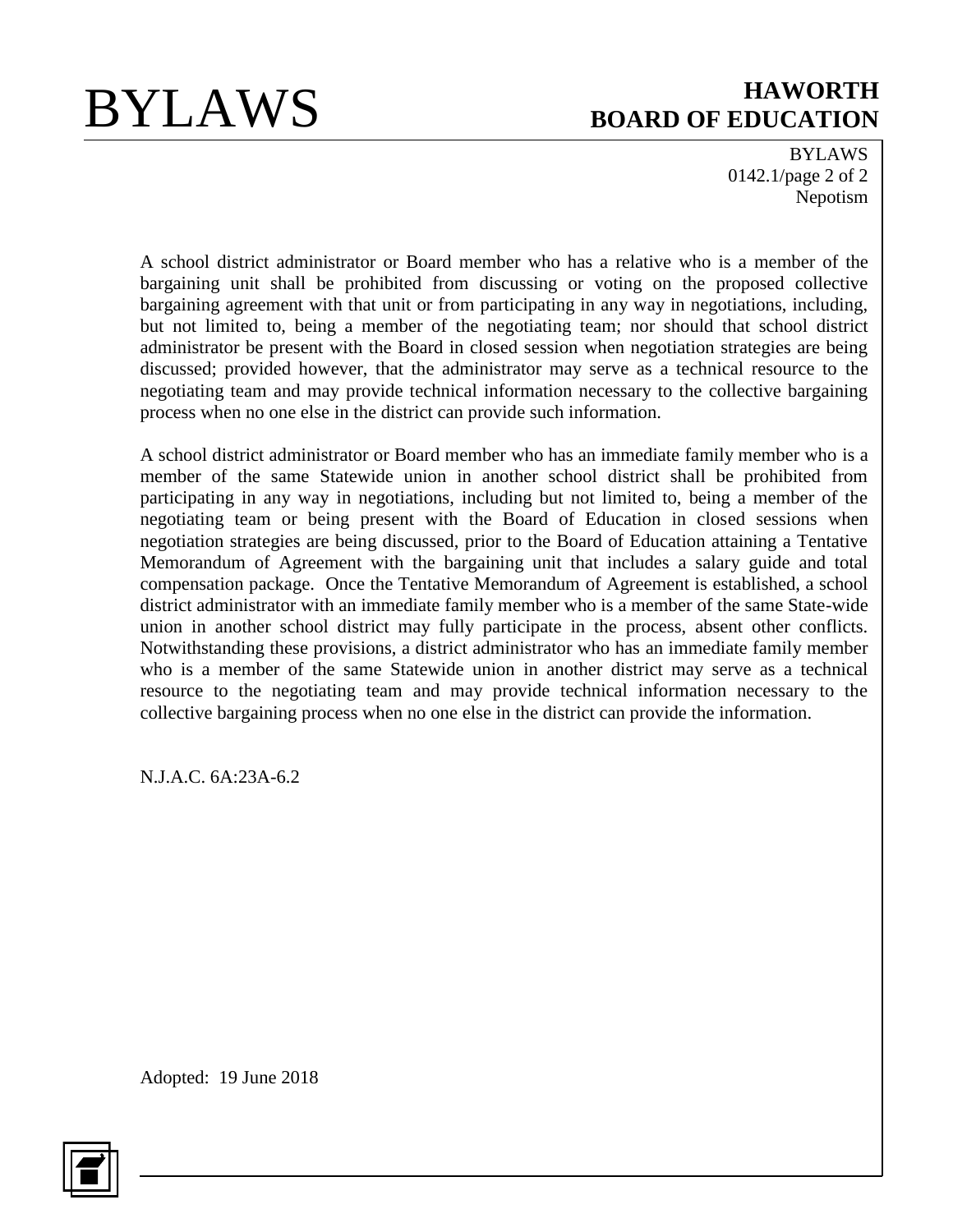A school district administrator or Board member who has a relative who is a member of the bargaining unit shall be prohibited from discussing or voting on the proposed collective bargaining agreement with that unit or from participating in any way in negotiations, including, but not limited to, being a member of the negotiating team; nor should that school district administrator be present with the Board in closed session when negotiation strategies are being discussed; provided however, that the administrator may serve as a technical resource to the negotiating team and may provide technical information necessary to the collective bargaining process when no one else in the district can provide such information.

A school district administrator or Board member who has an immediate family member who is a member of the same Statewide union in another school district shall be prohibited from participating in any way in negotiations, including but not limited to, being a member of the negotiating team or being present with the Board of Education in closed sessions when negotiation strategies are being discussed, prior to the Board of Education attaining a Tentative Memorandum of Agreement with the bargaining unit that includes a salary guide and total compensation package. Once the Tentative Memorandum of Agreement is established, a school district administrator with an immediate family member who is a member of the same State-wide union in another school district may fully participate in the process, absent other conflicts. Notwithstanding these provisions, a district administrator who has an immediate family member who is a member of the same Statewide union in another district may serve as a technical resource to the negotiating team and may provide technical information necessary to the collective bargaining process when no one else in the district can provide the information.

N.J.A.C. 6A:23A-6.2

Adopted: 19 June 2018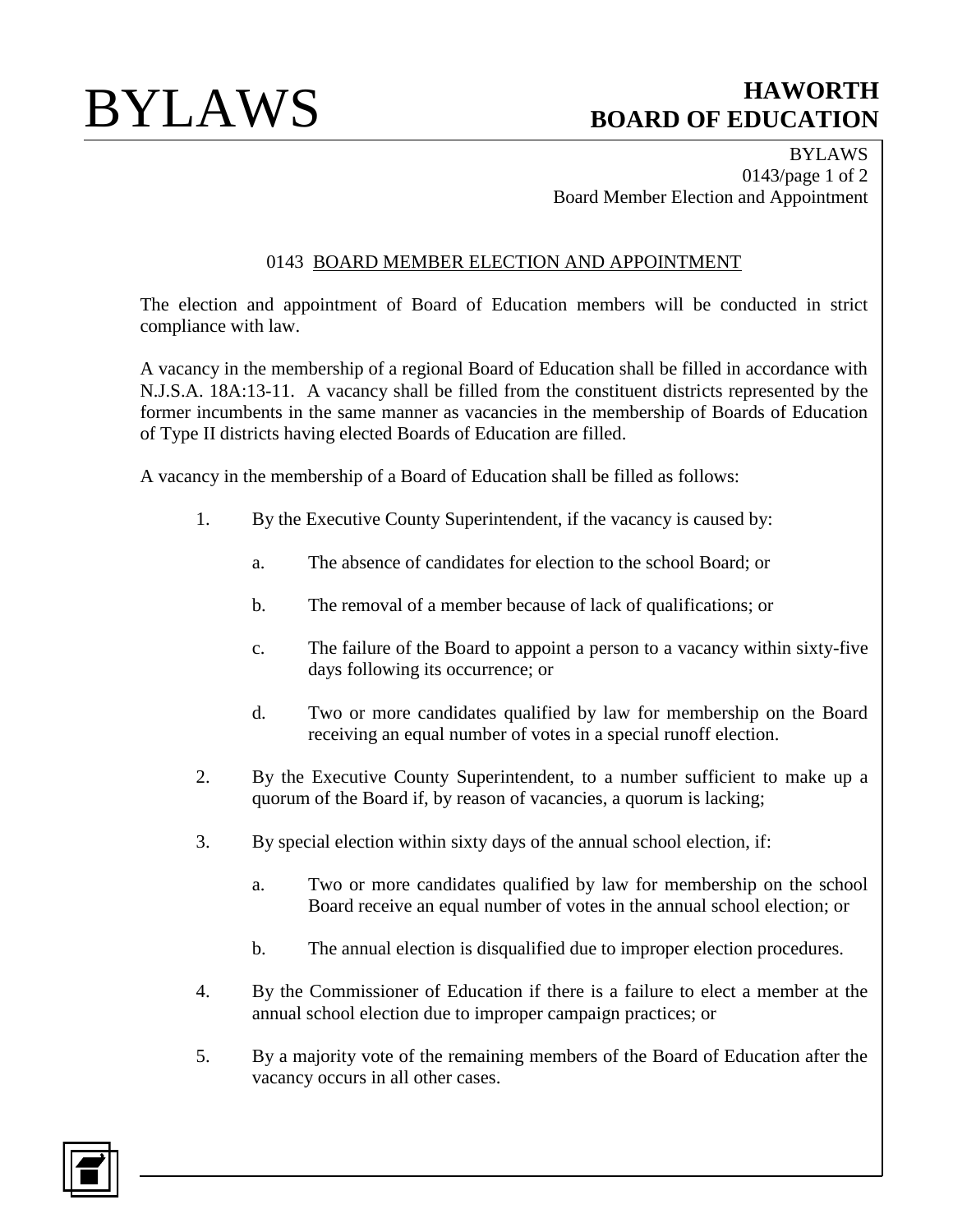# 0143 BOARD MEMBER ELECTION AND APPOINTMENT

The election and appointment of Board of Education members will be conducted in strict compliance with law.

A vacancy in the membership of a regional Board of Education shall be filled in accordance with N.J.S.A. 18A:13-11. A vacancy shall be filled from the constituent districts represented by the former incumbents in the same manner as vacancies in the membership of Boards of Education of Type II districts having elected Boards of Education are filled.

A vacancy in the membership of a Board of Education shall be filled as follows:

1. By the Executive County Superintendent, if the vacancy is caused by:

   a. The absence of candidates for election to the school Board; or

   b. The removal of a member because of lack of qualifications; or

   c. The failure of the Board to appoint a person to a vacancy within sixty-five days following its occurrence; or

   d. Two or more candidates qualified by law for membership on the Board receiving an equal number of votes in a special runoff election.

2. By the Executive County Superintendent, to a number sufficient to make up a quorum of the Board if, by reason of vacancies, a quorum is lacking;

3. By special election within sixty days of the annual school election, if:

   a. Two or more candidates qualified by law for membership on the school Board receive an equal number of votes in the annual school election; or

   b. The annual election is disqualified due to improper election procedures.

4. By the Commissioner of Education if there is a failure to elect a member at the annual school election due to improper campaign practices; or

5. By a majority vote of the remaining members of the Board of Education after the vacancy occurs in all other cases.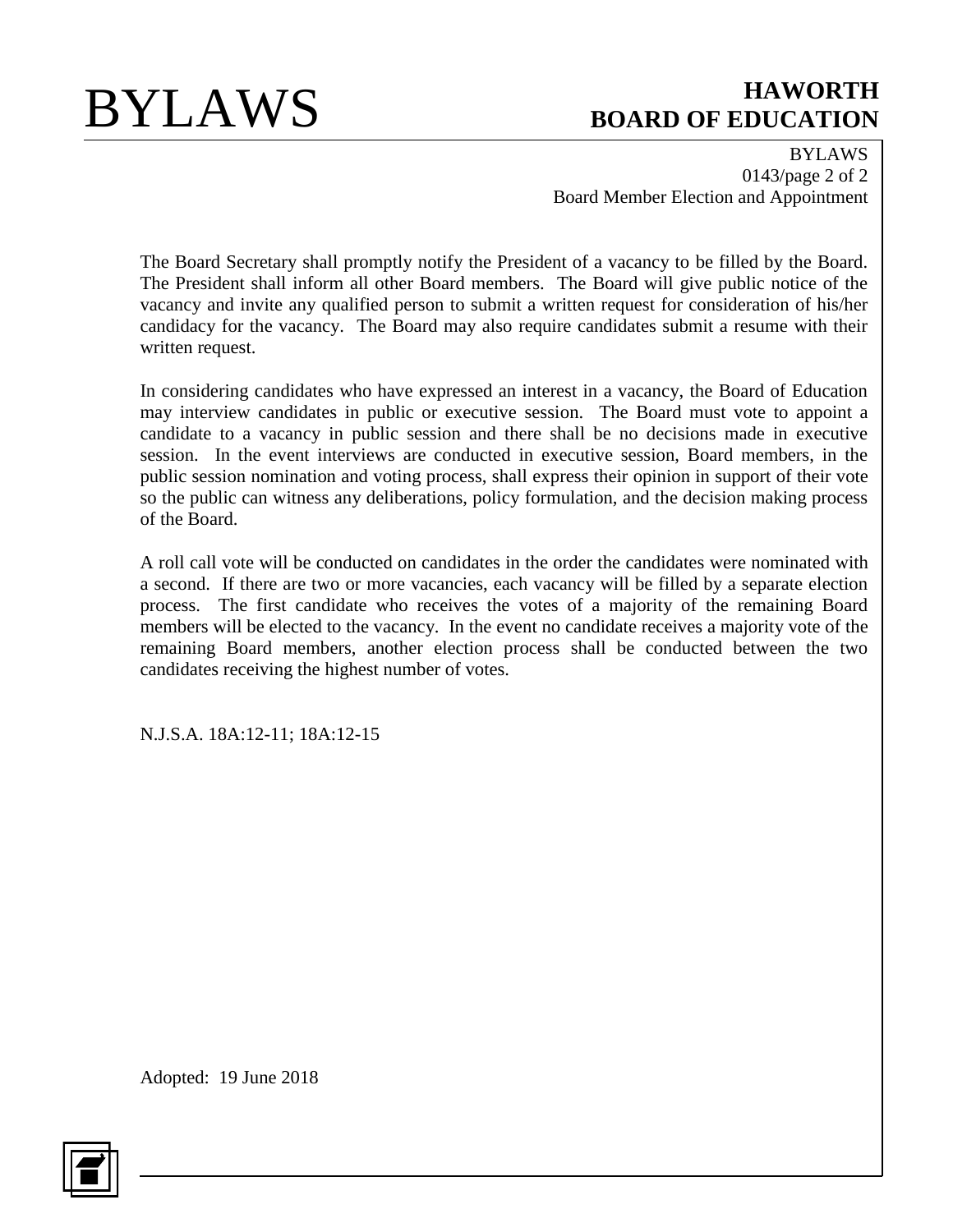The Board Secretary shall promptly notify the President of a vacancy to be filled by the Board. The President shall inform all other Board members. The Board will give public notice of the vacancy and invite any qualified person to submit a written request for consideration of his/her candidacy for the vacancy. The Board may also require candidates submit a resume with their written request.

In considering candidates who have expressed an interest in a vacancy, the Board of Education may interview candidates in public or executive session. The Board must vote to appoint a candidate to a vacancy in public session and there shall be no decisions made in executive session. In the event interviews are conducted in executive session, Board members, in the public session nomination and voting process, shall express their opinion in support of their vote so the public can witness any deliberations, policy formulation, and the decision making process of the Board.

A roll call vote will be conducted on candidates in the order the candidates were nominated with a second. If there are two or more vacancies, each vacancy will be filled by a separate election process. The first candidate who receives the votes of a majority of the remaining Board members will be elected to the vacancy. In the event no candidate receives a majority vote of the remaining Board members, another election process shall be conducted between the two candidates receiving the highest number of votes.

N.J.S.A. 18A:12-11; 18A:12-15

Adopted: 19 June 2018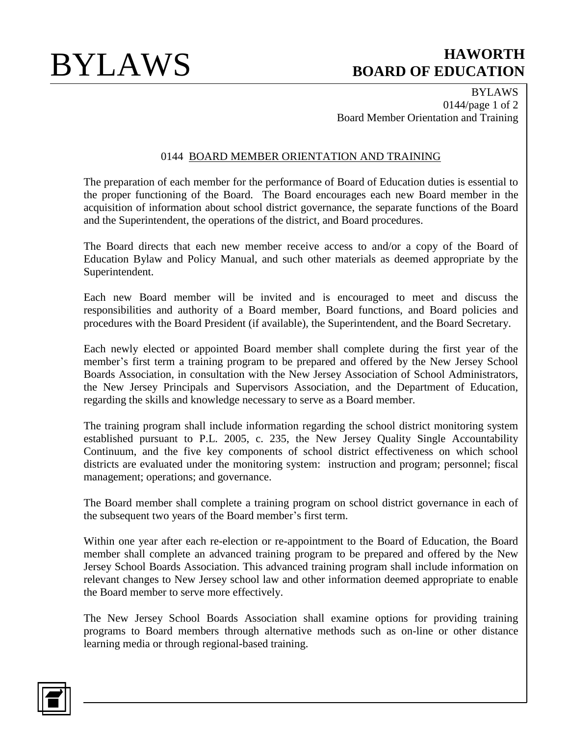## 0144 BOARD MEMBER ORIENTATION AND TRAINING

The preparation of each member for the performance of Board of Education duties is essential to the proper functioning of the Board. The Board encourages each new Board member in the acquisition of information about school district governance, the separate functions of the Board and the Superintendent, the operations of the district, and Board procedures.

The Board directs that each new member receive access to and/or a copy of the Board of Education Bylaw and Policy Manual, and such other materials as deemed appropriate by the Superintendent.

Each new Board member will be invited and is encouraged to meet and discuss the responsibilities and authority of a Board member, Board functions, and Board policies and procedures with the Board President (if available), the Superintendent, and the Board Secretary.

Each newly elected or appointed Board member shall complete during the first year of the member's first term a training program to be prepared and offered by the New Jersey School Boards Association, in consultation with the New Jersey Association of School Administrators, the New Jersey Principals and Supervisors Association, and the Department of Education, regarding the skills and knowledge necessary to serve as a Board member.

The training program shall include information regarding the school district monitoring system established pursuant to P.L. 2005, c. 235, the New Jersey Quality Single Accountability Continuum, and the five key components of school district effectiveness on which school districts are evaluated under the monitoring system: instruction and program; personnel; fiscal management; operations; and governance.

The Board member shall complete a training program on school district governance in each of the subsequent two years of the Board member's first term.

Within one year after each re-election or re-appointment to the Board of Education, the Board member shall complete an advanced training program to be prepared and offered by the New Jersey School Boards Association. This advanced training program shall include information on relevant changes to New Jersey school law and other information deemed appropriate to enable the Board member to serve more effectively.

The New Jersey School Boards Association shall examine options for providing training programs to Board members through alternative methods such as on-line or other distance learning media or through regional-based training.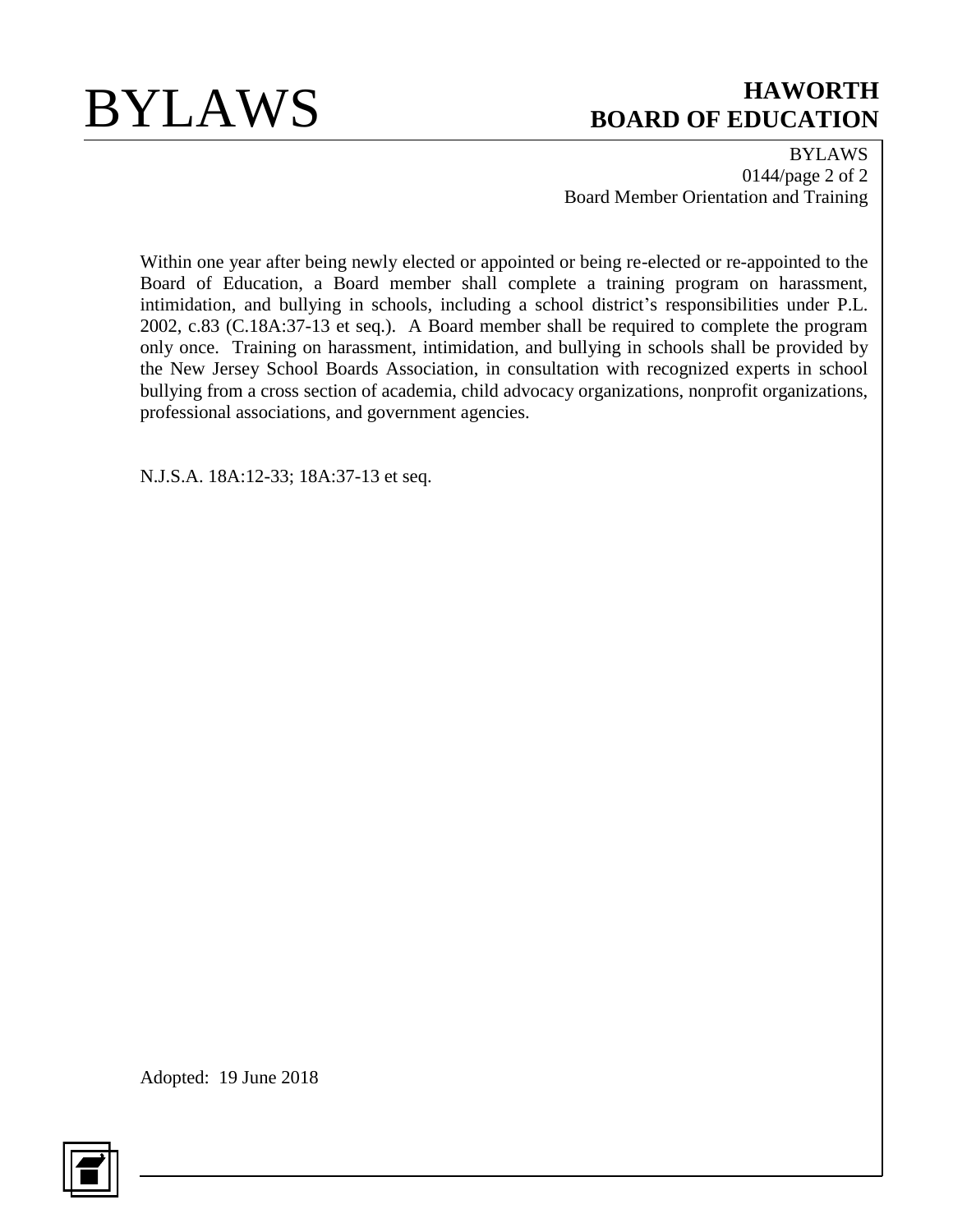Within one year after being newly elected or appointed or being re-elected or re-appointed to the Board of Education, a Board member shall complete a training program on harassment, intimidation, and bullying in schools, including a school district's responsibilities under P.L. 2002, c.83 (C.18A:37-13 et seq.). A Board member shall be required to complete the program only once. Training on harassment, intimidation, and bullying in schools shall be provided by the New Jersey School Boards Association, in consultation with recognized experts in school bullying from a cross section of academia, child advocacy organizations, nonprofit organizations, professional associations, and government agencies.

N.J.S.A. 18A:12-33; 18A:37-13 et seq.

Adopted: 19 June 2018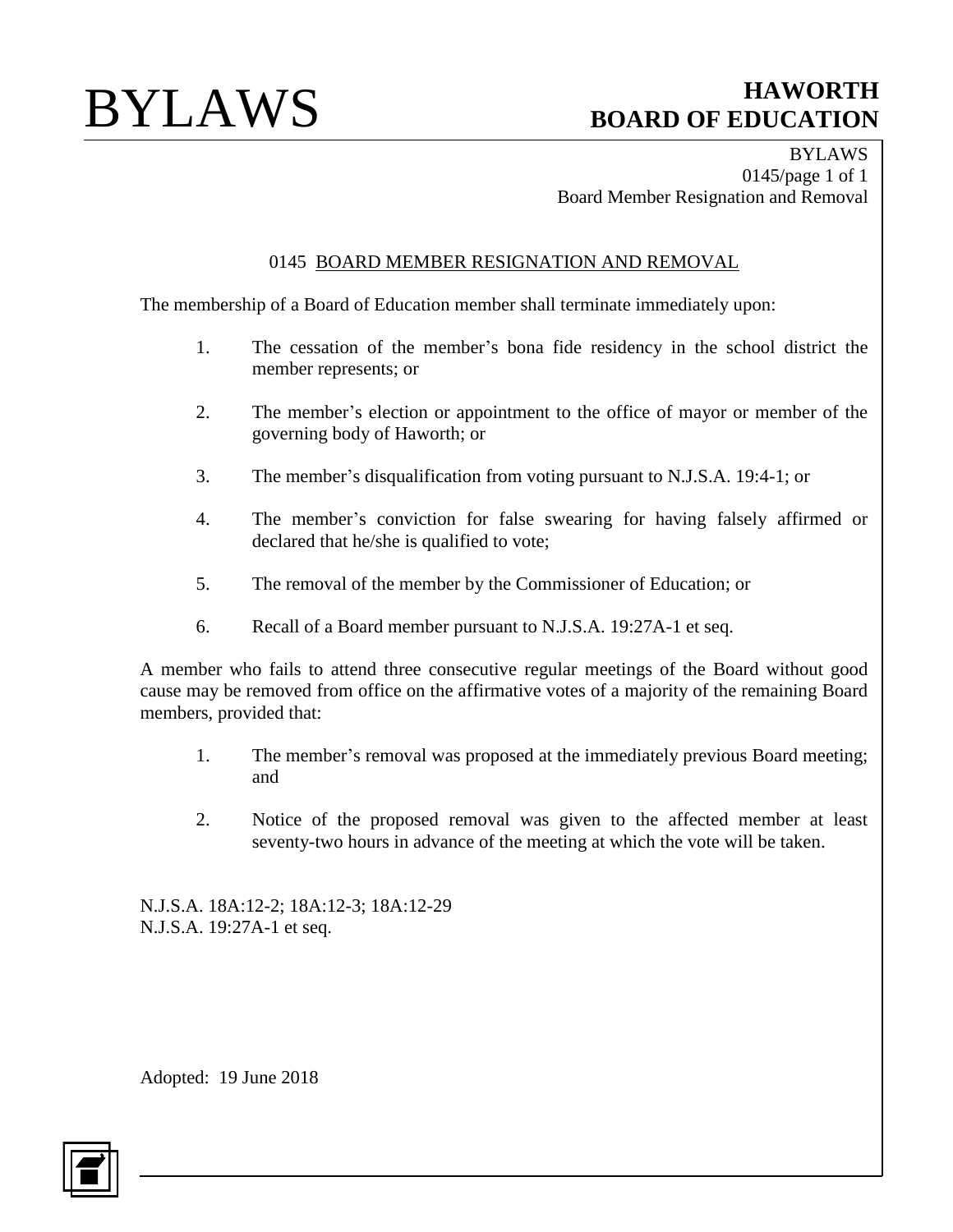## 0145 BOARD MEMBER RESIGNATION AND REMOVAL

The membership of a Board of Education member shall terminate immediately upon:

1. The cessation of the member's bona fide residency in the school district the member represents; or
2. The member's election or appointment to the office of mayor or member of the governing body of Haworth; or
3. The member's disqualification from voting pursuant to N.J.S.A. 19:4-1; or
4. The member's conviction for false swearing for having falsely affirmed or declared that he/she is qualified to vote;
5. The removal of the member by the Commissioner of Education; or
6. Recall of a Board member pursuant to N.J.S.A. 19:27A-1 et seq.

A member who fails to attend three consecutive regular meetings of the Board without good cause may be removed from office on the affirmative votes of a majority of the remaining Board members, provided that:

1. The member's removal was proposed at the immediately previous Board meeting; and
2. Notice of the proposed removal was given to the affected member at least seventy-two hours in advance of the meeting at which the vote will be taken.

N.J.S.A. 18A:12-2; 18A:12-3; 18A:12-29
N.J.S.A. 19:27A-1 et seq.

Adopted: 19 June 2018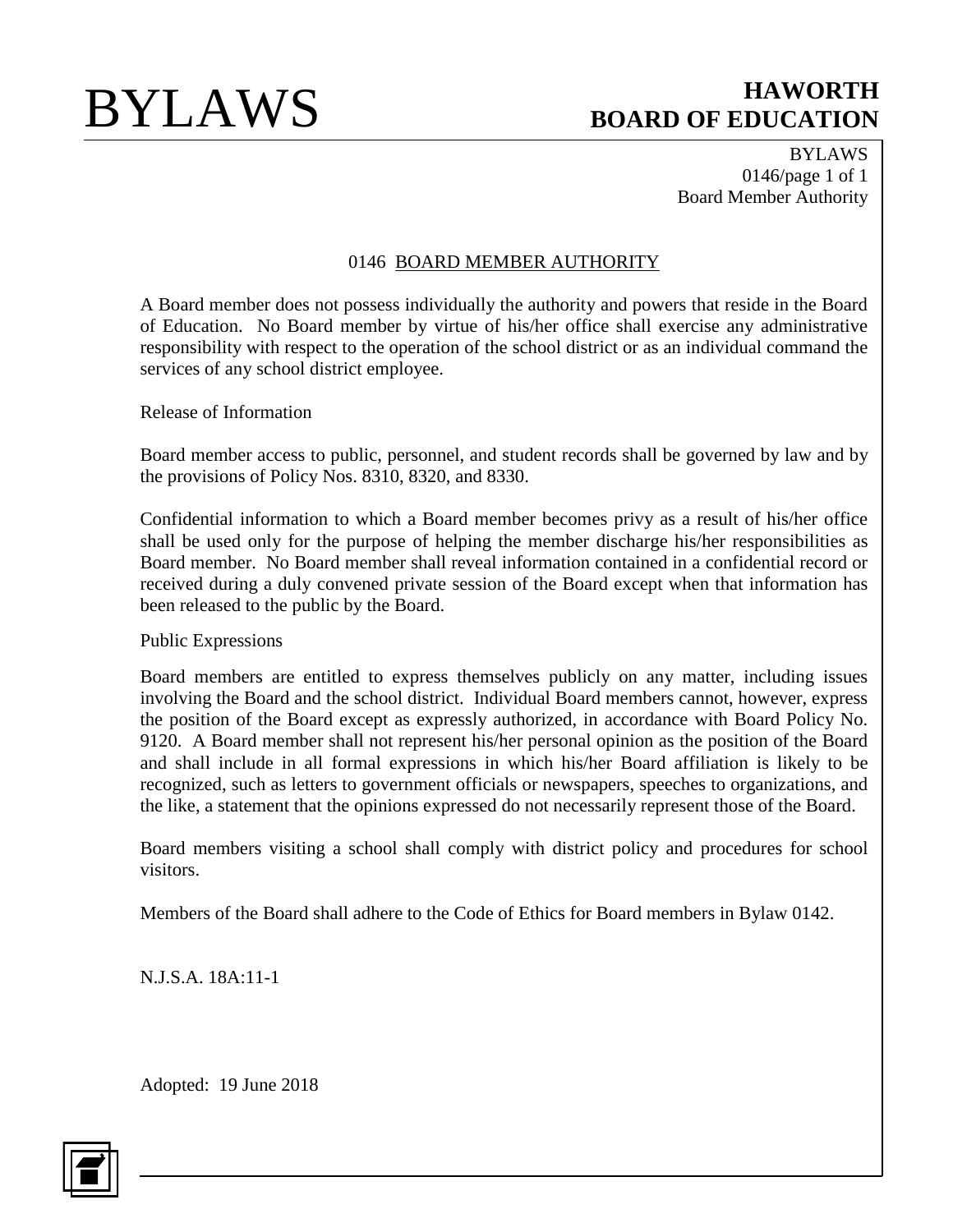# 0146 BOARD MEMBER AUTHORITY

A Board member does not possess individually the authority and powers that reside in the Board of Education. No Board member by virtue of his/her office shall exercise any administrative responsibility with respect to the operation of the school district or as an individual command the services of any school district employee.

Release of Information

Board member access to public, personnel, and student records shall be governed by law and by the provisions of Policy Nos. 8310, 8320, and 8330.

Confidential information to which a Board member becomes privy as a result of his/her office shall be used only for the purpose of helping the member discharge his/her responsibilities as Board member. No Board member shall reveal information contained in a confidential record or received during a duly convened private session of the Board except when that information has been released to the public by the Board.

Public Expressions

Board members are entitled to express themselves publicly on any matter, including issues involving the Board and the school district. Individual Board members cannot, however, express the position of the Board except as expressly authorized, in accordance with Board Policy No. 9120. A Board member shall not represent his/her personal opinion as the position of the Board and shall include in all formal expressions in which his/her Board affiliation is likely to be recognized, such as letters to government officials or newspapers, speeches to organizations, and the like, a statement that the opinions expressed do not necessarily represent those of the Board.

Board members visiting a school shall comply with district policy and procedures for school visitors.

Members of the Board shall adhere to the Code of Ethics for Board members in Bylaw 0142.

N.J.S.A. 18A:11-1

Adopted: 19 June 2018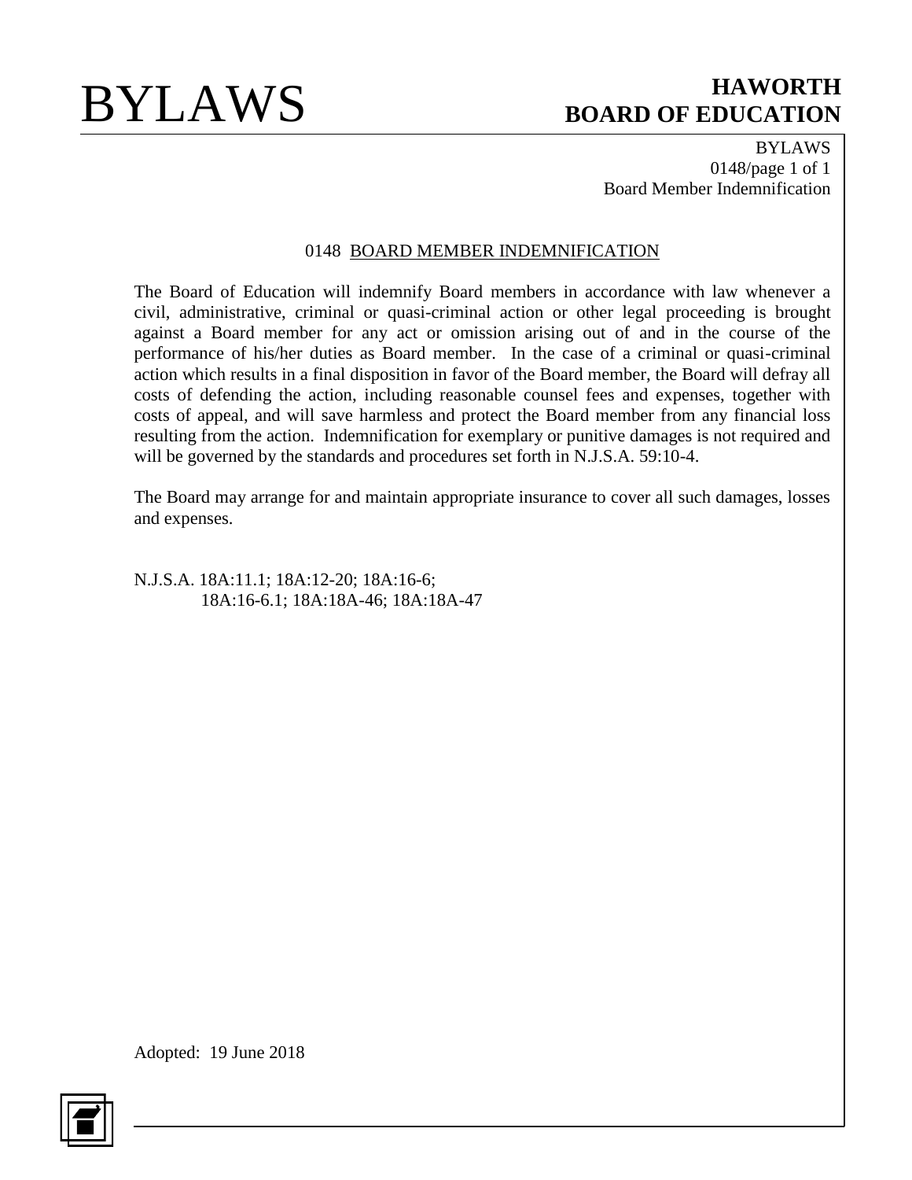## 0148 BOARD MEMBER INDEMNIFICATION

The Board of Education will indemnify Board members in accordance with law whenever a civil, administrative, criminal or quasi-criminal action or other legal proceeding is brought against a Board member for any act or omission arising out of and in the course of the performance of his/her duties as Board member. In the case of a criminal or quasi-criminal action which results in a final disposition in favor of the Board member, the Board will defray all costs of defending the action, including reasonable counsel fees and expenses, together with costs of appeal, and will save harmless and protect the Board member from any financial loss resulting from the action. Indemnification for exemplary or punitive damages is not required and will be governed by the standards and procedures set forth in N.J.S.A. 59:10-4.

The Board may arrange for and maintain appropriate insurance to cover all such damages, losses and expenses.

N.J.S.A. 18A:11.1; 18A:12-20; 18A:16-6;
18A:16-6.1; 18A:18A-46; 18A:18A-47

Adopted: 19 June 2018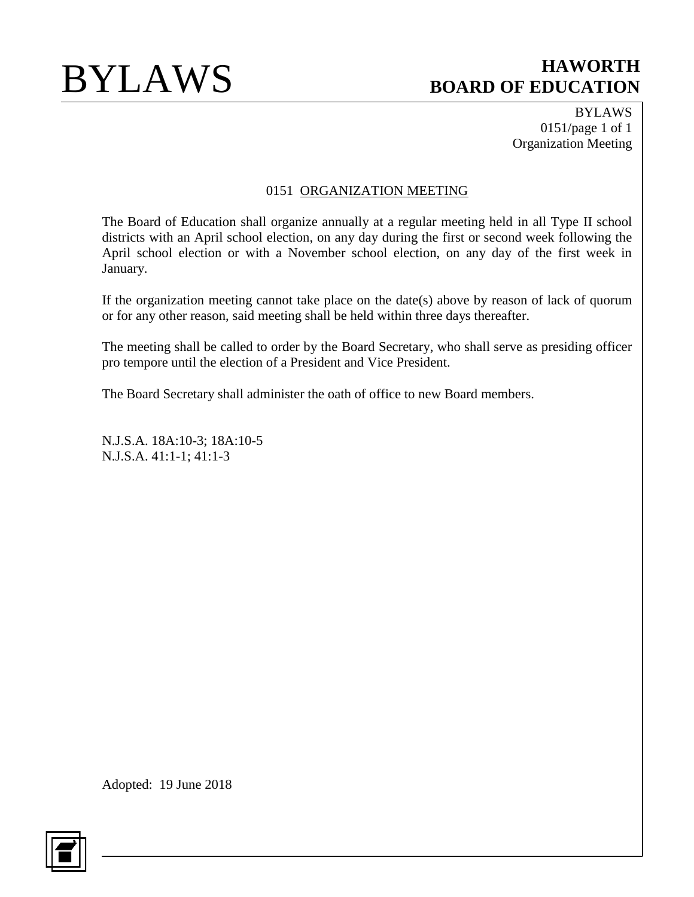# 0151 ORGANIZATION MEETING

The Board of Education shall organize annually at a regular meeting held in all Type II school districts with an April school election, on any day during the first or second week following the April school election or with a November school election, on any day of the first week in January.

If the organization meeting cannot take place on the date(s) above by reason of lack of quorum or for any other reason, said meeting shall be held within three days thereafter.

The meeting shall be called to order by the Board Secretary, who shall serve as presiding officer pro tempore until the election of a President and Vice President.

The Board Secretary shall administer the oath of office to new Board members.

N.J.S.A. 18A:10-3; 18A:10-5
N.J.S.A. 41:1-1; 41:1-3

Adopted: 19 June 2018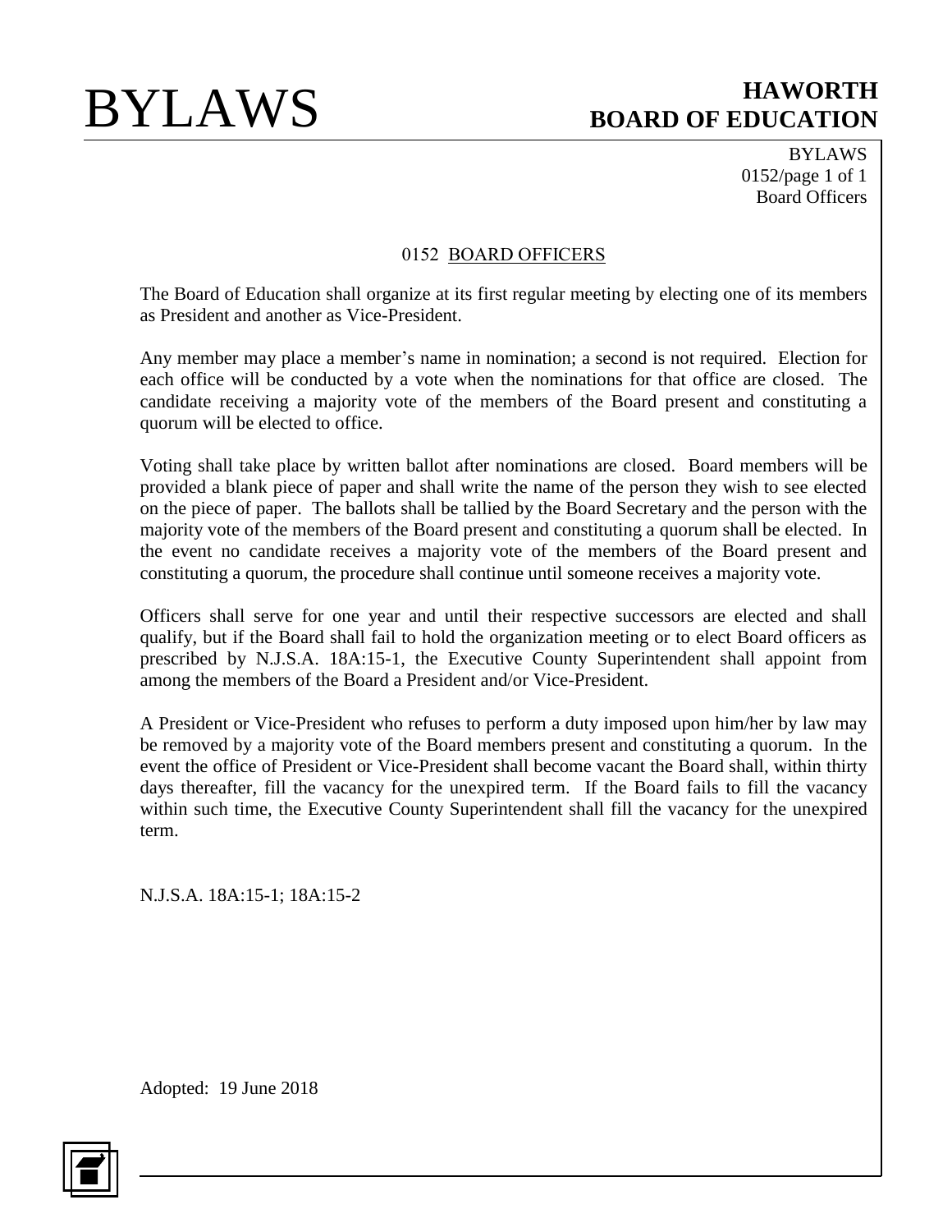# 0152 BOARD OFFICERS

The Board of Education shall organize at its first regular meeting by electing one of its members as President and another as Vice-President.

Any member may place a member's name in nomination; a second is not required. Election for each office will be conducted by a vote when the nominations for that office are closed. The candidate receiving a majority vote of the members of the Board present and constituting a quorum will be elected to office.

Voting shall take place by written ballot after nominations are closed. Board members will be provided a blank piece of paper and shall write the name of the person they wish to see elected on the piece of paper. The ballots shall be tallied by the Board Secretary and the person with the majority vote of the members of the Board present and constituting a quorum shall be elected. In the event no candidate receives a majority vote of the members of the Board present and constituting a quorum, the procedure shall continue until someone receives a majority vote.

Officers shall serve for one year and until their respective successors are elected and shall qualify, but if the Board shall fail to hold the organization meeting or to elect Board officers as prescribed by N.J.S.A. 18A:15-1, the Executive County Superintendent shall appoint from among the members of the Board a President and/or Vice-President.

A President or Vice-President who refuses to perform a duty imposed upon him/her by law may be removed by a majority vote of the Board members present and constituting a quorum. In the event the office of President or Vice-President shall become vacant the Board shall, within thirty days thereafter, fill the vacancy for the unexpired term. If the Board fails to fill the vacancy within such time, the Executive County Superintendent shall fill the vacancy for the unexpired term.

N.J.S.A. 18A:15-1; 18A:15-2

Adopted: 19 June 2018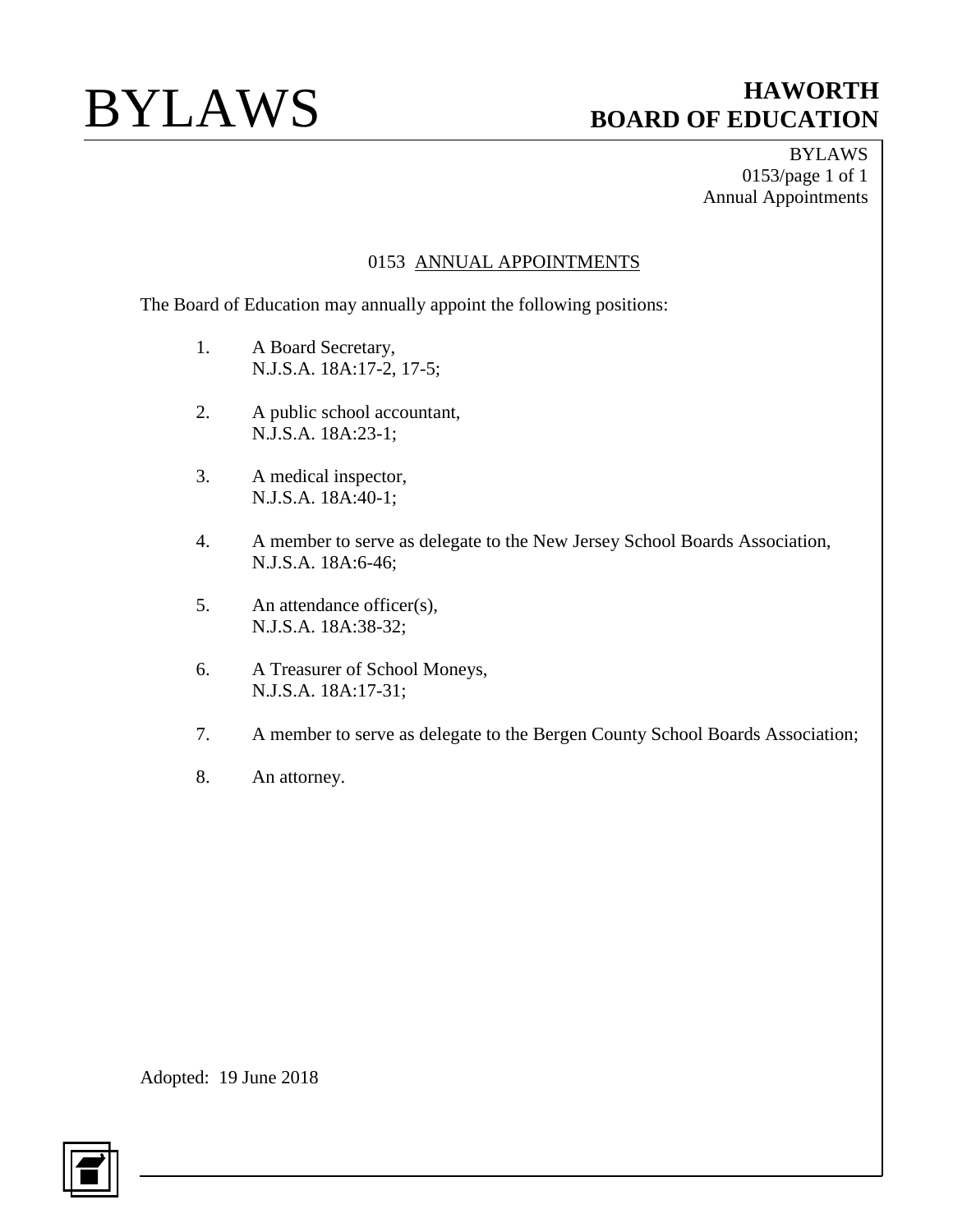# 0153 ANNUAL APPOINTMENTS

The Board of Education may annually appoint the following positions:

1. A Board Secretary,
   N.J.S.A. 18A:17-2, 17-5;

2. A public school accountant,
   N.J.S.A. 18A:23-1;

3. A medical inspector,
   N.J.S.A. 18A:40-1;

4. A member to serve as delegate to the New Jersey School Boards Association,
   N.J.S.A. 18A:6-46;

5. An attendance officer(s),
   N.J.S.A. 18A:38-32;

6. A Treasurer of School Moneys,
   N.J.S.A. 18A:17-31;

7. A member to serve as delegate to the Bergen County School Boards Association;

8. An attorney.

Adopted: 19 June 2018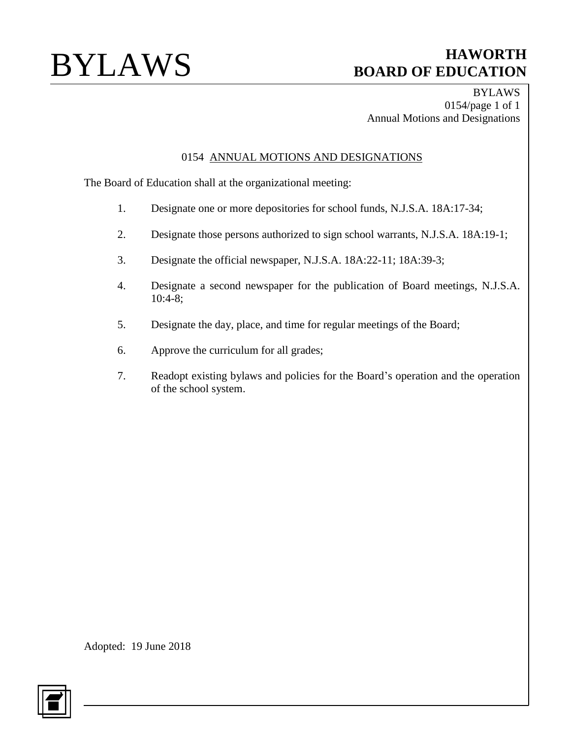# 0154 ANNUAL MOTIONS AND DESIGNATIONS

The Board of Education shall at the organizational meeting:

1. Designate one or more depositories for school funds, N.J.S.A. 18A:17-34;
2. Designate those persons authorized to sign school warrants, N.J.S.A. 18A:19-1;
3. Designate the official newspaper, N.J.S.A. 18A:22-11; 18A:39-3;
4. Designate a second newspaper for the publication of Board meetings, N.J.S.A. 10:4-8;
5. Designate the day, place, and time for regular meetings of the Board;
6. Approve the curriculum for all grades;
7. Readopt existing bylaws and policies for the Board's operation and the operation of the school system.

Adopted: 19 June 2018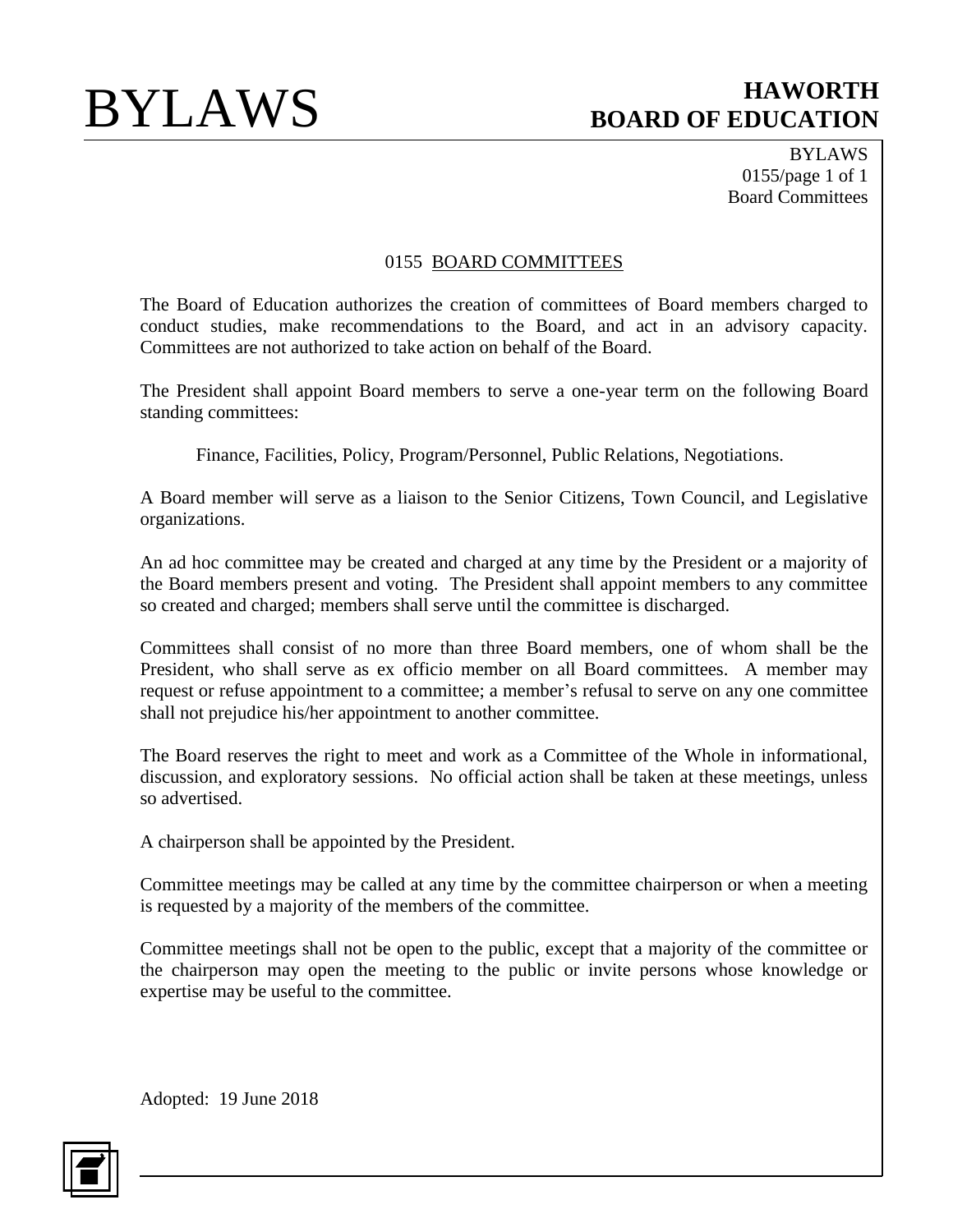# 0155 BOARD COMMITTEES

The Board of Education authorizes the creation of committees of Board members charged to conduct studies, make recommendations to the Board, and act in an advisory capacity. Committees are not authorized to take action on behalf of the Board.

The President shall appoint Board members to serve a one-year term on the following Board standing committees:

Finance, Facilities, Policy, Program/Personnel, Public Relations, Negotiations.

A Board member will serve as a liaison to the Senior Citizens, Town Council, and Legislative organizations.

An ad hoc committee may be created and charged at any time by the President or a majority of the Board members present and voting. The President shall appoint members to any committee so created and charged; members shall serve until the committee is discharged.

Committees shall consist of no more than three Board members, one of whom shall be the President, who shall serve as ex officio member on all Board committees. A member may request or refuse appointment to a committee; a member's refusal to serve on any one committee shall not prejudice his/her appointment to another committee.

The Board reserves the right to meet and work as a Committee of the Whole in informational, discussion, and exploratory sessions. No official action shall be taken at these meetings, unless so advertised.

A chairperson shall be appointed by the President.

Committee meetings may be called at any time by the committee chairperson or when a meeting is requested by a majority of the members of the committee.

Committee meetings shall not be open to the public, except that a majority of the committee or the chairperson may open the meeting to the public or invite persons whose knowledge or expertise may be useful to the committee.

Adopted: 19 June 2018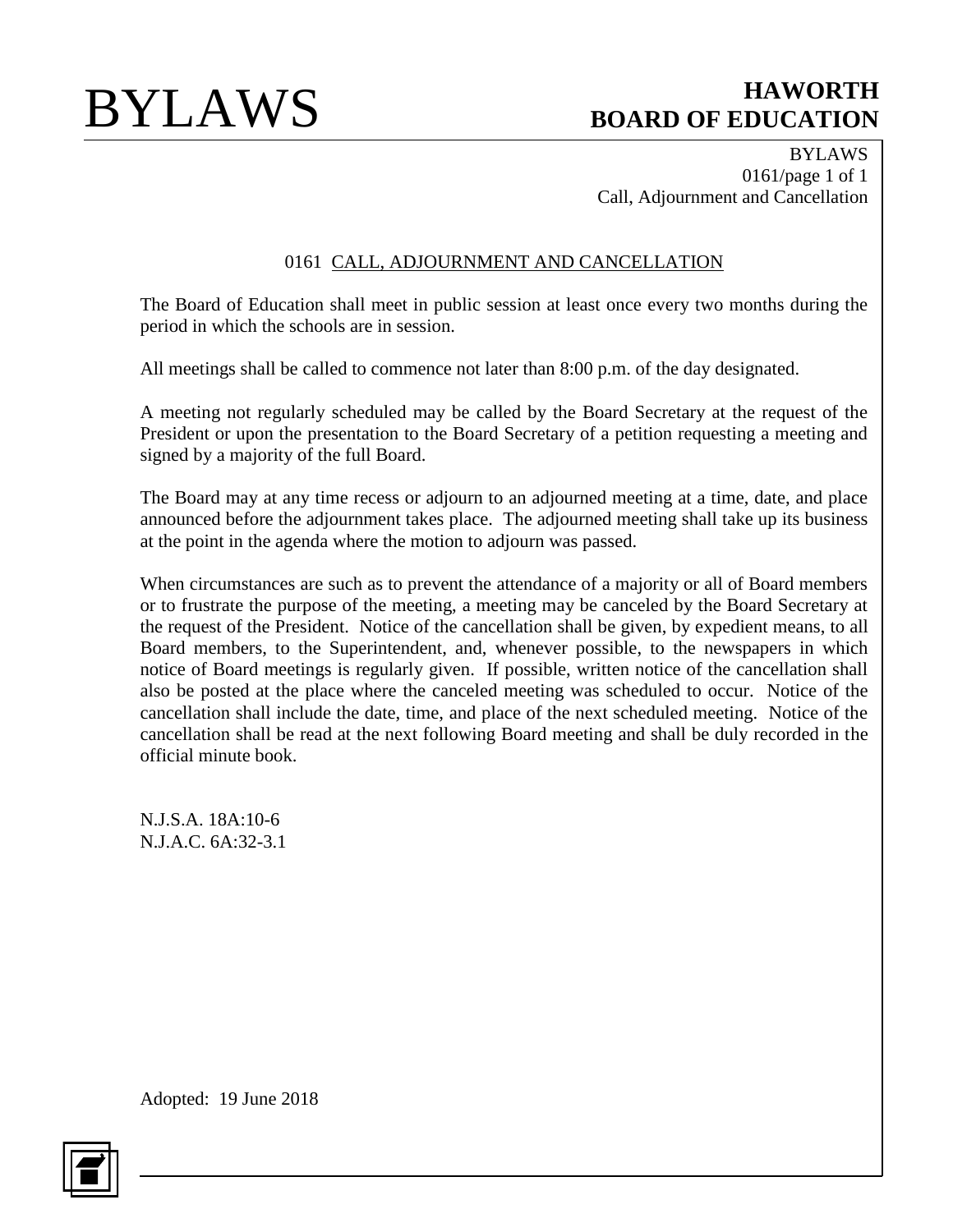# 0161 CALL, ADJOURNMENT AND CANCELLATION

The Board of Education shall meet in public session at least once every two months during the period in which the schools are in session.

All meetings shall be called to commence not later than 8:00 p.m. of the day designated.

A meeting not regularly scheduled may be called by the Board Secretary at the request of the President or upon the presentation to the Board Secretary of a petition requesting a meeting and signed by a majority of the full Board.

The Board may at any time recess or adjourn to an adjourned meeting at a time, date, and place announced before the adjournment takes place. The adjourned meeting shall take up its business at the point in the agenda where the motion to adjourn was passed.

When circumstances are such as to prevent the attendance of a majority or all of Board members or to frustrate the purpose of the meeting, a meeting may be canceled by the Board Secretary at the request of the President. Notice of the cancellation shall be given, by expedient means, to all Board members, to the Superintendent, and, whenever possible, to the newspapers in which notice of Board meetings is regularly given. If possible, written notice of the cancellation shall also be posted at the place where the canceled meeting was scheduled to occur. Notice of the cancellation shall include the date, time, and place of the next scheduled meeting. Notice of the cancellation shall be read at the next following Board meeting and shall be duly recorded in the official minute book.

N.J.S.A. 18A:10-6
N.J.A.C. 6A:32-3.1

Adopted: 19 June 2018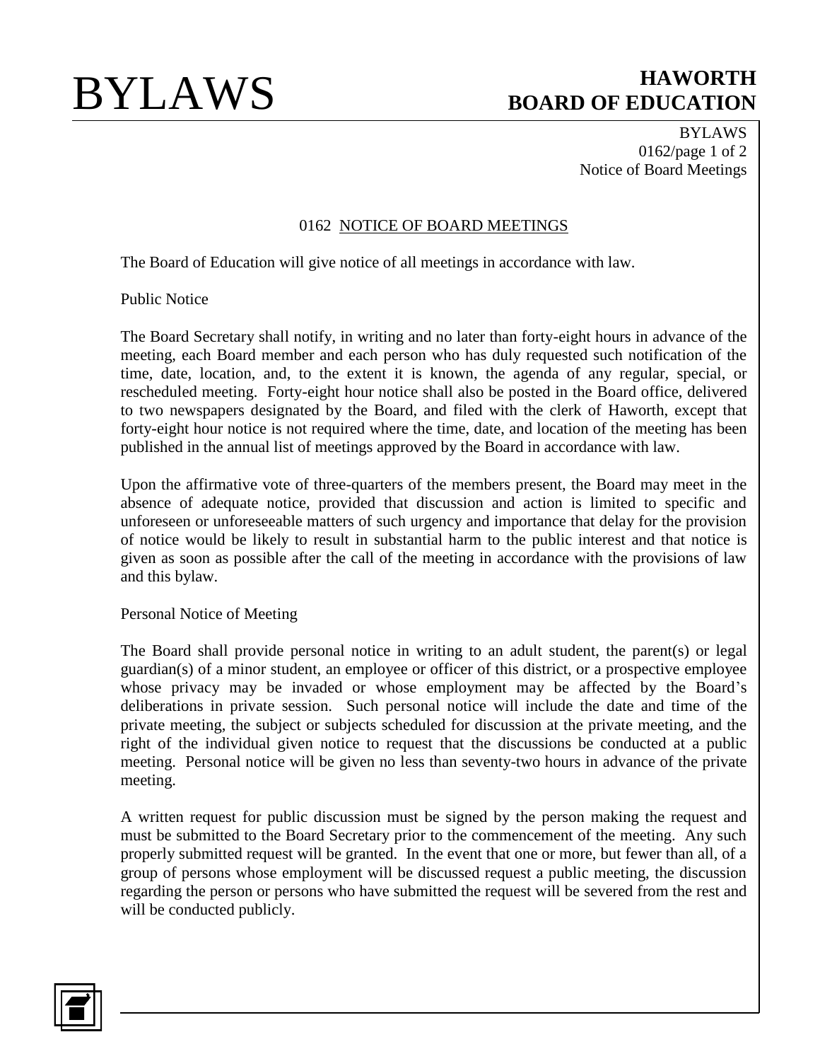# 0162 NOTICE OF BOARD MEETINGS

The Board of Education will give notice of all meetings in accordance with law.

Public Notice

The Board Secretary shall notify, in writing and no later than forty-eight hours in advance of the meeting, each Board member and each person who has duly requested such notification of the time, date, location, and, to the extent it is known, the agenda of any regular, special, or rescheduled meeting. Forty-eight hour notice shall also be posted in the Board office, delivered to two newspapers designated by the Board, and filed with the clerk of Haworth, except that forty-eight hour notice is not required where the time, date, and location of the meeting has been published in the annual list of meetings approved by the Board in accordance with law.

Upon the affirmative vote of three-quarters of the members present, the Board may meet in the absence of adequate notice, provided that discussion and action is limited to specific and unforeseen or unforeseeable matters of such urgency and importance that delay for the provision of notice would be likely to result in substantial harm to the public interest and that notice is given as soon as possible after the call of the meeting in accordance with the provisions of law and this bylaw.

Personal Notice of Meeting

The Board shall provide personal notice in writing to an adult student, the parent(s) or legal guardian(s) of a minor student, an employee or officer of this district, or a prospective employee whose privacy may be invaded or whose employment may be affected by the Board's deliberations in private session. Such personal notice will include the date and time of the private meeting, the subject or subjects scheduled for discussion at the private meeting, and the right of the individual given notice to request that the discussions be conducted at a public meeting. Personal notice will be given no less than seventy-two hours in advance of the private meeting.

A written request for public discussion must be signed by the person making the request and must be submitted to the Board Secretary prior to the commencement of the meeting. Any such properly submitted request will be granted. In the event that one or more, but fewer than all, of a group of persons whose employment will be discussed request a public meeting, the discussion regarding the person or persons who have submitted the request will be severed from the rest and will be conducted publicly.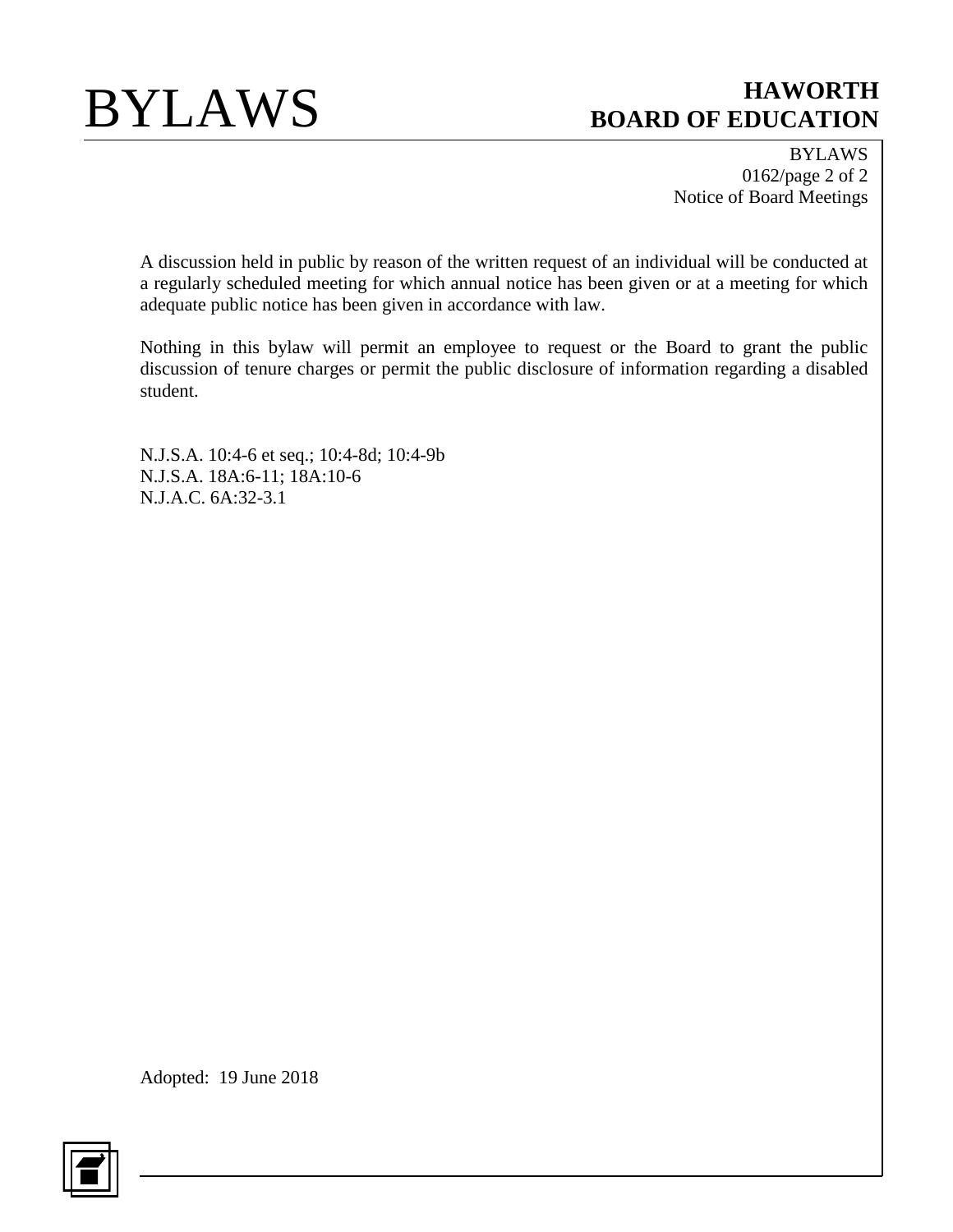A discussion held in public by reason of the written request of an individual will be conducted at a regularly scheduled meeting for which annual notice has been given or at a meeting for which adequate public notice has been given in accordance with law.

Nothing in this bylaw will permit an employee to request or the Board to grant the public discussion of tenure charges or permit the public disclosure of information regarding a disabled student.

N.J.S.A. 10:4-6 et seq.; 10:4-8d; 10:4-9b
N.J.S.A. 18A:6-11; 18A:10-6
N.J.A.C. 6A:32-3.1

Adopted: 19 June 2018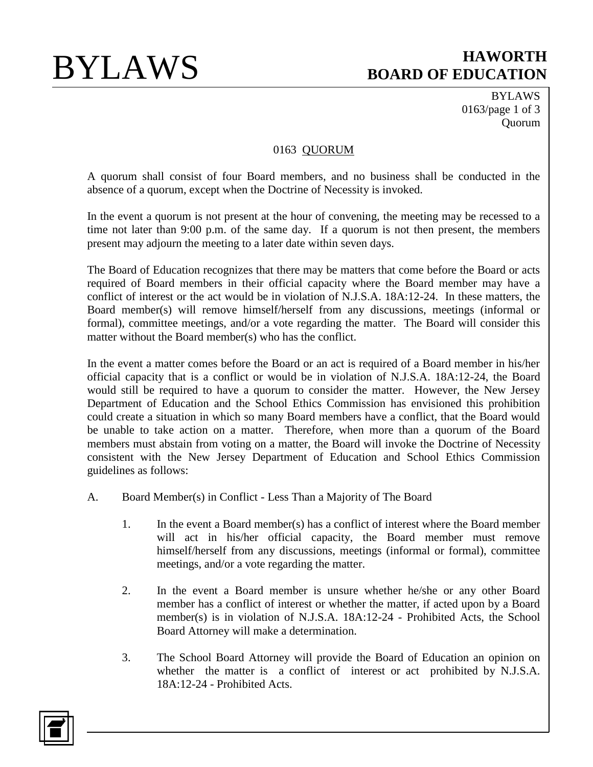# 0163 QUORUM

A quorum shall consist of four Board members, and no business shall be conducted in the absence of a quorum, except when the Doctrine of Necessity is invoked.

In the event a quorum is not present at the hour of convening, the meeting may be recessed to a time not later than 9:00 p.m. of the same day. If a quorum is not then present, the members present may adjourn the meeting to a later date within seven days.

The Board of Education recognizes that there may be matters that come before the Board or acts required of Board members in their official capacity where the Board member may have a conflict of interest or the act would be in violation of N.J.S.A. 18A:12-24. In these matters, the Board member(s) will remove himself/herself from any discussions, meetings (informal or formal), committee meetings, and/or a vote regarding the matter. The Board will consider this matter without the Board member(s) who has the conflict.

In the event a matter comes before the Board or an act is required of a Board member in his/her official capacity that is a conflict or would be in violation of N.J.S.A. 18A:12-24, the Board would still be required to have a quorum to consider the matter. However, the New Jersey Department of Education and the School Ethics Commission has envisioned this prohibition could create a situation in which so many Board members have a conflict, that the Board would be unable to take action on a matter. Therefore, when more than a quorum of the Board members must abstain from voting on a matter, the Board will invoke the Doctrine of Necessity consistent with the New Jersey Department of Education and School Ethics Commission guidelines as follows:

A. Board Member(s) in Conflict - Less Than a Majority of The Board

   1. In the event a Board member(s) has a conflict of interest where the Board member will act in his/her official capacity, the Board member must remove himself/herself from any discussions, meetings (informal or formal), committee meetings, and/or a vote regarding the matter.

   2. In the event a Board member is unsure whether he/she or any other Board member has a conflict of interest or whether the matter, if acted upon by a Board member(s) is in violation of N.J.S.A. 18A:12-24 - Prohibited Acts, the School Board Attorney will make a determination.

   3. The School Board Attorney will provide the Board of Education an opinion on whether the matter is a conflict of interest or act prohibited by N.J.S.A. 18A:12-24 - Prohibited Acts.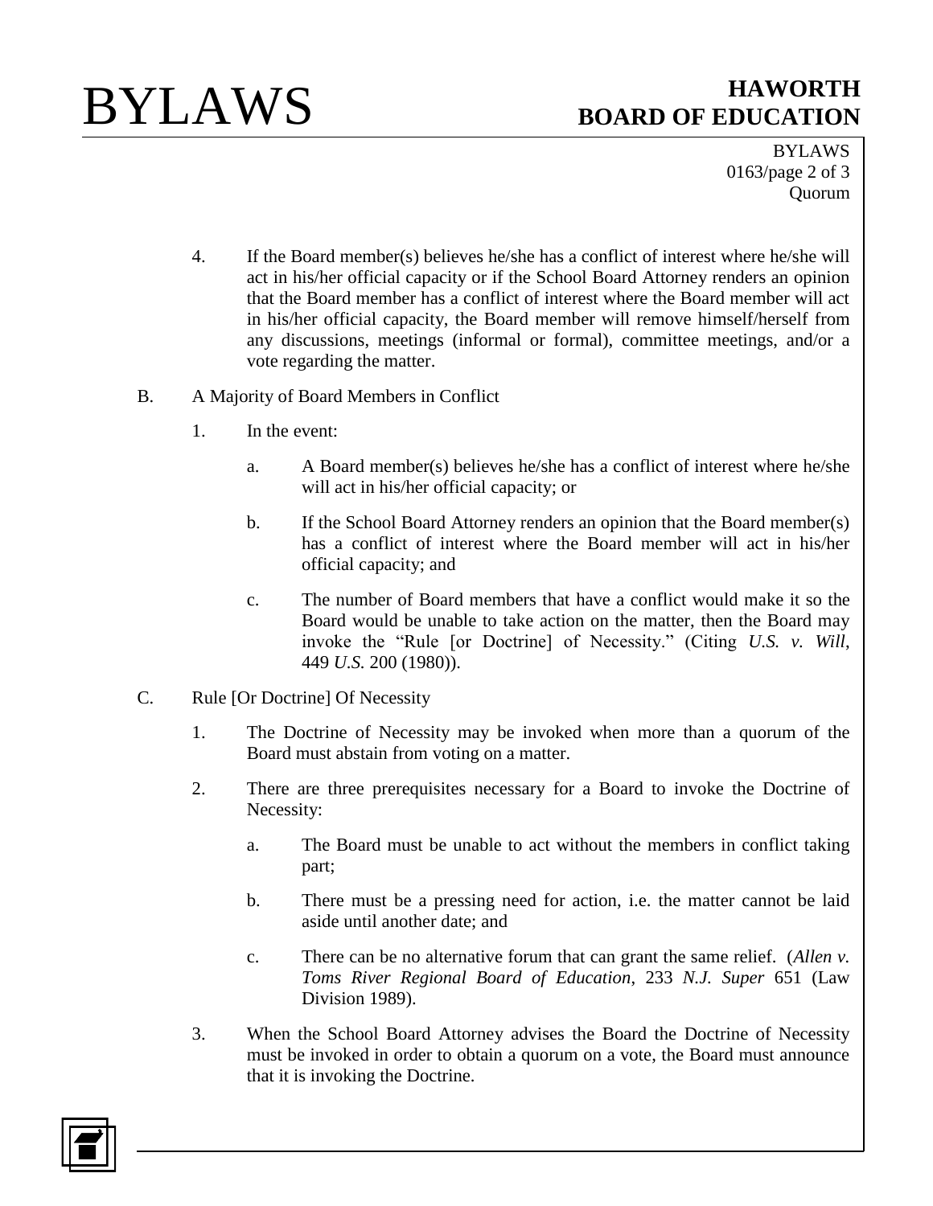4. If the Board member(s) believes he/she has a conflict of interest where he/she will act in his/her official capacity or if the School Board Attorney renders an opinion that the Board member has a conflict of interest where the Board member will act in his/her official capacity, the Board member will remove himself/herself from any discussions, meetings (informal or formal), committee meetings, and/or a vote regarding the matter.

B. A Majority of Board Members in Conflict

1. In the event:

   a. A Board member(s) believes he/she has a conflict of interest where he/she will act in his/her official capacity; or

   b. If the School Board Attorney renders an opinion that the Board member(s) has a conflict of interest where the Board member will act in his/her official capacity; and

   c. The number of Board members that have a conflict would make it so the Board would be unable to take action on the matter, then the Board may invoke the "Rule [or Doctrine] of Necessity." (Citing *U.S. v. Will*, 449 *U.S.* 200 (1980)).

C. Rule [Or Doctrine] Of Necessity

1. The Doctrine of Necessity may be invoked when more than a quorum of the Board must abstain from voting on a matter.

2. There are three prerequisites necessary for a Board to invoke the Doctrine of Necessity:

   a. The Board must be unable to act without the members in conflict taking part;

   b. There must be a pressing need for action, i.e. the matter cannot be laid aside until another date; and

   c. There can be no alternative forum that can grant the same relief. (*Allen v. Toms River Regional Board of Education*, 233 *N.J. Super* 651 (Law Division 1989).

3. When the School Board Attorney advises the Board the Doctrine of Necessity must be invoked in order to obtain a quorum on a vote, the Board must announce that it is invoking the Doctrine.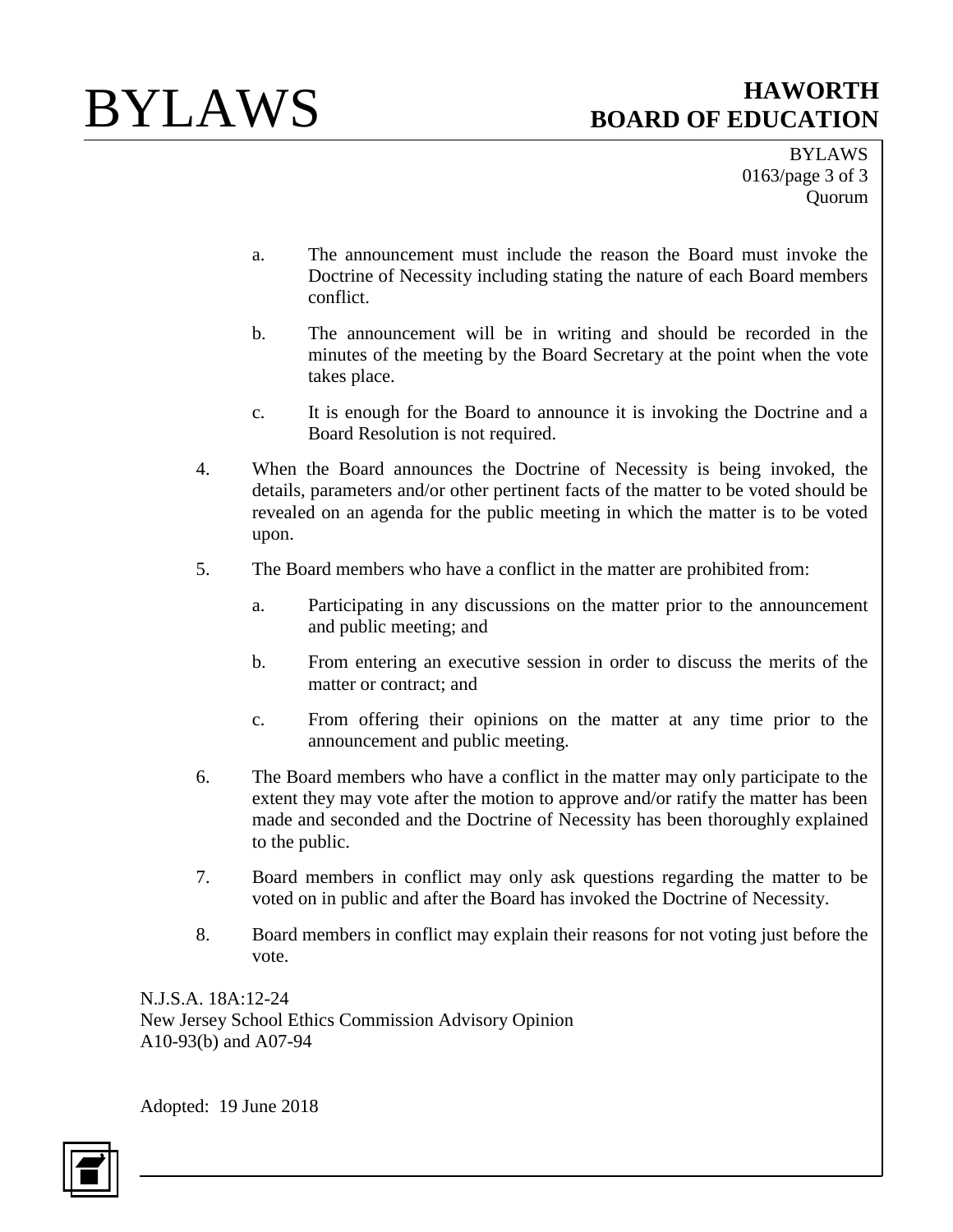a. The announcement must include the reason the Board must invoke the Doctrine of Necessity including stating the nature of each Board members conflict.

b. The announcement will be in writing and should be recorded in the minutes of the meeting by the Board Secretary at the point when the vote takes place.

c. It is enough for the Board to announce it is invoking the Doctrine and a Board Resolution is not required.

4. When the Board announces the Doctrine of Necessity is being invoked, the details, parameters and/or other pertinent facts of the matter to be voted should be revealed on an agenda for the public meeting in which the matter is to be voted upon.

5. The Board members who have a conflict in the matter are prohibited from:

   a. Participating in any discussions on the matter prior to the announcement and public meeting; and

   b. From entering an executive session in order to discuss the merits of the matter or contract; and

   c. From offering their opinions on the matter at any time prior to the announcement and public meeting.

6. The Board members who have a conflict in the matter may only participate to the extent they may vote after the motion to approve and/or ratify the matter has been made and seconded and the Doctrine of Necessity has been thoroughly explained to the public.

7. Board members in conflict may only ask questions regarding the matter to be voted on in public and after the Board has invoked the Doctrine of Necessity.

8. Board members in conflict may explain their reasons for not voting just before the vote.

N.J.S.A. 18A:12-24
New Jersey School Ethics Commission Advisory Opinion
A10-93(b) and A07-94

Adopted: 19 June 2018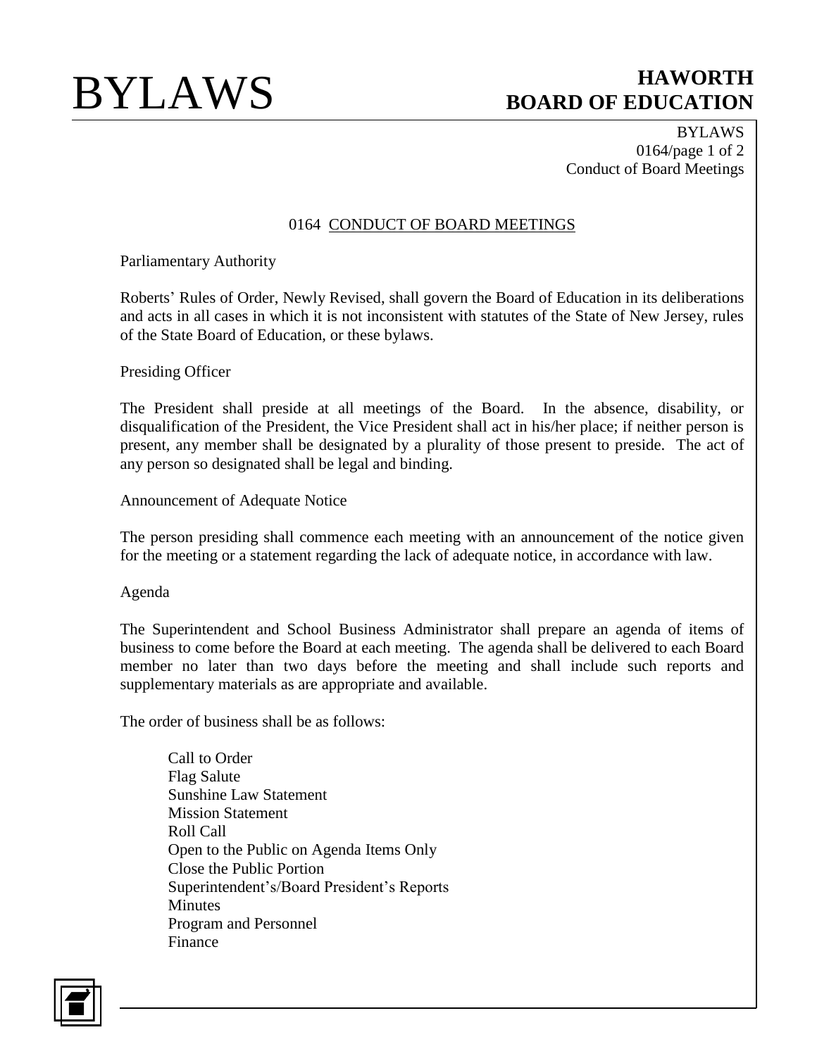# 0164 CONDUCT OF BOARD MEETINGS

Parliamentary Authority

Roberts' Rules of Order, Newly Revised, shall govern the Board of Education in its deliberations and acts in all cases in which it is not inconsistent with statutes of the State of New Jersey, rules of the State Board of Education, or these bylaws.

Presiding Officer

The President shall preside at all meetings of the Board. In the absence, disability, or disqualification of the President, the Vice President shall act in his/her place; if neither person is present, any member shall be designated by a plurality of those present to preside. The act of any person so designated shall be legal and binding.

Announcement of Adequate Notice

The person presiding shall commence each meeting with an announcement of the notice given for the meeting or a statement regarding the lack of adequate notice, in accordance with law.

Agenda

The Superintendent and School Business Administrator shall prepare an agenda of items of business to come before the Board at each meeting. The agenda shall be delivered to each Board member no later than two days before the meeting and shall include such reports and supplementary materials as are appropriate and available.

The order of business shall be as follows:

- Call to Order
- Flag Salute
- Sunshine Law Statement
- Mission Statement
- Roll Call
- Open to the Public on Agenda Items Only
- Close the Public Portion
- Superintendent's/Board President's Reports
- Minutes
- Program and Personnel
- Finance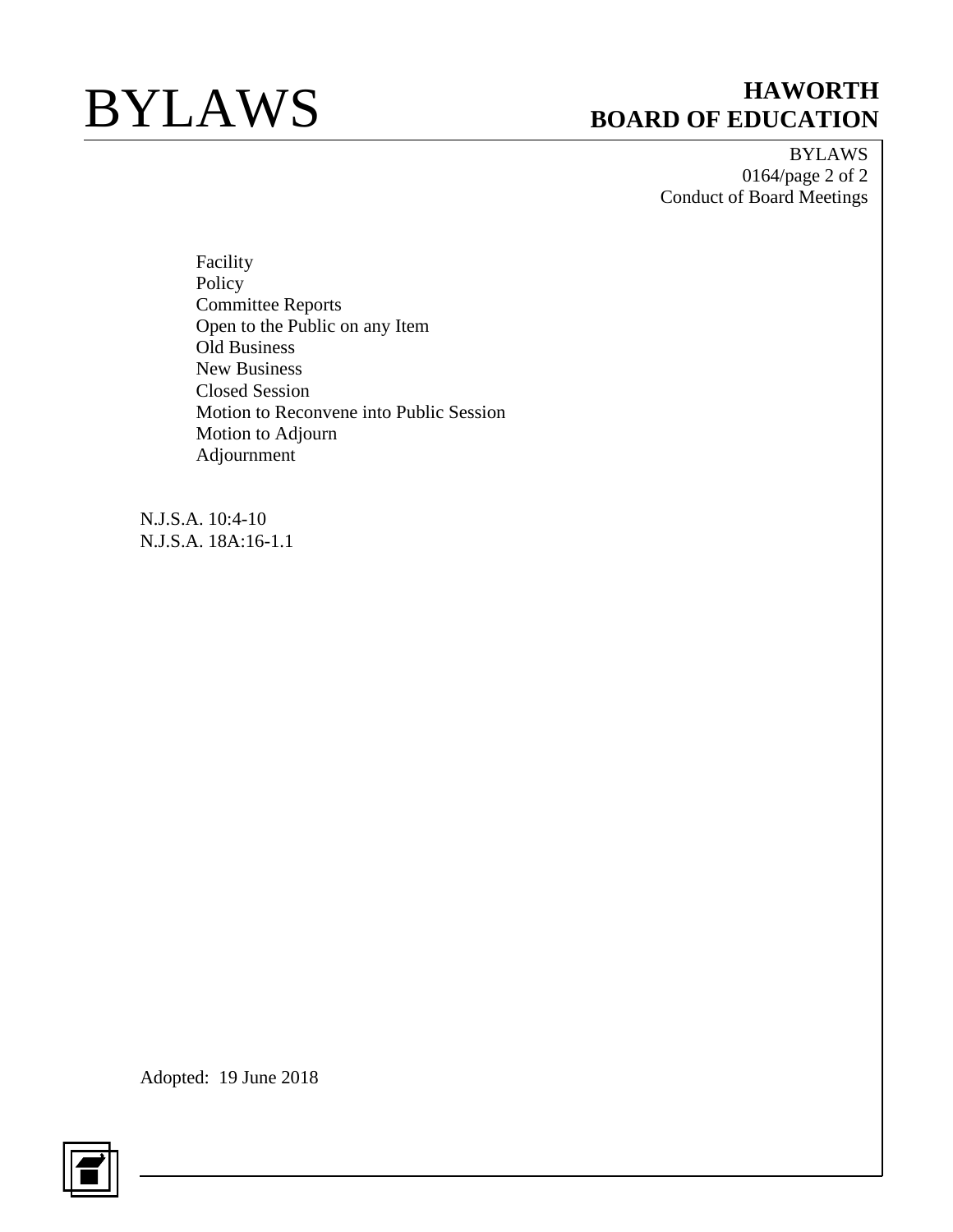Facility
Policy
Committee Reports
Open to the Public on any Item
Old Business
New Business
Closed Session
Motion to Reconvene into Public Session
Motion to Adjourn
Adjournment

N.J.S.A. 10:4-10
N.J.S.A. 18A:16-1.1

Adopted: 19 June 2018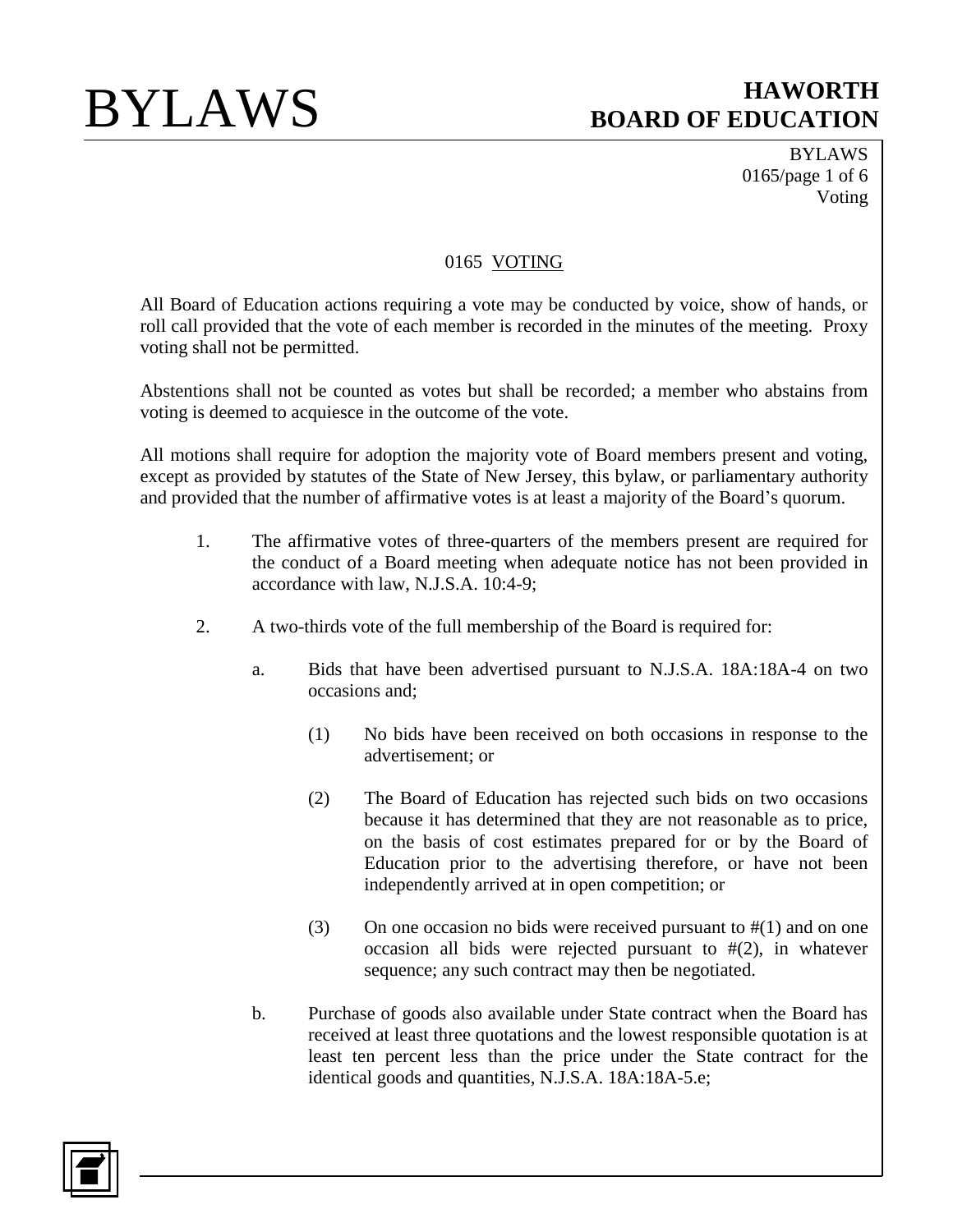# 0165 VOTING

All Board of Education actions requiring a vote may be conducted by voice, show of hands, or roll call provided that the vote of each member is recorded in the minutes of the meeting. Proxy voting shall not be permitted.

Abstentions shall not be counted as votes but shall be recorded; a member who abstains from voting is deemed to acquiesce in the outcome of the vote.

All motions shall require for adoption the majority vote of Board members present and voting, except as provided by statutes of the State of New Jersey, this bylaw, or parliamentary authority and provided that the number of affirmative votes is at least a majority of the Board's quorum.

1. The affirmative votes of three-quarters of the members present are required for the conduct of a Board meeting when adequate notice has not been provided in accordance with law, N.J.S.A. 10:4-9;

2. A two-thirds vote of the full membership of the Board is required for:

   a. Bids that have been advertised pursuant to N.J.S.A. 18A:18A-4 on two occasions and;

      (1) No bids have been received on both occasions in response to the advertisement; or

      (2) The Board of Education has rejected such bids on two occasions because it has determined that they are not reasonable as to price, on the basis of cost estimates prepared for or by the Board of Education prior to the advertising therefore, or have not been independently arrived at in open competition; or

      (3) On one occasion no bids were received pursuant to #(1) and on one occasion all bids were rejected pursuant to #(2), in whatever sequence; any such contract may then be negotiated.

   b. Purchase of goods also available under State contract when the Board has received at least three quotations and the lowest responsible quotation is at least ten percent less than the price under the State contract for the identical goods and quantities, N.J.S.A. 18A:18A-5.e;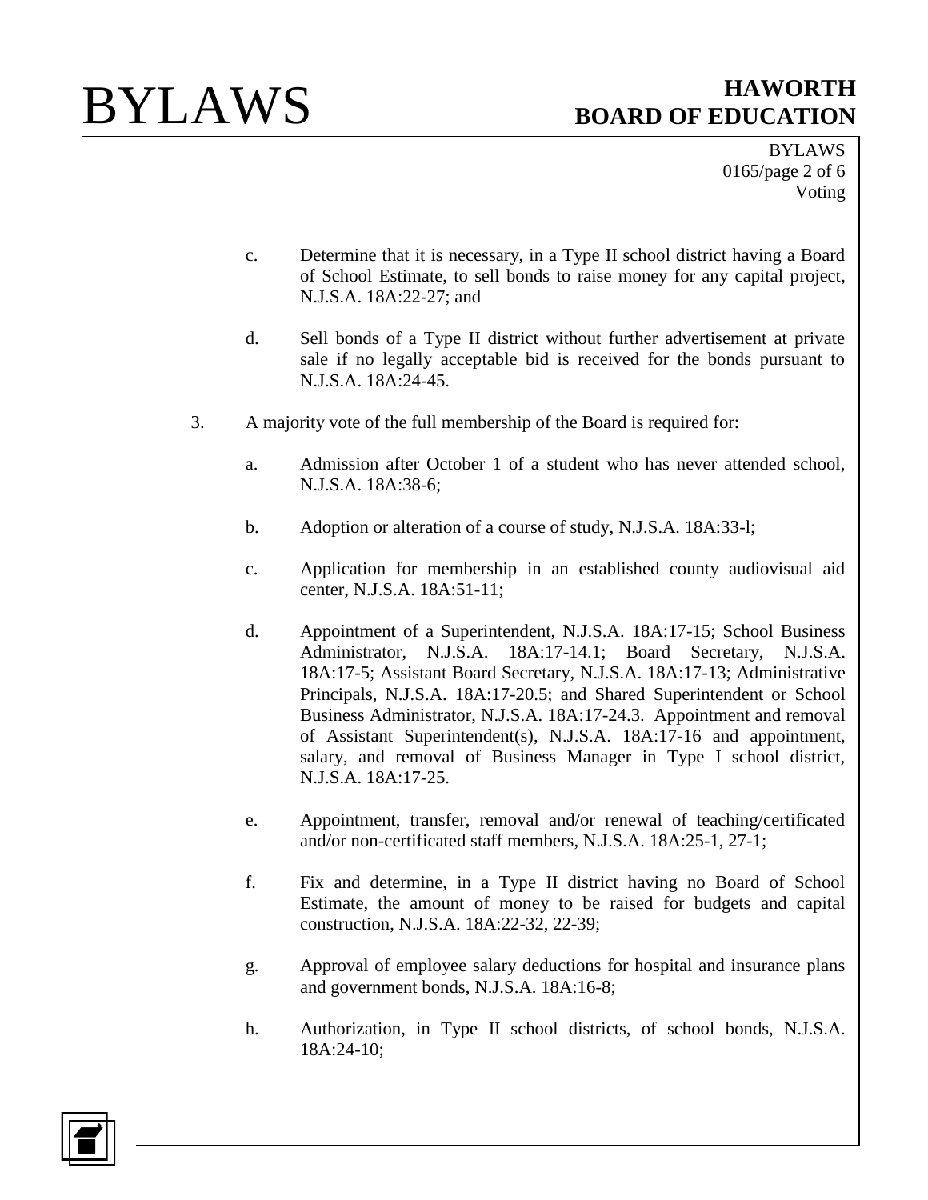c. Determine that it is necessary, in a Type II school district having a Board of School Estimate, to sell bonds to raise money for any capital project, N.J.S.A. 18A:22-27; and

d. Sell bonds of a Type II district without further advertisement at private sale if no legally acceptable bid is received for the bonds pursuant to N.J.S.A. 18A:24-45.

3. A majority vote of the full membership of the Board is required for:

a. Admission after October 1 of a student who has never attended school, N.J.S.A. 18A:38-6;

b. Adoption or alteration of a course of study, N.J.S.A. 18A:33-l;

c. Application for membership in an established county audiovisual aid center, N.J.S.A. 18A:51-11;

d. Appointment of a Superintendent, N.J.S.A. 18A:17-15; School Business Administrator, N.J.S.A. 18A:17-14.1; Board Secretary, N.J.S.A. 18A:17-5; Assistant Board Secretary, N.J.S.A. 18A:17-13; Administrative Principals, N.J.S.A. 18A:17-20.5; and Shared Superintendent or School Business Administrator, N.J.S.A. 18A:17-24.3. Appointment and removal of Assistant Superintendent(s), N.J.S.A. 18A:17-16 and appointment, salary, and removal of Business Manager in Type I school district, N.J.S.A. 18A:17-25.

e. Appointment, transfer, removal and/or renewal of teaching/certificated and/or non-certificated staff members, N.J.S.A. 18A:25-1, 27-1;

f. Fix and determine, in a Type II district having no Board of School Estimate, the amount of money to be raised for budgets and capital construction, N.J.S.A. 18A:22-32, 22-39;

g. Approval of employee salary deductions for hospital and insurance plans and government bonds, N.J.S.A. 18A:16-8;

h. Authorization, in Type II school districts, of school bonds, N.J.S.A. 18A:24-10;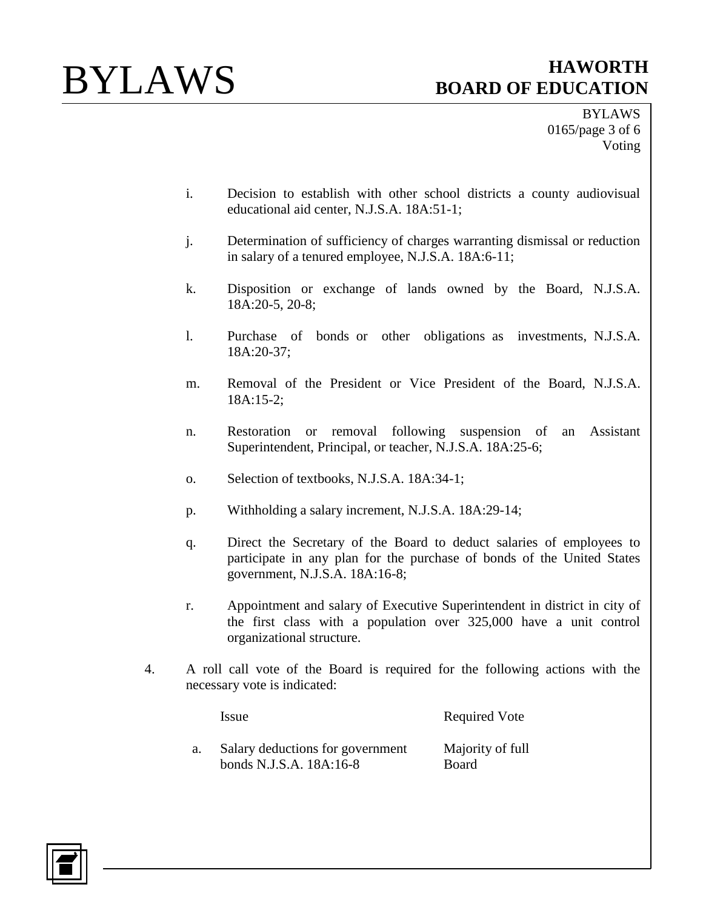i. Decision to establish with other school districts a county audiovisual educational aid center, N.J.S.A. 18A:51-1;

j. Determination of sufficiency of charges warranting dismissal or reduction in salary of a tenured employee, N.J.S.A. 18A:6-11;

k. Disposition or exchange of lands owned by the Board, N.J.S.A. 18A:20-5, 20-8;

l. Purchase of bonds or other obligations as investments, N.J.S.A. 18A:20-37;

m. Removal of the President or Vice President of the Board, N.J.S.A. 18A:15-2;

n. Restoration or removal following suspension of an Assistant Superintendent, Principal, or teacher, N.J.S.A. 18A:25-6;

o. Selection of textbooks, N.J.S.A. 18A:34-1;

p. Withholding a salary increment, N.J.S.A. 18A:29-14;

q. Direct the Secretary of the Board to deduct salaries of employees to participate in any plan for the purchase of bonds of the United States government, N.J.S.A. 18A:16-8;

r. Appointment and salary of Executive Superintendent in district in city of the first class with a population over 325,000 have a unit control organizational structure.

4. A roll call vote of the Board is required for the following actions with the necessary vote is indicated:

| | Issue | Required Vote |
|---|---|---|
| a. | Salary deductions for government bonds N.J.S.A. 18A:16-8 | Majority of full Board |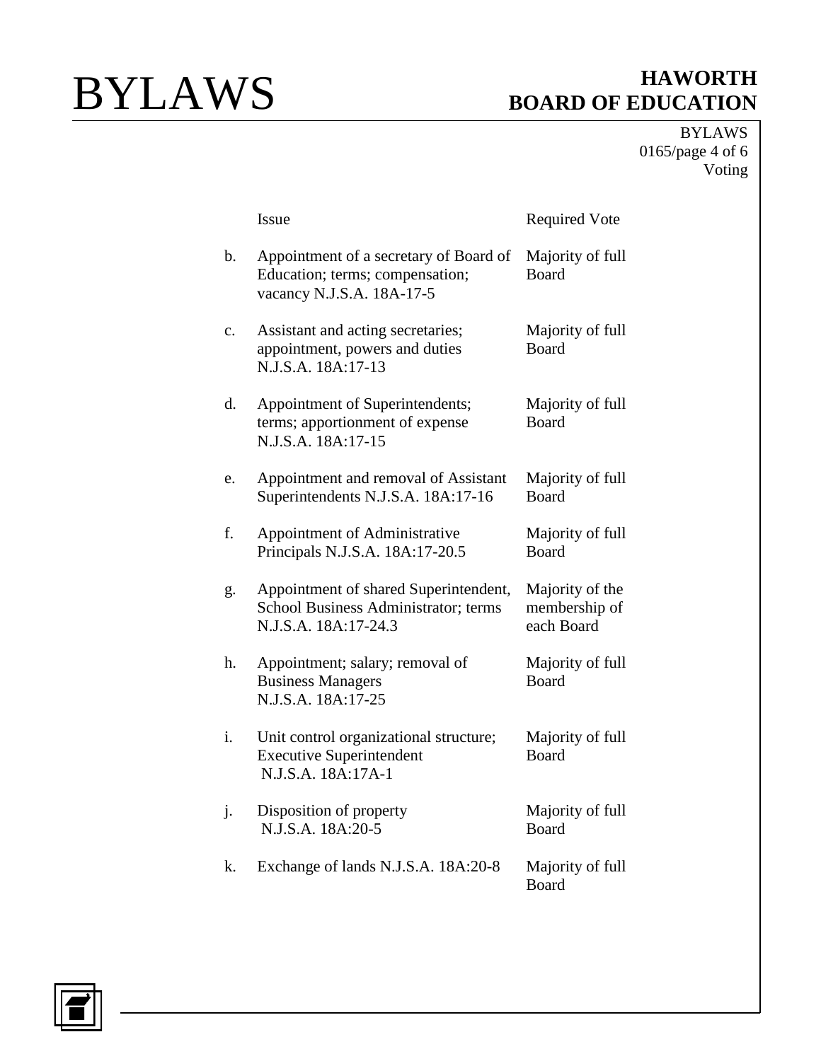| | Issue | Required Vote |
|---|---|---|
| b. | Appointment of a secretary of Board of Education; terms; compensation; vacancy N.J.S.A. 18A-17-5 | Majority of full Board |
| c. | Assistant and acting secretaries; appointment, powers and duties N.J.S.A. 18A:17-13 | Majority of full Board |
| d. | Appointment of Superintendents; terms; apportionment of expense N.J.S.A. 18A:17-15 | Majority of full Board |
| e. | Appointment and removal of Assistant Superintendents N.J.S.A. 18A:17-16 | Majority of full Board |
| f. | Appointment of Administrative Principals N.J.S.A. 18A:17-20.5 | Majority of full Board |
| g. | Appointment of shared Superintendent, School Business Administrator; terms N.J.S.A. 18A:17-24.3 | Majority of the membership of each Board |
| h. | Appointment; salary; removal of Business Managers N.J.S.A. 18A:17-25 | Majority of full Board |
| i. | Unit control organizational structure; Executive Superintendent N.J.S.A. 18A:17A-1 | Majority of full Board |
| j. | Disposition of property N.J.S.A. 18A:20-5 | Majority of full Board |
| k. | Exchange of lands N.J.S.A. 18A:20-8 | Majority of full Board |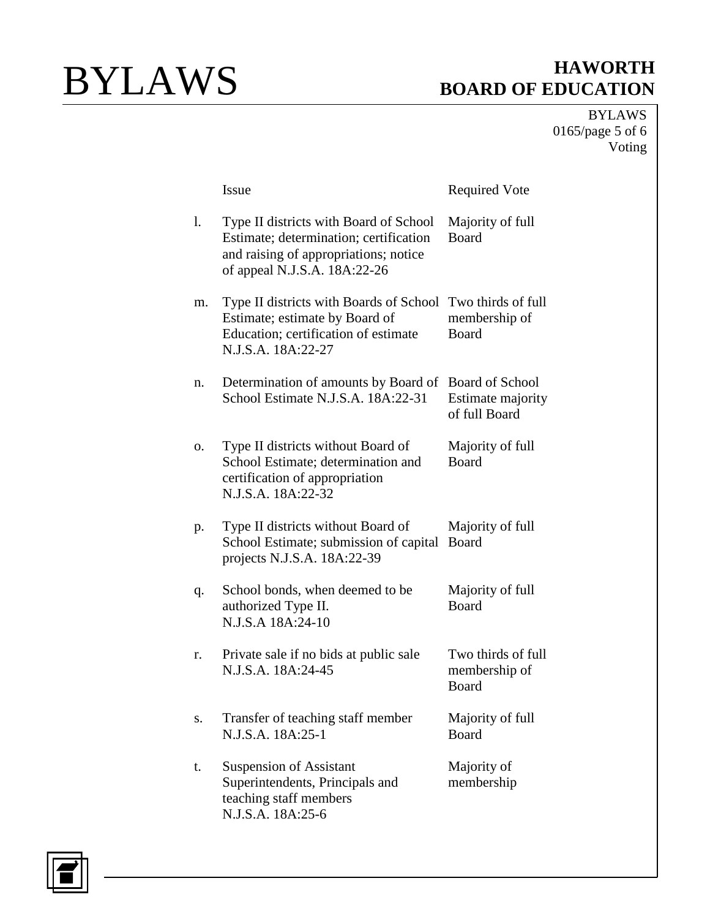| | Issue | Required Vote |
|---|---|---|
| l. | Type II districts with Board of School Estimate; determination; certification and raising of appropriations; notice of appeal N.J.S.A. 18A:22-26 | Majority of full Board |
| m. | Type II districts with Boards of School Estimate; estimate by Board of Education; certification of estimate N.J.S.A. 18A:22-27 | Two thirds of full membership of Board |
| n. | Determination of amounts by Board of School Estimate N.J.S.A. 18A:22-31 | Board of School Estimate majority of full Board |
| o. | Type II districts without Board of School Estimate; determination and certification of appropriation N.J.S.A. 18A:22-32 | Majority of full Board |
| p. | Type II districts without Board of School Estimate; submission of capital projects N.J.S.A. 18A:22-39 | Majority of full Board |
| q. | School bonds, when deemed to be authorized Type II. N.J.S.A 18A:24-10 | Majority of full Board |
| r. | Private sale if no bids at public sale N.J.S.A. 18A:24-45 | Two thirds of full membership of Board |
| s. | Transfer of teaching staff member N.J.S.A. 18A:25-1 | Majority of full Board |
| t. | Suspension of Assistant Superintendents, Principals and teaching staff members N.J.S.A. 18A:25-6 | Majority of membership |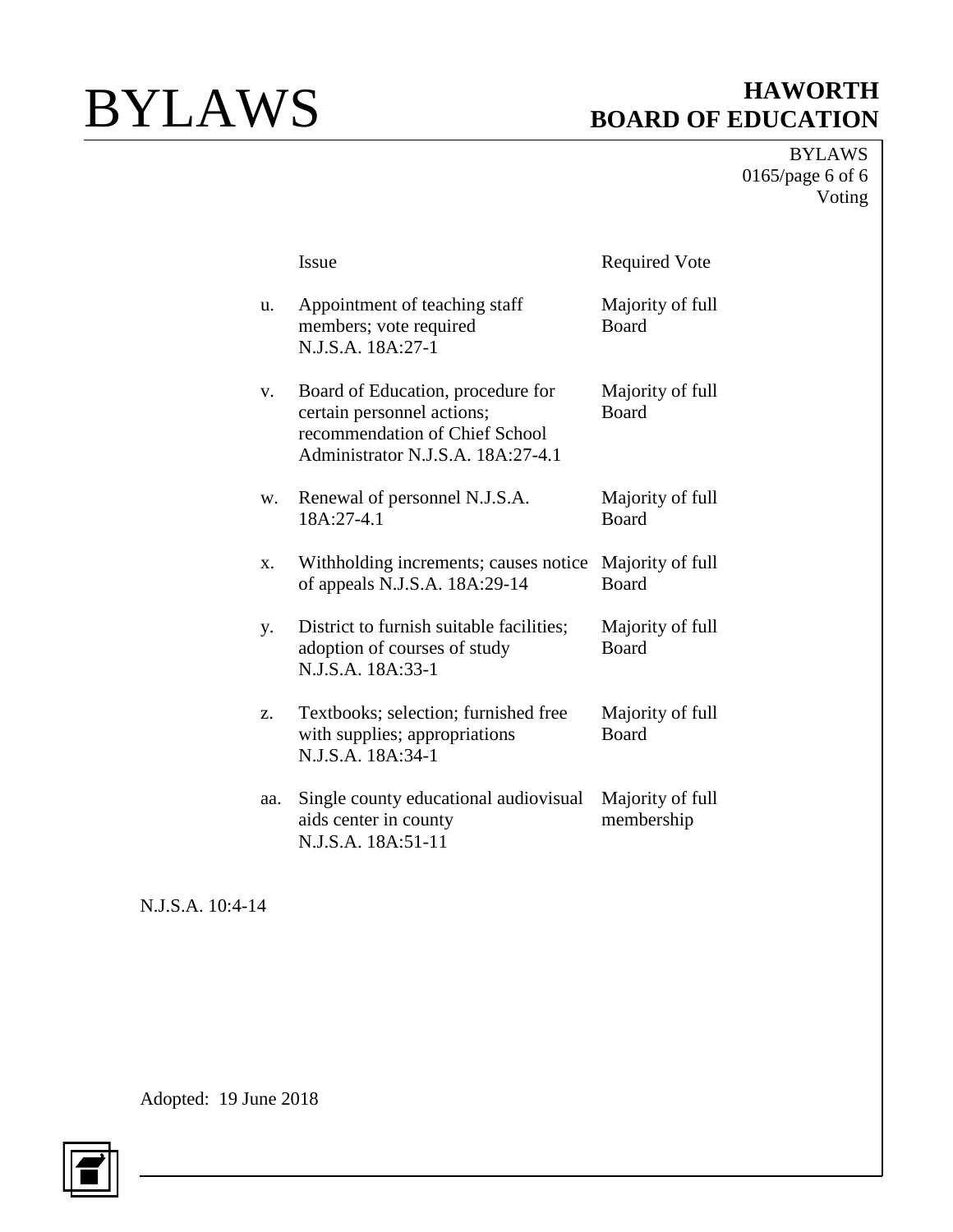| | Issue | Required Vote |
|---|---|---|
| u. | Appointment of teaching staff members; vote required N.J.S.A. 18A:27-1 | Majority of full Board |
| v. | Board of Education, procedure for certain personnel actions; recommendation of Chief School Administrator N.J.S.A. 18A:27-4.1 | Majority of full Board |
| w. | Renewal of personnel N.J.S.A. 18A:27-4.1 | Majority of full Board |
| x. | Withholding increments; causes notice of appeals N.J.S.A. 18A:29-14 | Majority of full Board |
| y. | District to furnish suitable facilities; adoption of courses of study N.J.S.A. 18A:33-1 | Majority of full Board |
| z. | Textbooks; selection; furnished free with supplies; appropriations N.J.S.A. 18A:34-1 | Majority of full Board |
| aa. | Single county educational audiovisual aids center in county N.J.S.A. 18A:51-11 | Majority of full membership |

N.J.S.A. 10:4-14

Adopted: 19 June 2018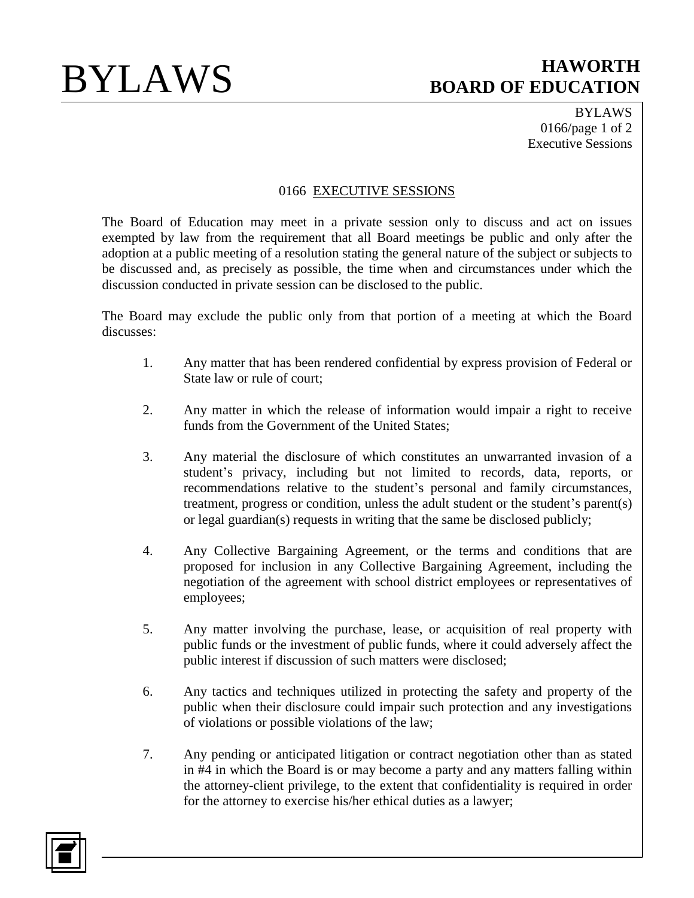## 0166 EXECUTIVE SESSIONS

The Board of Education may meet in a private session only to discuss and act on issues exempted by law from the requirement that all Board meetings be public and only after the adoption at a public meeting of a resolution stating the general nature of the subject or subjects to be discussed and, as precisely as possible, the time when and circumstances under which the discussion conducted in private session can be disclosed to the public.

The Board may exclude the public only from that portion of a meeting at which the Board discusses:

1. Any matter that has been rendered confidential by express provision of Federal or State law or rule of court;

2. Any matter in which the release of information would impair a right to receive funds from the Government of the United States;

3. Any material the disclosure of which constitutes an unwarranted invasion of a student's privacy, including but not limited to records, data, reports, or recommendations relative to the student's personal and family circumstances, treatment, progress or condition, unless the adult student or the student's parent(s) or legal guardian(s) requests in writing that the same be disclosed publicly;

4. Any Collective Bargaining Agreement, or the terms and conditions that are proposed for inclusion in any Collective Bargaining Agreement, including the negotiation of the agreement with school district employees or representatives of employees;

5. Any matter involving the purchase, lease, or acquisition of real property with public funds or the investment of public funds, where it could adversely affect the public interest if discussion of such matters were disclosed;

6. Any tactics and techniques utilized in protecting the safety and property of the public when their disclosure could impair such protection and any investigations of violations or possible violations of the law;

7. Any pending or anticipated litigation or contract negotiation other than as stated in #4 in which the Board is or may become a party and any matters falling within the attorney-client privilege, to the extent that confidentiality is required in order for the attorney to exercise his/her ethical duties as a lawyer;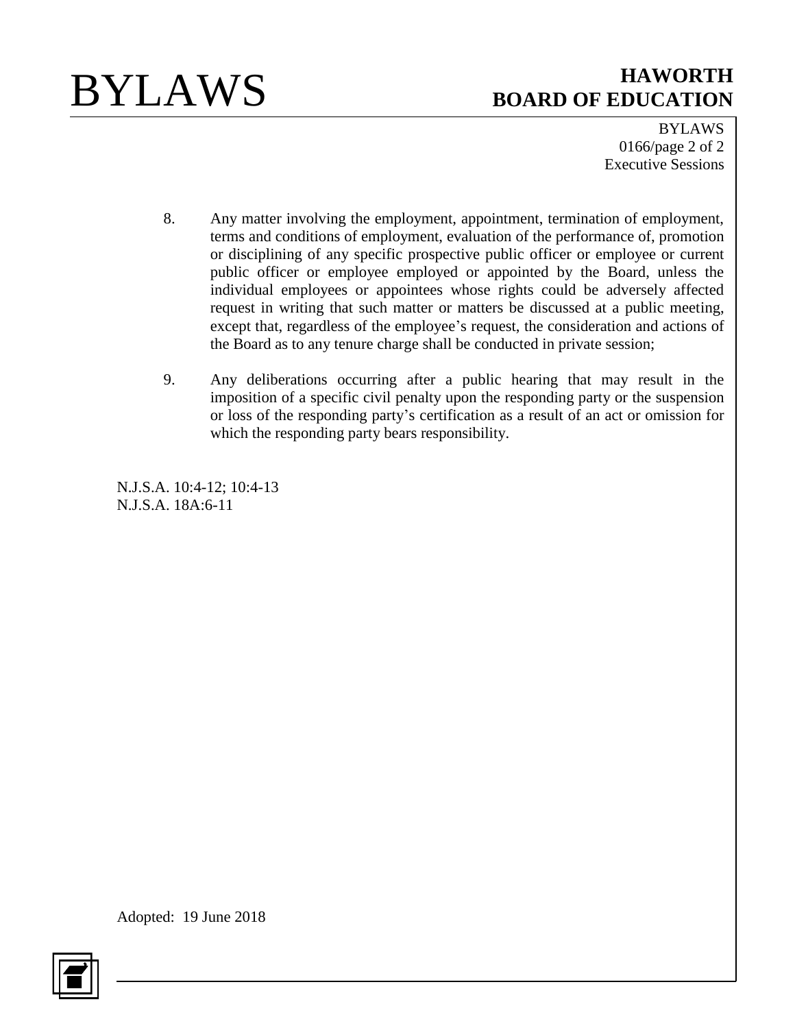8. Any matter involving the employment, appointment, termination of employment, terms and conditions of employment, evaluation of the performance of, promotion or disciplining of any specific prospective public officer or employee or current public officer or employee employed or appointed by the Board, unless the individual employees or appointees whose rights could be adversely affected request in writing that such matter or matters be discussed at a public meeting, except that, regardless of the employee's request, the consideration and actions of the Board as to any tenure charge shall be conducted in private session;

9. Any deliberations occurring after a public hearing that may result in the imposition of a specific civil penalty upon the responding party or the suspension or loss of the responding party's certification as a result of an act or omission for which the responding party bears responsibility.

N.J.S.A. 10:4-12; 10:4-13
N.J.S.A. 18A:6-11

Adopted: 19 June 2018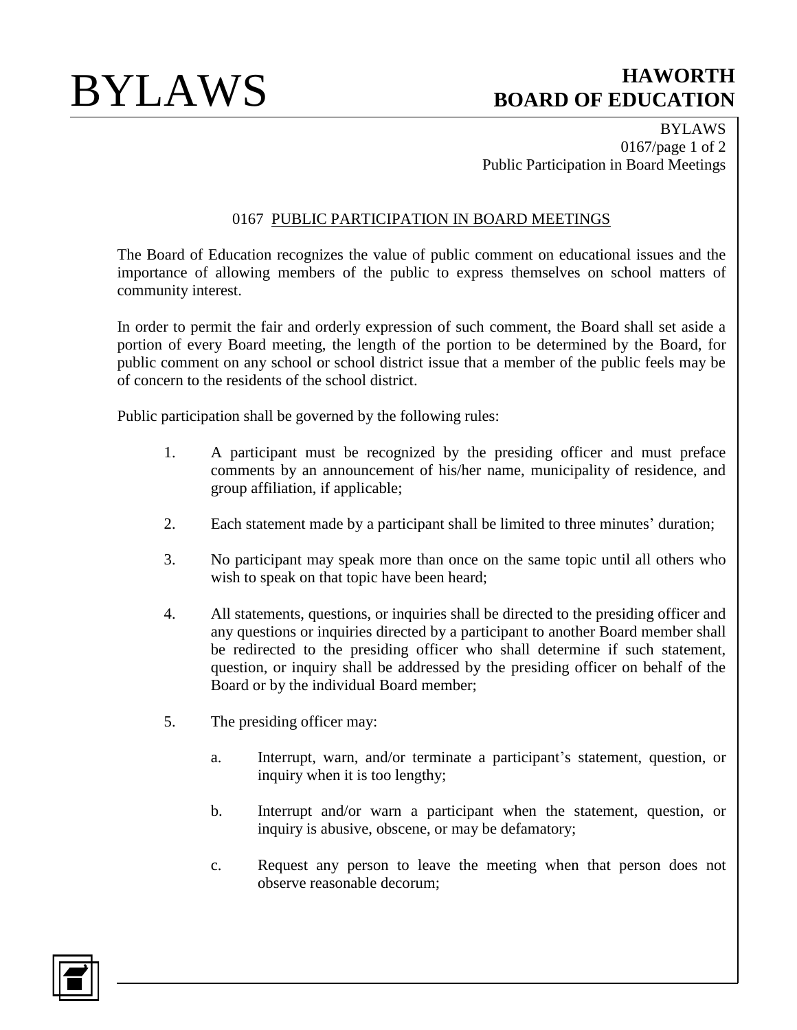## 0167 PUBLIC PARTICIPATION IN BOARD MEETINGS

The Board of Education recognizes the value of public comment on educational issues and the importance of allowing members of the public to express themselves on school matters of community interest.

In order to permit the fair and orderly expression of such comment, the Board shall set aside a portion of every Board meeting, the length of the portion to be determined by the Board, for public comment on any school or school district issue that a member of the public feels may be of concern to the residents of the school district.

Public participation shall be governed by the following rules:

1. A participant must be recognized by the presiding officer and must preface comments by an announcement of his/her name, municipality of residence, and group affiliation, if applicable;

2. Each statement made by a participant shall be limited to three minutes' duration;

3. No participant may speak more than once on the same topic until all others who wish to speak on that topic have been heard;

4. All statements, questions, or inquiries shall be directed to the presiding officer and any questions or inquiries directed by a participant to another Board member shall be redirected to the presiding officer who shall determine if such statement, question, or inquiry shall be addressed by the presiding officer on behalf of the Board or by the individual Board member;

5. The presiding officer may:

   a. Interrupt, warn, and/or terminate a participant's statement, question, or inquiry when it is too lengthy;

   b. Interrupt and/or warn a participant when the statement, question, or inquiry is abusive, obscene, or may be defamatory;

   c. Request any person to leave the meeting when that person does not observe reasonable decorum;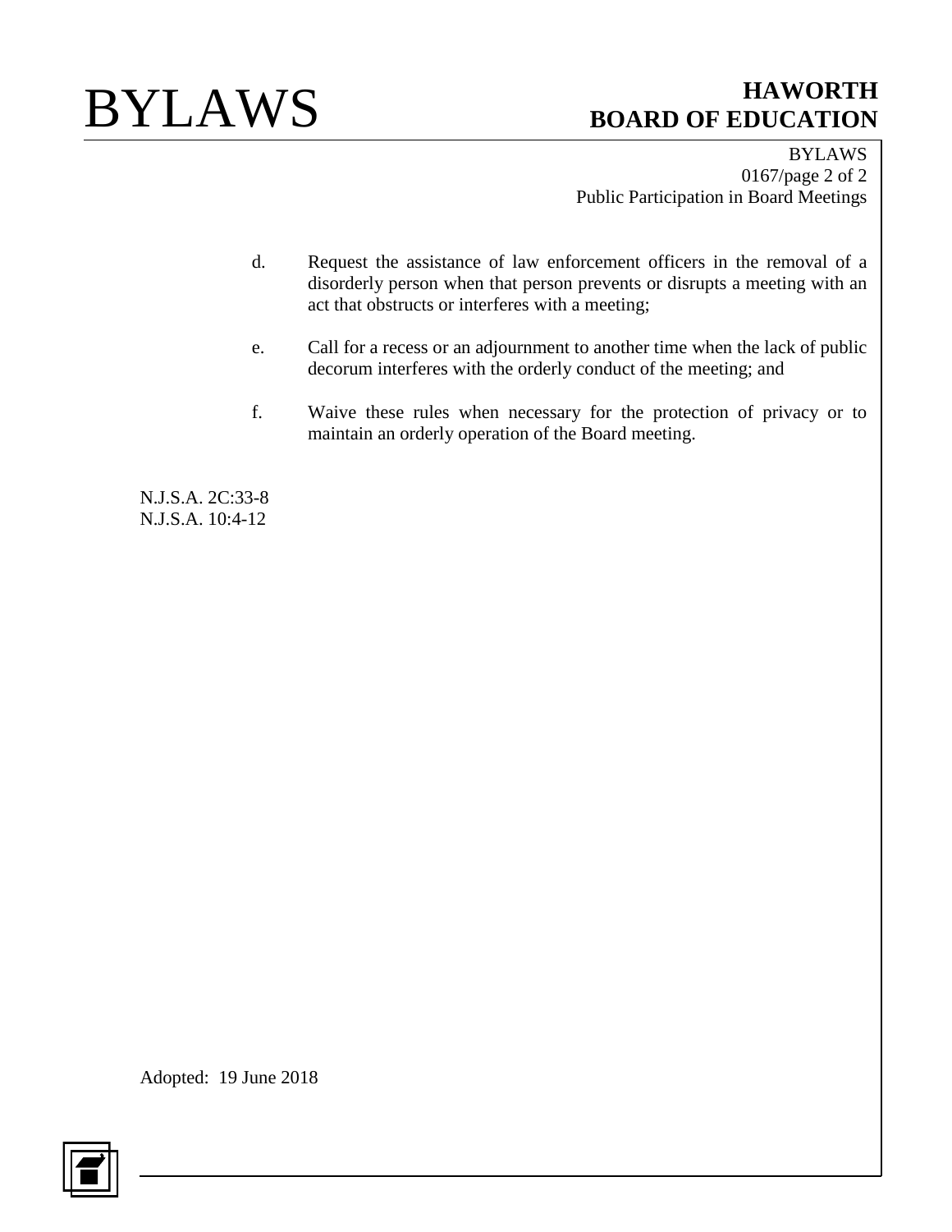d. Request the assistance of law enforcement officers in the removal of a disorderly person when that person prevents or disrupts a meeting with an act that obstructs or interferes with a meeting;

e. Call for a recess or an adjournment to another time when the lack of public decorum interferes with the orderly conduct of the meeting; and

f. Waive these rules when necessary for the protection of privacy or to maintain an orderly operation of the Board meeting.

N.J.S.A. 2C:33-8
N.J.S.A. 10:4-12

Adopted: 19 June 2018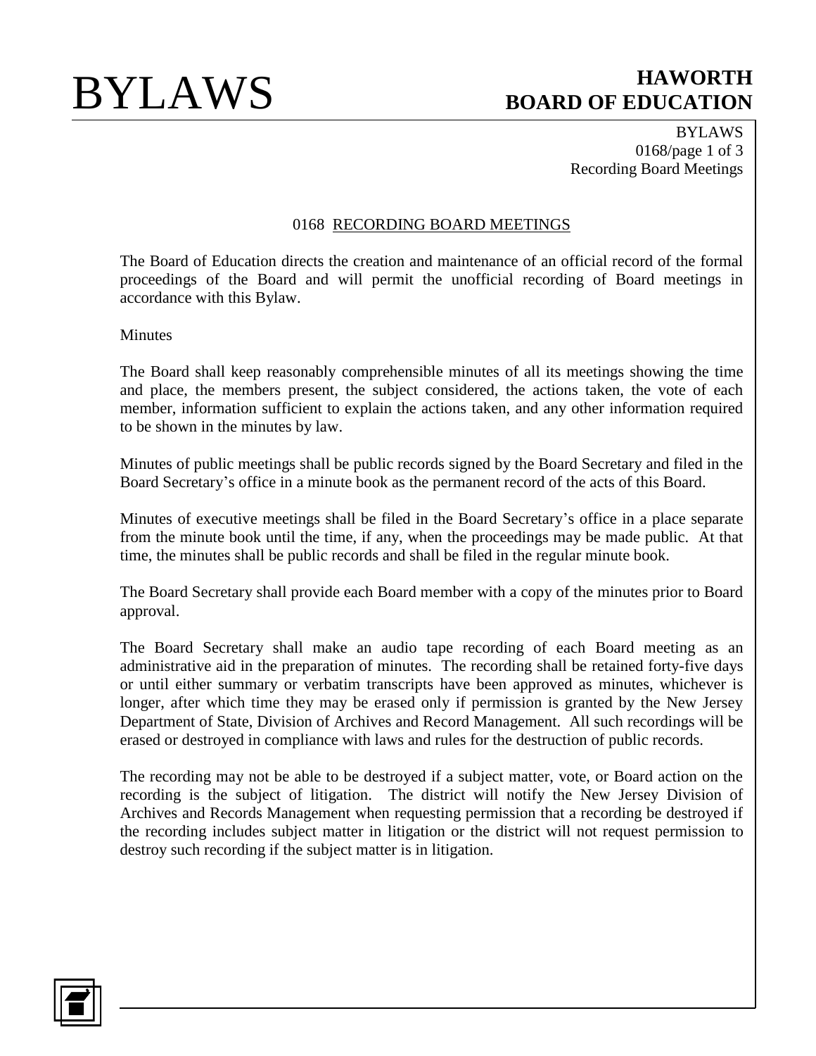# 0168 RECORDING BOARD MEETINGS

The Board of Education directs the creation and maintenance of an official record of the formal proceedings of the Board and will permit the unofficial recording of Board meetings in accordance with this Bylaw.

## Minutes

The Board shall keep reasonably comprehensible minutes of all its meetings showing the time and place, the members present, the subject considered, the actions taken, the vote of each member, information sufficient to explain the actions taken, and any other information required to be shown in the minutes by law.

Minutes of public meetings shall be public records signed by the Board Secretary and filed in the Board Secretary's office in a minute book as the permanent record of the acts of this Board.

Minutes of executive meetings shall be filed in the Board Secretary's office in a place separate from the minute book until the time, if any, when the proceedings may be made public. At that time, the minutes shall be public records and shall be filed in the regular minute book.

The Board Secretary shall provide each Board member with a copy of the minutes prior to Board approval.

The Board Secretary shall make an audio tape recording of each Board meeting as an administrative aid in the preparation of minutes. The recording shall be retained forty-five days or until either summary or verbatim transcripts have been approved as minutes, whichever is longer, after which time they may be erased only if permission is granted by the New Jersey Department of State, Division of Archives and Record Management. All such recordings will be erased or destroyed in compliance with laws and rules for the destruction of public records.

The recording may not be able to be destroyed if a subject matter, vote, or Board action on the recording is the subject of litigation. The district will notify the New Jersey Division of Archives and Records Management when requesting permission that a recording be destroyed if the recording includes subject matter in litigation or the district will not request permission to destroy such recording if the subject matter is in litigation.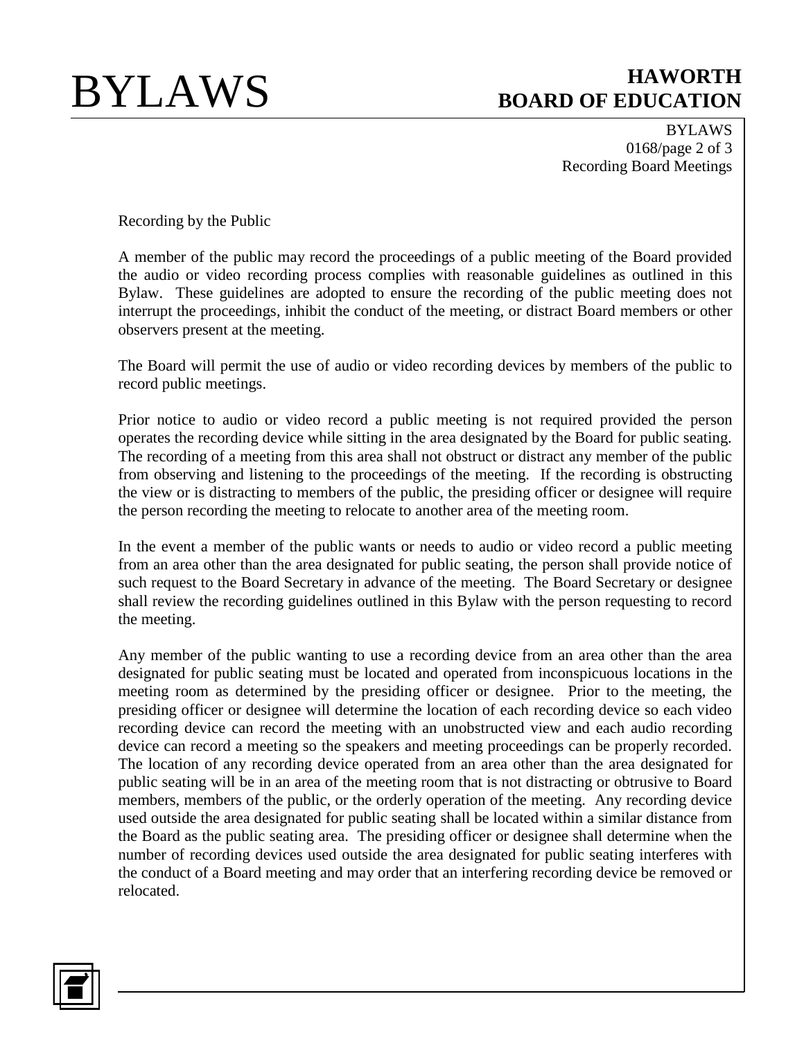Recording by the Public

A member of the public may record the proceedings of a public meeting of the Board provided the audio or video recording process complies with reasonable guidelines as outlined in this Bylaw. These guidelines are adopted to ensure the recording of the public meeting does not interrupt the proceedings, inhibit the conduct of the meeting, or distract Board members or other observers present at the meeting.

The Board will permit the use of audio or video recording devices by members of the public to record public meetings.

Prior notice to audio or video record a public meeting is not required provided the person operates the recording device while sitting in the area designated by the Board for public seating. The recording of a meeting from this area shall not obstruct or distract any member of the public from observing and listening to the proceedings of the meeting. If the recording is obstructing the view or is distracting to members of the public, the presiding officer or designee will require the person recording the meeting to relocate to another area of the meeting room.

In the event a member of the public wants or needs to audio or video record a public meeting from an area other than the area designated for public seating, the person shall provide notice of such request to the Board Secretary in advance of the meeting. The Board Secretary or designee shall review the recording guidelines outlined in this Bylaw with the person requesting to record the meeting.

Any member of the public wanting to use a recording device from an area other than the area designated for public seating must be located and operated from inconspicuous locations in the meeting room as determined by the presiding officer or designee. Prior to the meeting, the presiding officer or designee will determine the location of each recording device so each video recording device can record the meeting with an unobstructed view and each audio recording device can record a meeting so the speakers and meeting proceedings can be properly recorded. The location of any recording device operated from an area other than the area designated for public seating will be in an area of the meeting room that is not distracting or obtrusive to Board members, members of the public, or the orderly operation of the meeting. Any recording device used outside the area designated for public seating shall be located within a similar distance from the Board as the public seating area. The presiding officer or designee shall determine when the number of recording devices used outside the area designated for public seating interferes with the conduct of a Board meeting and may order that an interfering recording device be removed or relocated.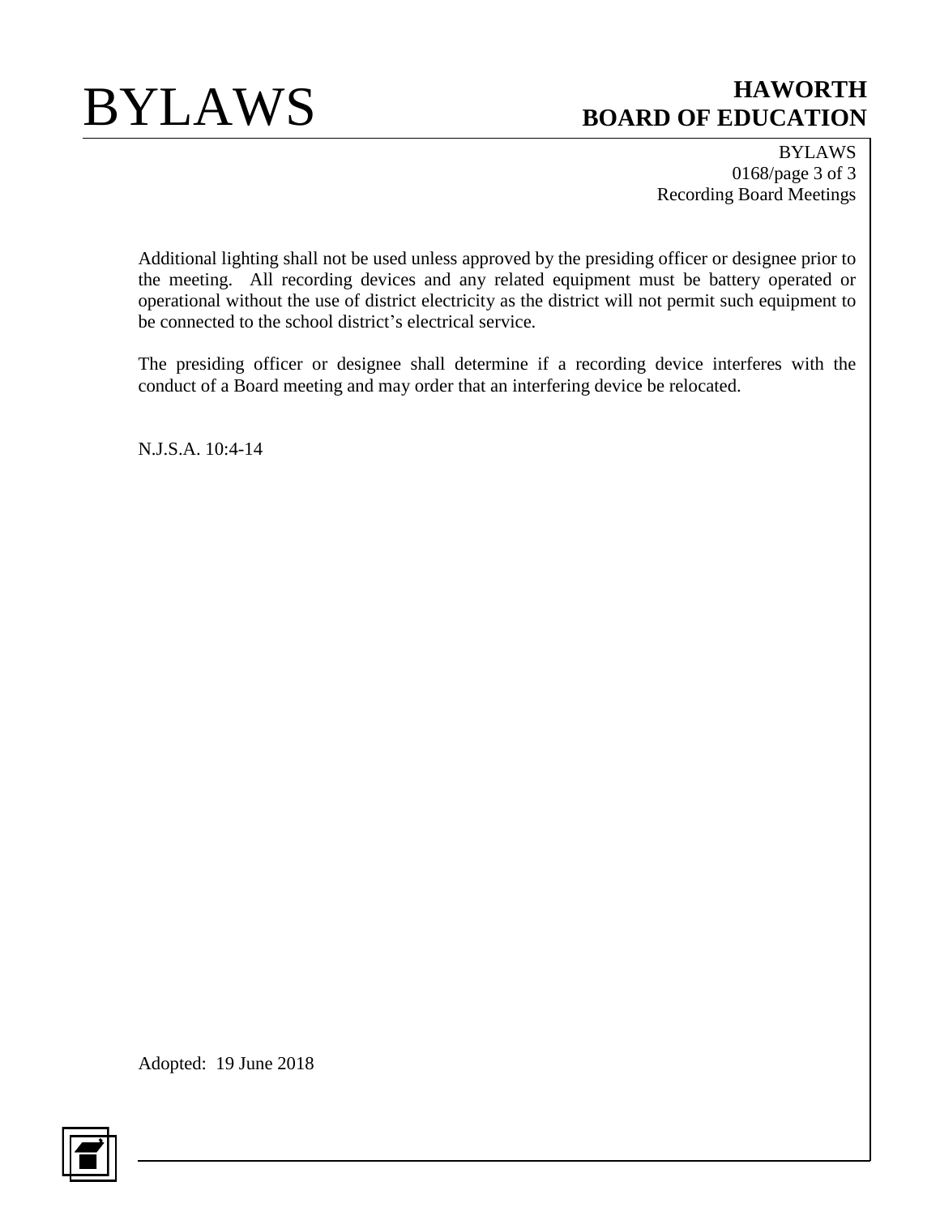Additional lighting shall not be used unless approved by the presiding officer or designee prior to the meeting. All recording devices and any related equipment must be battery operated or operational without the use of district electricity as the district will not permit such equipment to be connected to the school district's electrical service.

The presiding officer or designee shall determine if a recording device interferes with the conduct of a Board meeting and may order that an interfering device be relocated.

N.J.S.A. 10:4-14

Adopted: 19 June 2018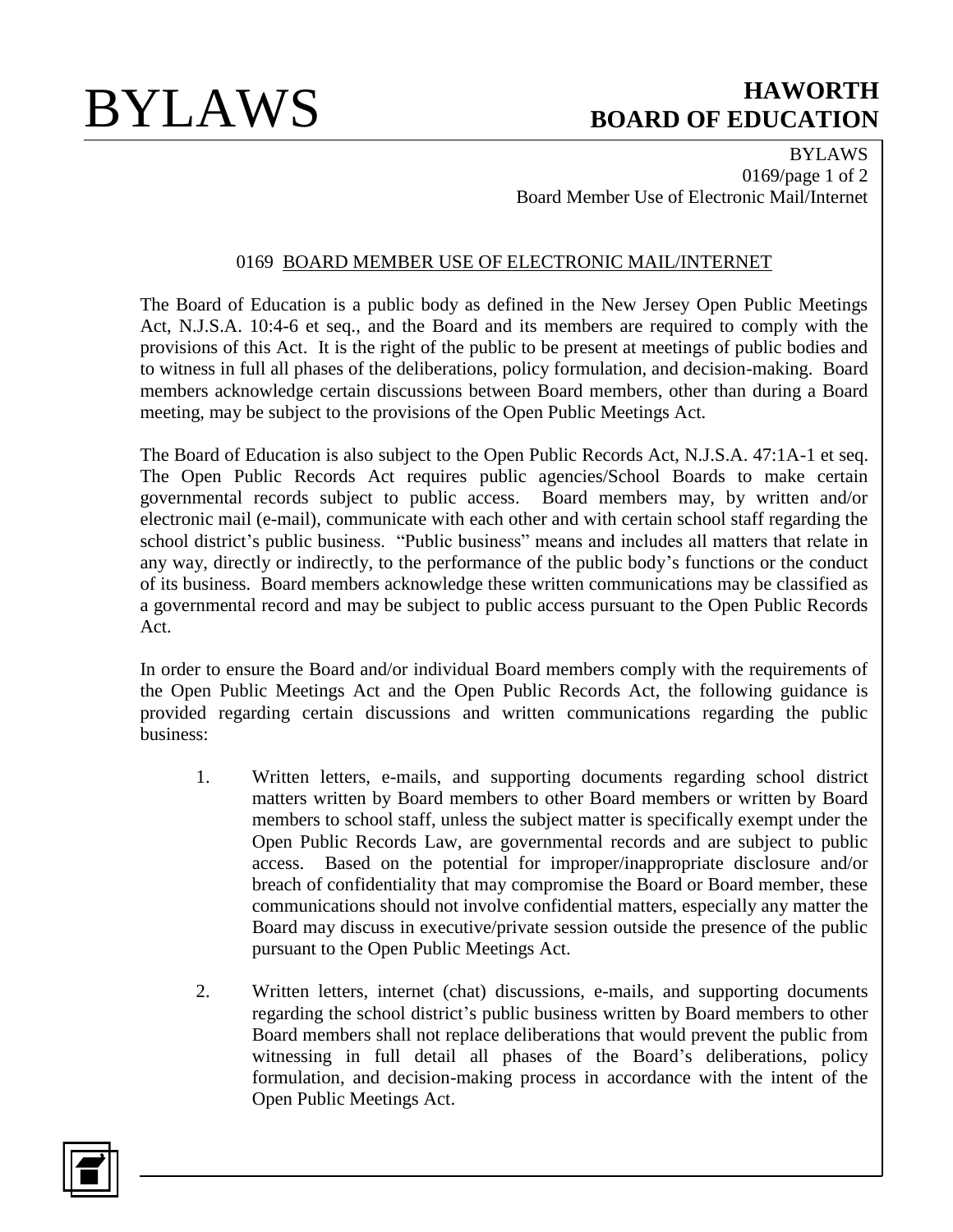# 0169 BOARD MEMBER USE OF ELECTRONIC MAIL/INTERNET

The Board of Education is a public body as defined in the New Jersey Open Public Meetings Act, N.J.S.A. 10:4-6 et seq., and the Board and its members are required to comply with the provisions of this Act. It is the right of the public to be present at meetings of public bodies and to witness in full all phases of the deliberations, policy formulation, and decision-making. Board members acknowledge certain discussions between Board members, other than during a Board meeting, may be subject to the provisions of the Open Public Meetings Act.

The Board of Education is also subject to the Open Public Records Act, N.J.S.A. 47:1A-1 et seq. The Open Public Records Act requires public agencies/School Boards to make certain governmental records subject to public access. Board members may, by written and/or electronic mail (e-mail), communicate with each other and with certain school staff regarding the school district's public business. "Public business" means and includes all matters that relate in any way, directly or indirectly, to the performance of the public body's functions or the conduct of its business. Board members acknowledge these written communications may be classified as a governmental record and may be subject to public access pursuant to the Open Public Records Act.

In order to ensure the Board and/or individual Board members comply with the requirements of the Open Public Meetings Act and the Open Public Records Act, the following guidance is provided regarding certain discussions and written communications regarding the public business:

1. Written letters, e-mails, and supporting documents regarding school district matters written by Board members to other Board members or written by Board members to school staff, unless the subject matter is specifically exempt under the Open Public Records Law, are governmental records and are subject to public access. Based on the potential for improper/inappropriate disclosure and/or breach of confidentiality that may compromise the Board or Board member, these communications should not involve confidential matters, especially any matter the Board may discuss in executive/private session outside the presence of the public pursuant to the Open Public Meetings Act.

2. Written letters, internet (chat) discussions, e-mails, and supporting documents regarding the school district's public business written by Board members to other Board members shall not replace deliberations that would prevent the public from witnessing in full detail all phases of the Board's deliberations, policy formulation, and decision-making process in accordance with the intent of the Open Public Meetings Act.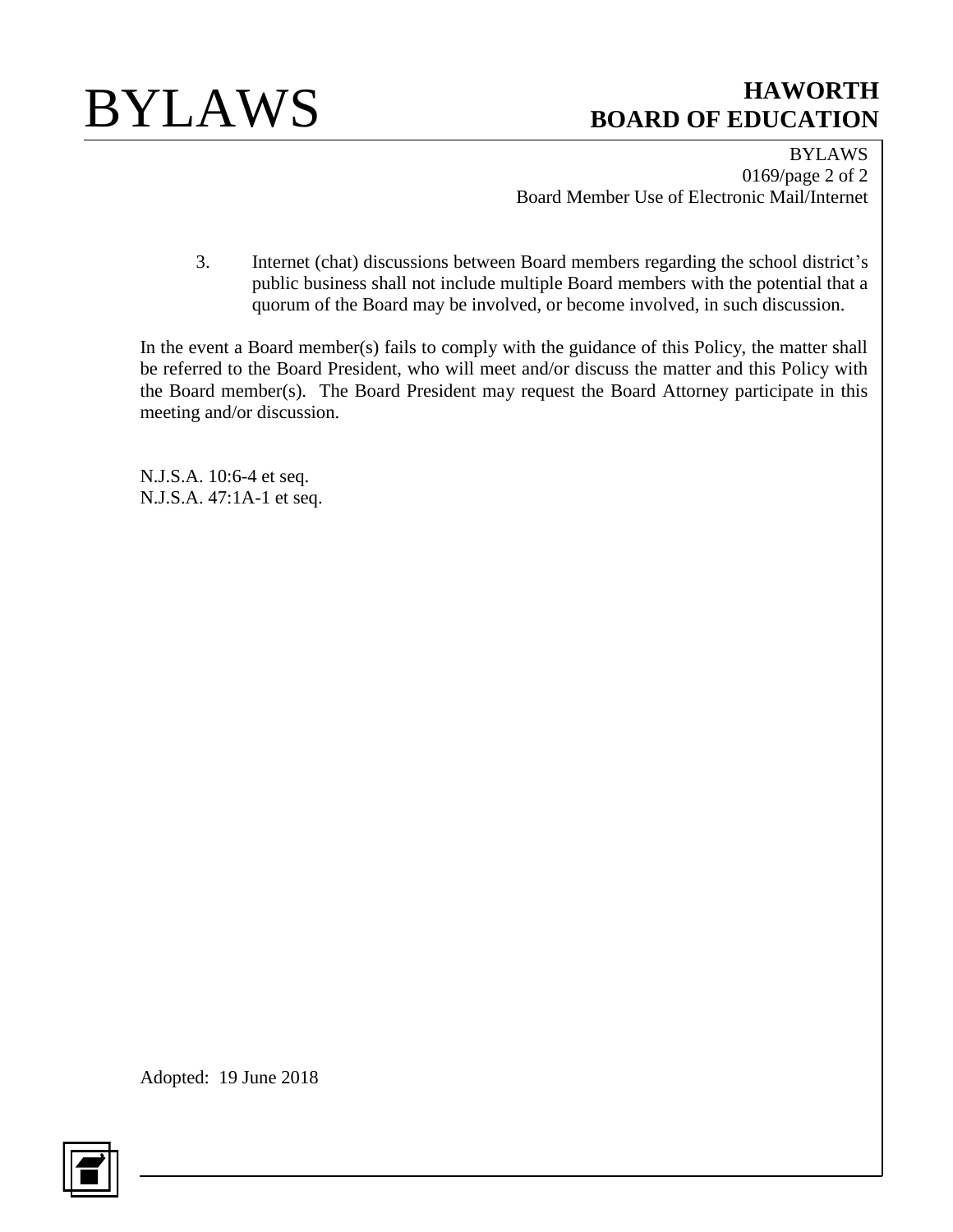3. Internet (chat) discussions between Board members regarding the school district's public business shall not include multiple Board members with the potential that a quorum of the Board may be involved, or become involved, in such discussion.

In the event a Board member(s) fails to comply with the guidance of this Policy, the matter shall be referred to the Board President, who will meet and/or discuss the matter and this Policy with the Board member(s). The Board President may request the Board Attorney participate in this meeting and/or discussion.

N.J.S.A. 10:6-4 et seq.
N.J.S.A. 47:1A-1 et seq.

Adopted: 19 June 2018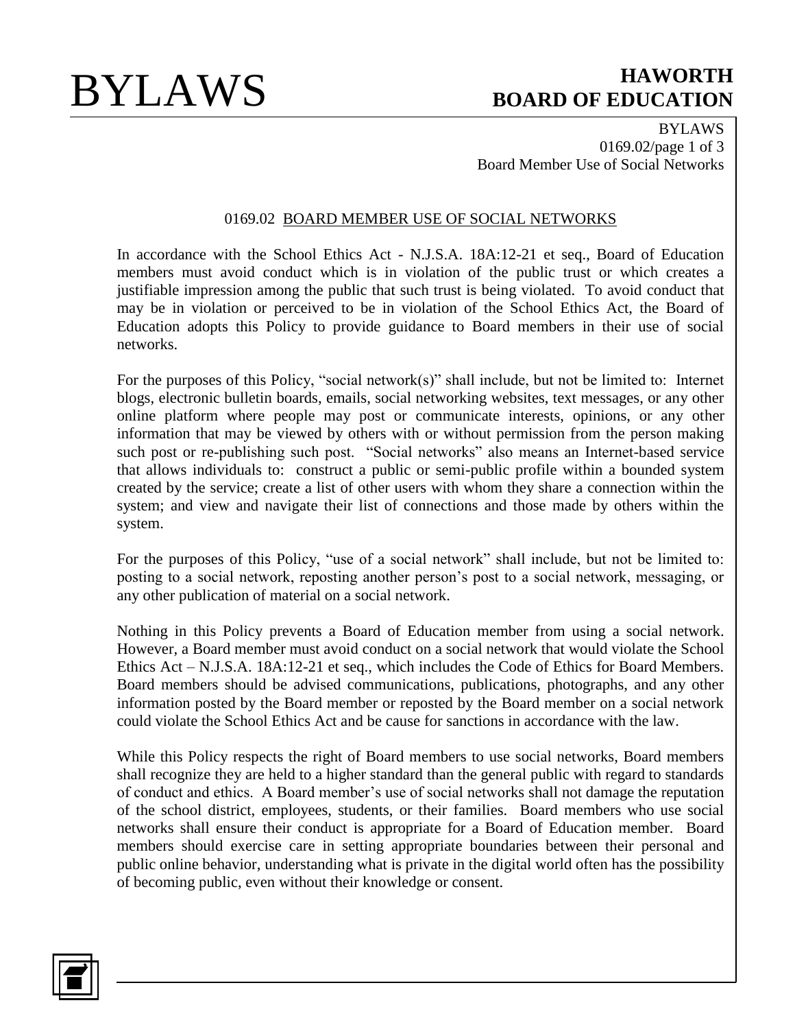## 0169.02 BOARD MEMBER USE OF SOCIAL NETWORKS

In accordance with the School Ethics Act - N.J.S.A. 18A:12-21 et seq., Board of Education members must avoid conduct which is in violation of the public trust or which creates a justifiable impression among the public that such trust is being violated. To avoid conduct that may be in violation or perceived to be in violation of the School Ethics Act, the Board of Education adopts this Policy to provide guidance to Board members in their use of social networks.

For the purposes of this Policy, "social network(s)" shall include, but not be limited to: Internet blogs, electronic bulletin boards, emails, social networking websites, text messages, or any other online platform where people may post or communicate interests, opinions, or any other information that may be viewed by others with or without permission from the person making such post or re-publishing such post. "Social networks" also means an Internet-based service that allows individuals to: construct a public or semi-public profile within a bounded system created by the service; create a list of other users with whom they share a connection within the system; and view and navigate their list of connections and those made by others within the system.

For the purposes of this Policy, "use of a social network" shall include, but not be limited to: posting to a social network, reposting another person's post to a social network, messaging, or any other publication of material on a social network.

Nothing in this Policy prevents a Board of Education member from using a social network. However, a Board member must avoid conduct on a social network that would violate the School Ethics Act – N.J.S.A. 18A:12-21 et seq., which includes the Code of Ethics for Board Members. Board members should be advised communications, publications, photographs, and any other information posted by the Board member or reposted by the Board member on a social network could violate the School Ethics Act and be cause for sanctions in accordance with the law.

While this Policy respects the right of Board members to use social networks, Board members shall recognize they are held to a higher standard than the general public with regard to standards of conduct and ethics. A Board member's use of social networks shall not damage the reputation of the school district, employees, students, or their families. Board members who use social networks shall ensure their conduct is appropriate for a Board of Education member. Board members should exercise care in setting appropriate boundaries between their personal and public online behavior, understanding what is private in the digital world often has the possibility of becoming public, even without their knowledge or consent.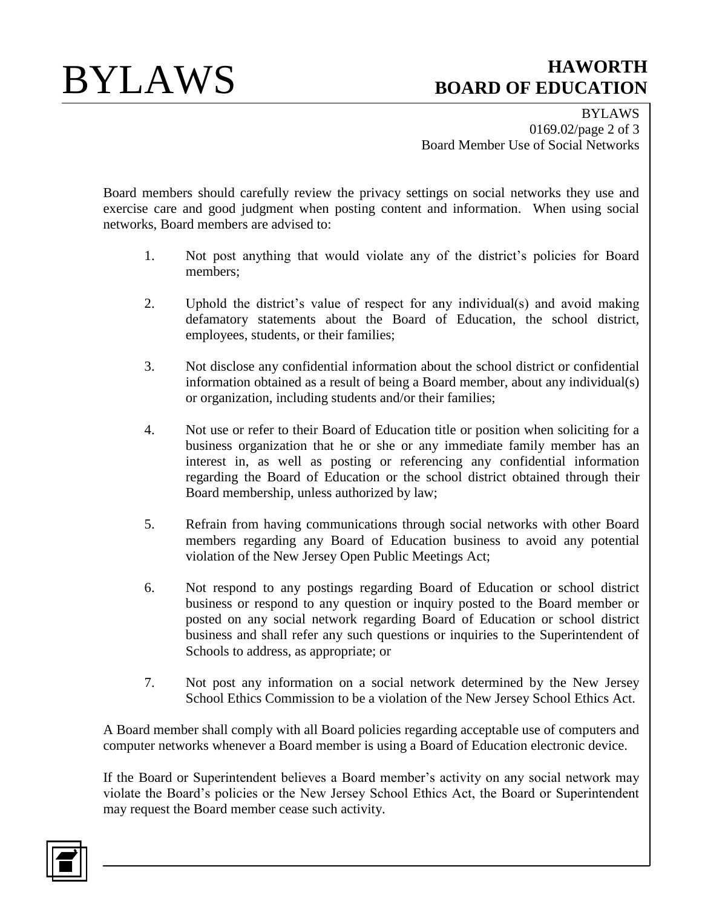Board members should carefully review the privacy settings on social networks they use and exercise care and good judgment when posting content and information. When using social networks, Board members are advised to:

1. Not post anything that would violate any of the district's policies for Board members;

2. Uphold the district's value of respect for any individual(s) and avoid making defamatory statements about the Board of Education, the school district, employees, students, or their families;

3. Not disclose any confidential information about the school district or confidential information obtained as a result of being a Board member, about any individual(s) or organization, including students and/or their families;

4. Not use or refer to their Board of Education title or position when soliciting for a business organization that he or she or any immediate family member has an interest in, as well as posting or referencing any confidential information regarding the Board of Education or the school district obtained through their Board membership, unless authorized by law;

5. Refrain from having communications through social networks with other Board members regarding any Board of Education business to avoid any potential violation of the New Jersey Open Public Meetings Act;

6. Not respond to any postings regarding Board of Education or school district business or respond to any question or inquiry posted to the Board member or posted on any social network regarding Board of Education or school district business and shall refer any such questions or inquiries to the Superintendent of Schools to address, as appropriate; or

7. Not post any information on a social network determined by the New Jersey School Ethics Commission to be a violation of the New Jersey School Ethics Act.

A Board member shall comply with all Board policies regarding acceptable use of computers and computer networks whenever a Board member is using a Board of Education electronic device.

If the Board or Superintendent believes a Board member's activity on any social network may violate the Board's policies or the New Jersey School Ethics Act, the Board or Superintendent may request the Board member cease such activity.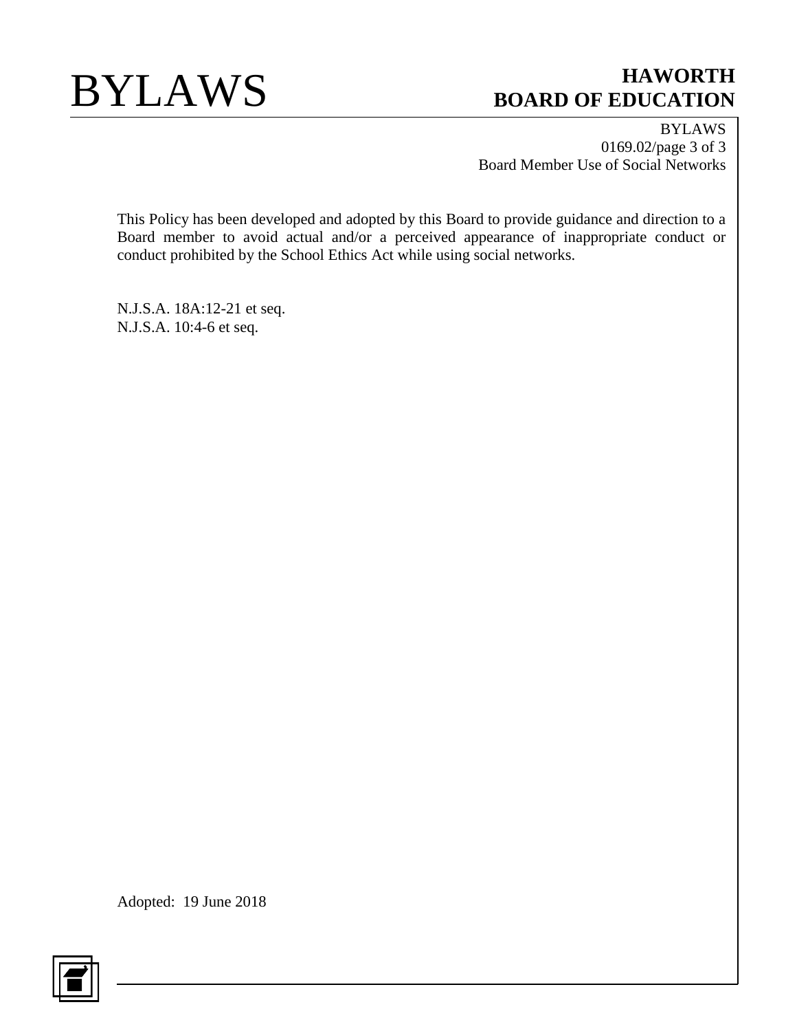This Policy has been developed and adopted by this Board to provide guidance and direction to a Board member to avoid actual and/or a perceived appearance of inappropriate conduct or conduct prohibited by the School Ethics Act while using social networks.

N.J.S.A. 18A:12-21 et seq.
N.J.S.A. 10:4-6 et seq.

Adopted: 19 June 2018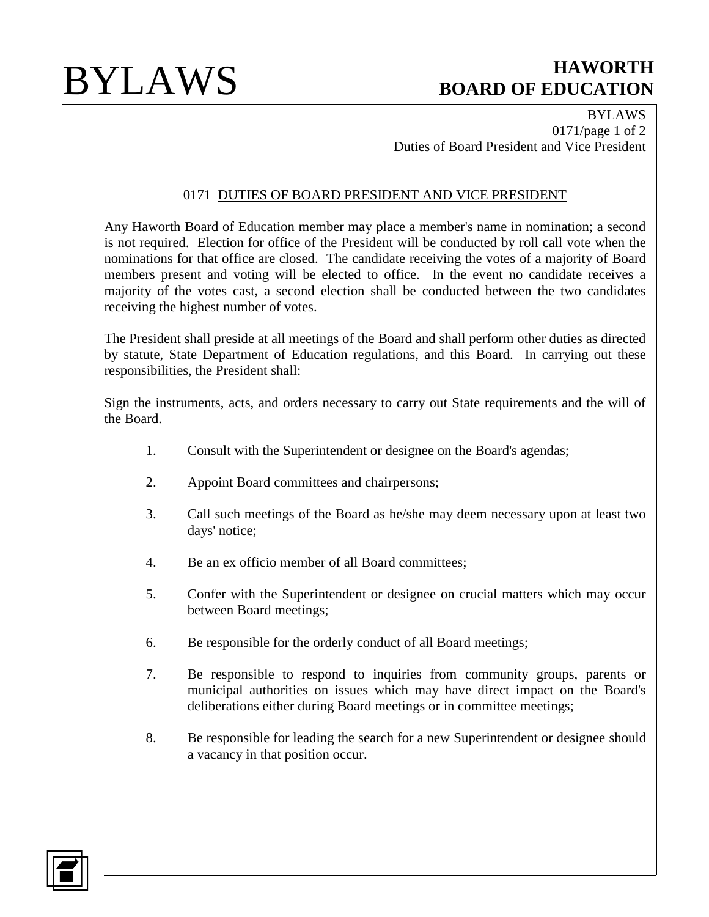# 0171 DUTIES OF BOARD PRESIDENT AND VICE PRESIDENT

Any Haworth Board of Education member may place a member's name in nomination; a second is not required. Election for office of the President will be conducted by roll call vote when the nominations for that office are closed. The candidate receiving the votes of a majority of Board members present and voting will be elected to office. In the event no candidate receives a majority of the votes cast, a second election shall be conducted between the two candidates receiving the highest number of votes.

The President shall preside at all meetings of the Board and shall perform other duties as directed by statute, State Department of Education regulations, and this Board. In carrying out these responsibilities, the President shall:

Sign the instruments, acts, and orders necessary to carry out State requirements and the will of the Board.

1. Consult with the Superintendent or designee on the Board's agendas;
2. Appoint Board committees and chairpersons;
3. Call such meetings of the Board as he/she may deem necessary upon at least two days' notice;
4. Be an ex officio member of all Board committees;
5. Confer with the Superintendent or designee on crucial matters which may occur between Board meetings;
6. Be responsible for the orderly conduct of all Board meetings;
7. Be responsible to respond to inquiries from community groups, parents or municipal authorities on issues which may have direct impact on the Board's deliberations either during Board meetings or in committee meetings;
8. Be responsible for leading the search for a new Superintendent or designee should a vacancy in that position occur.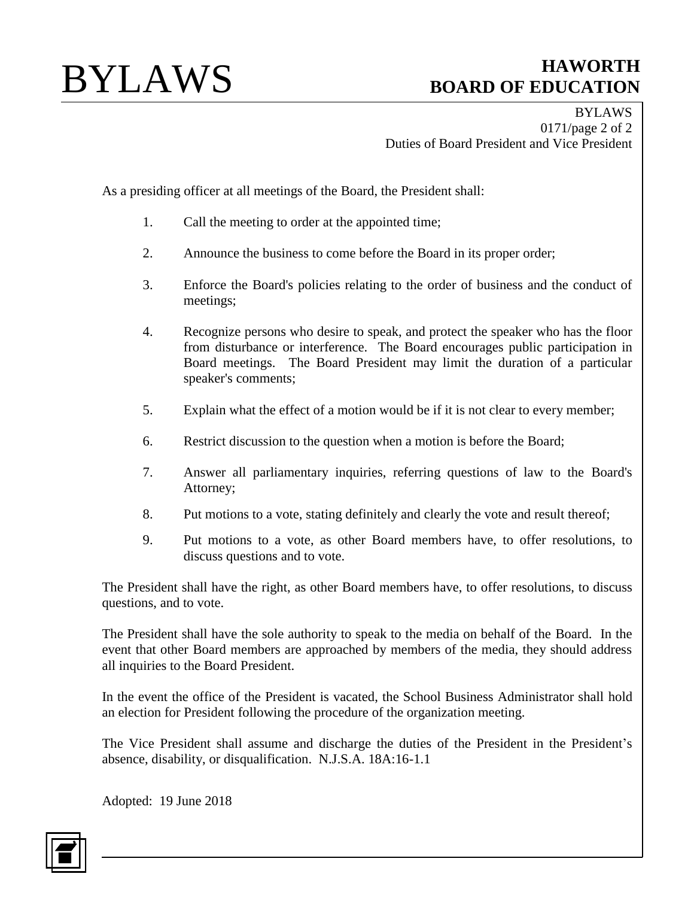As a presiding officer at all meetings of the Board, the President shall:

1. Call the meeting to order at the appointed time;

2. Announce the business to come before the Board in its proper order;

3. Enforce the Board's policies relating to the order of business and the conduct of meetings;

4. Recognize persons who desire to speak, and protect the speaker who has the floor from disturbance or interference. The Board encourages public participation in Board meetings. The Board President may limit the duration of a particular speaker's comments;

5. Explain what the effect of a motion would be if it is not clear to every member;

6. Restrict discussion to the question when a motion is before the Board;

7. Answer all parliamentary inquiries, referring questions of law to the Board's Attorney;

8. Put motions to a vote, stating definitely and clearly the vote and result thereof;

9. Put motions to a vote, as other Board members have, to offer resolutions, to discuss questions and to vote.

The President shall have the right, as other Board members have, to offer resolutions, to discuss questions, and to vote.

The President shall have the sole authority to speak to the media on behalf of the Board. In the event that other Board members are approached by members of the media, they should address all inquiries to the Board President.

In the event the office of the President is vacated, the School Business Administrator shall hold an election for President following the procedure of the organization meeting.

The Vice President shall assume and discharge the duties of the President in the President's absence, disability, or disqualification. N.J.S.A. 18A:16-1.1

Adopted: 19 June 2018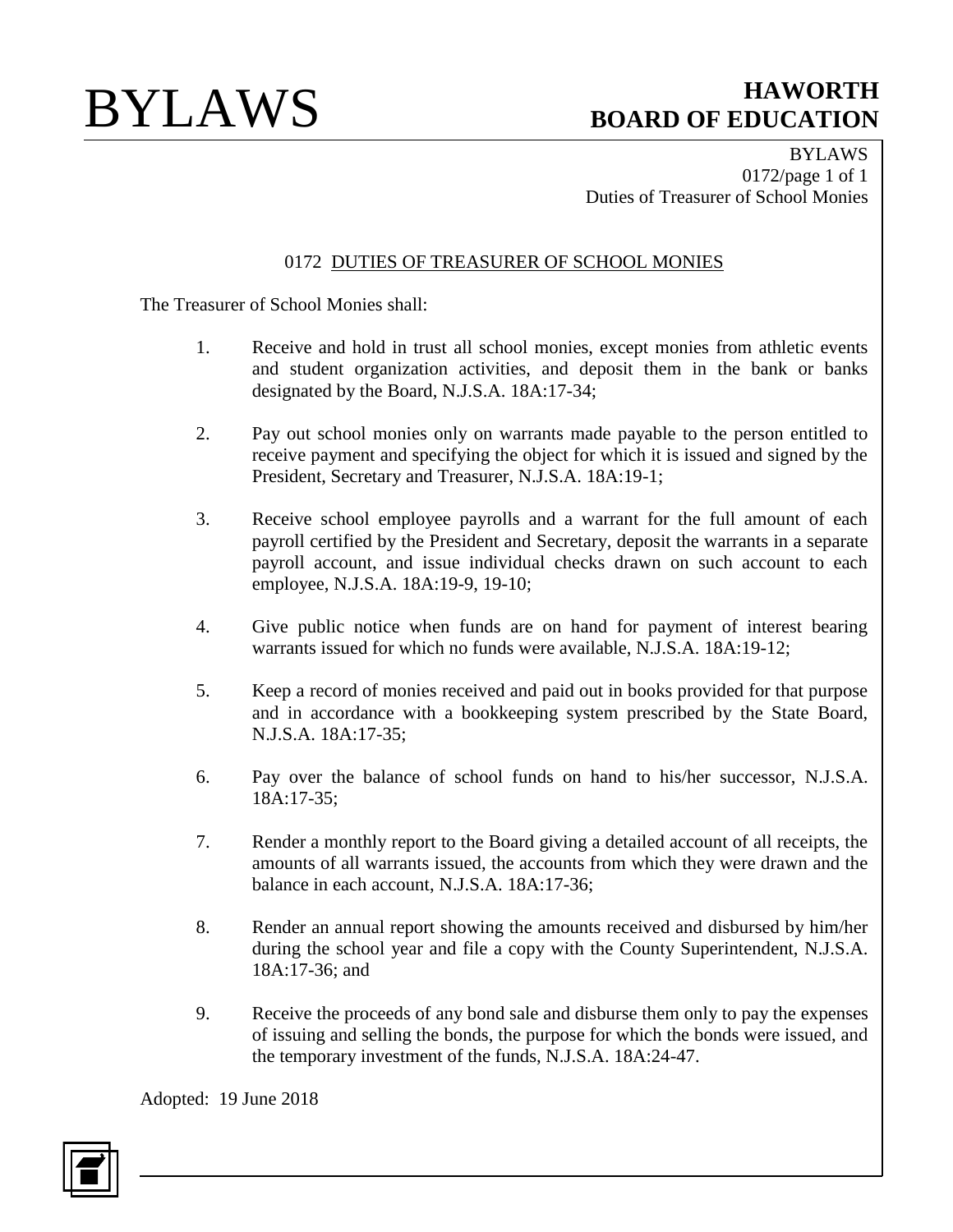# 0172 DUTIES OF TREASURER OF SCHOOL MONIES

The Treasurer of School Monies shall:

1. Receive and hold in trust all school monies, except monies from athletic events and student organization activities, and deposit them in the bank or banks designated by the Board, N.J.S.A. 18A:17-34;

2. Pay out school monies only on warrants made payable to the person entitled to receive payment and specifying the object for which it is issued and signed by the President, Secretary and Treasurer, N.J.S.A. 18A:19-1;

3. Receive school employee payrolls and a warrant for the full amount of each payroll certified by the President and Secretary, deposit the warrants in a separate payroll account, and issue individual checks drawn on such account to each employee, N.J.S.A. 18A:19-9, 19-10;

4. Give public notice when funds are on hand for payment of interest bearing warrants issued for which no funds were available, N.J.S.A. 18A:19-12;

5. Keep a record of monies received and paid out in books provided for that purpose and in accordance with a bookkeeping system prescribed by the State Board, N.J.S.A. 18A:17-35;

6. Pay over the balance of school funds on hand to his/her successor, N.J.S.A. 18A:17-35;

7. Render a monthly report to the Board giving a detailed account of all receipts, the amounts of all warrants issued, the accounts from which they were drawn and the balance in each account, N.J.S.A. 18A:17-36;

8. Render an annual report showing the amounts received and disbursed by him/her during the school year and file a copy with the County Superintendent, N.J.S.A. 18A:17-36; and

9. Receive the proceeds of any bond sale and disburse them only to pay the expenses of issuing and selling the bonds, the purpose for which the bonds were issued, and the temporary investment of the funds, N.J.S.A. 18A:24-47.

Adopted: 19 June 2018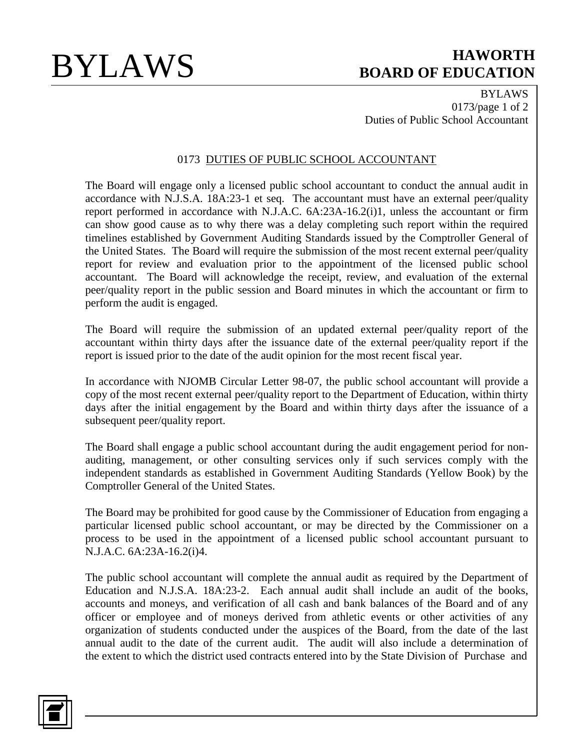# 0173 DUTIES OF PUBLIC SCHOOL ACCOUNTANT

The Board will engage only a licensed public school accountant to conduct the annual audit in accordance with N.J.S.A. 18A:23-1 et seq. The accountant must have an external peer/quality report performed in accordance with N.J.A.C. 6A:23A-16.2(i)1, unless the accountant or firm can show good cause as to why there was a delay completing such report within the required timelines established by Government Auditing Standards issued by the Comptroller General of the United States. The Board will require the submission of the most recent external peer/quality report for review and evaluation prior to the appointment of the licensed public school accountant. The Board will acknowledge the receipt, review, and evaluation of the external peer/quality report in the public session and Board minutes in which the accountant or firm to perform the audit is engaged.

The Board will require the submission of an updated external peer/quality report of the accountant within thirty days after the issuance date of the external peer/quality report if the report is issued prior to the date of the audit opinion for the most recent fiscal year.

In accordance with NJOMB Circular Letter 98-07, the public school accountant will provide a copy of the most recent external peer/quality report to the Department of Education, within thirty days after the initial engagement by the Board and within thirty days after the issuance of a subsequent peer/quality report.

The Board shall engage a public school accountant during the audit engagement period for non-auditing, management, or other consulting services only if such services comply with the independent standards as established in Government Auditing Standards (Yellow Book) by the Comptroller General of the United States.

The Board may be prohibited for good cause by the Commissioner of Education from engaging a particular licensed public school accountant, or may be directed by the Commissioner on a process to be used in the appointment of a licensed public school accountant pursuant to N.J.A.C. 6A:23A-16.2(i)4.

The public school accountant will complete the annual audit as required by the Department of Education and N.J.S.A. 18A:23-2. Each annual audit shall include an audit of the books, accounts and moneys, and verification of all cash and bank balances of the Board and of any officer or employee and of moneys derived from athletic events or other activities of any organization of students conducted under the auspices of the Board, from the date of the last annual audit to the date of the current audit. The audit will also include a determination of the extent to which the district used contracts entered into by the State Division of Purchase and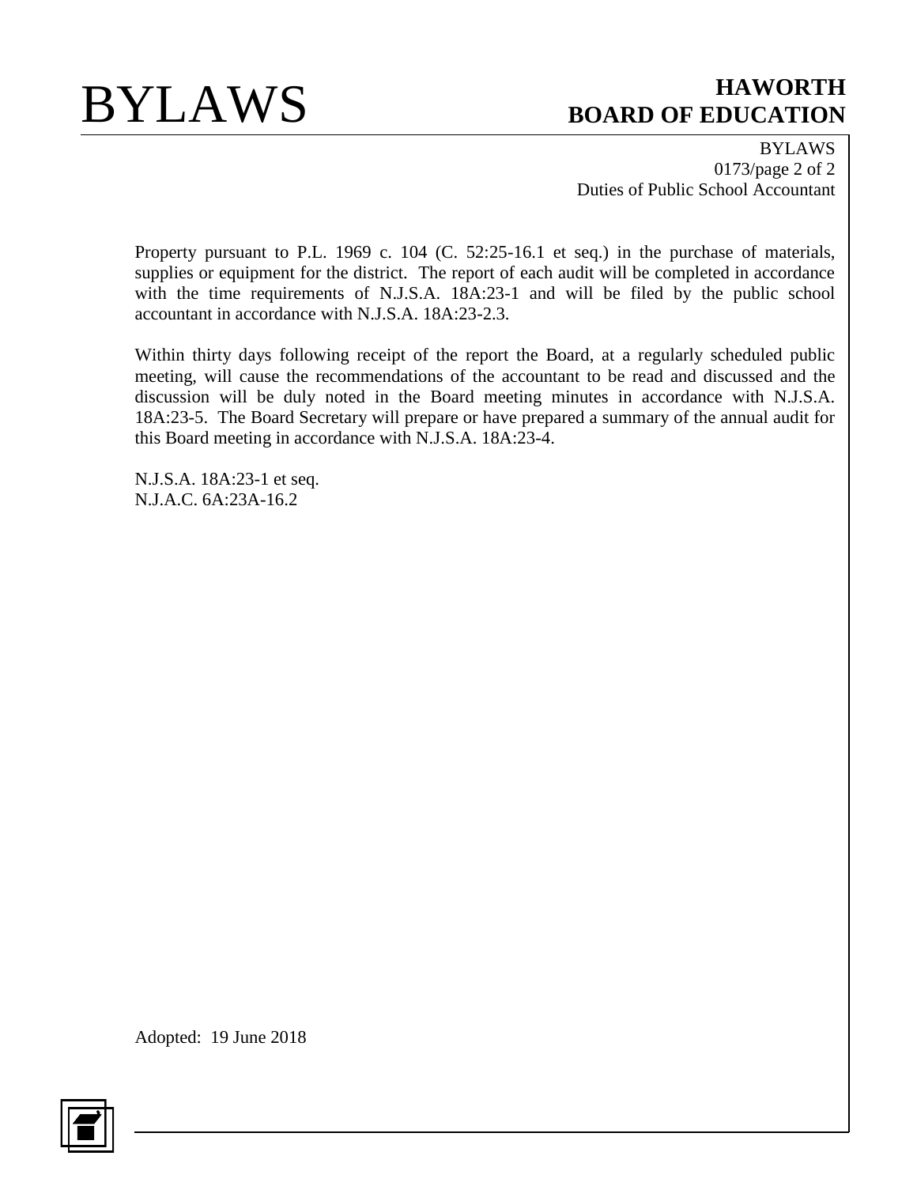Property pursuant to P.L. 1969 c. 104 (C. 52:25-16.1 et seq.) in the purchase of materials, supplies or equipment for the district. The report of each audit will be completed in accordance with the time requirements of N.J.S.A. 18A:23-1 and will be filed by the public school accountant in accordance with N.J.S.A. 18A:23-2.3.

Within thirty days following receipt of the report the Board, at a regularly scheduled public meeting, will cause the recommendations of the accountant to be read and discussed and the discussion will be duly noted in the Board meeting minutes in accordance with N.J.S.A. 18A:23-5. The Board Secretary will prepare or have prepared a summary of the annual audit for this Board meeting in accordance with N.J.S.A. 18A:23-4.

N.J.S.A. 18A:23-1 et seq.
N.J.A.C. 6A:23A-16.2

Adopted: 19 June 2018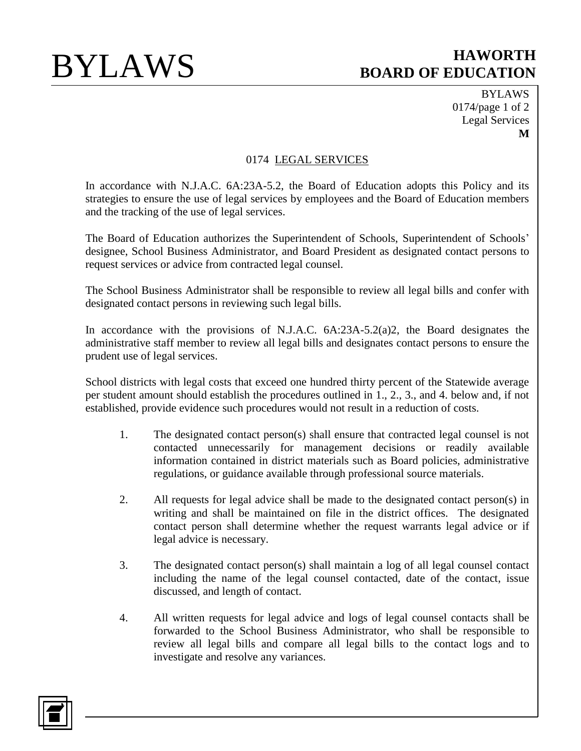# 0174 LEGAL SERVICES

In accordance with N.J.A.C. 6A:23A-5.2, the Board of Education adopts this Policy and its strategies to ensure the use of legal services by employees and the Board of Education members and the tracking of the use of legal services.

The Board of Education authorizes the Superintendent of Schools, Superintendent of Schools' designee, School Business Administrator, and Board President as designated contact persons to request services or advice from contracted legal counsel.

The School Business Administrator shall be responsible to review all legal bills and confer with designated contact persons in reviewing such legal bills.

In accordance with the provisions of N.J.A.C. 6A:23A-5.2(a)2, the Board designates the administrative staff member to review all legal bills and designates contact persons to ensure the prudent use of legal services.

School districts with legal costs that exceed one hundred thirty percent of the Statewide average per student amount should establish the procedures outlined in 1., 2., 3., and 4. below and, if not established, provide evidence such procedures would not result in a reduction of costs.

1. The designated contact person(s) shall ensure that contracted legal counsel is not contacted unnecessarily for management decisions or readily available information contained in district materials such as Board policies, administrative regulations, or guidance available through professional source materials.

2. All requests for legal advice shall be made to the designated contact person(s) in writing and shall be maintained on file in the district offices. The designated contact person shall determine whether the request warrants legal advice or if legal advice is necessary.

3. The designated contact person(s) shall maintain a log of all legal counsel contact including the name of the legal counsel contacted, date of the contact, issue discussed, and length of contact.

4. All written requests for legal advice and logs of legal counsel contacts shall be forwarded to the School Business Administrator, who shall be responsible to review all legal bills and compare all legal bills to the contact logs and to investigate and resolve any variances.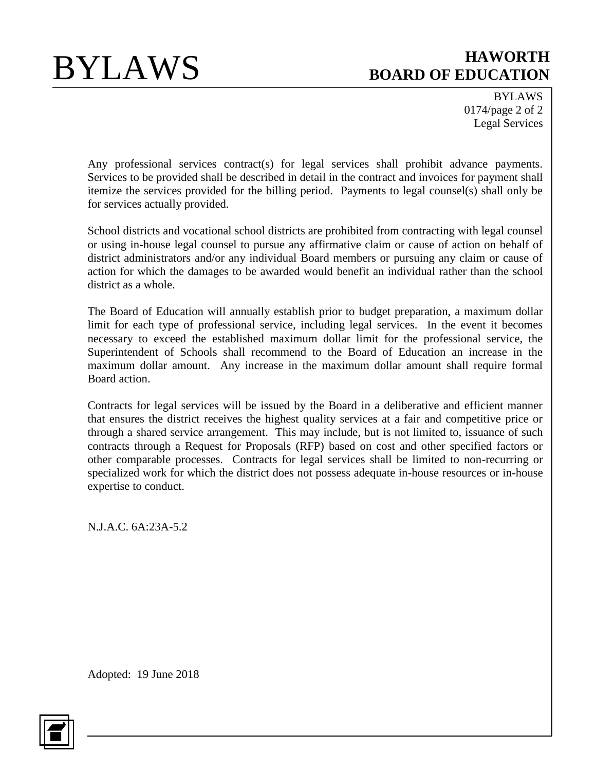Any professional services contract(s) for legal services shall prohibit advance payments. Services to be provided shall be described in detail in the contract and invoices for payment shall itemize the services provided for the billing period. Payments to legal counsel(s) shall only be for services actually provided.

School districts and vocational school districts are prohibited from contracting with legal counsel or using in-house legal counsel to pursue any affirmative claim or cause of action on behalf of district administrators and/or any individual Board members or pursuing any claim or cause of action for which the damages to be awarded would benefit an individual rather than the school district as a whole.

The Board of Education will annually establish prior to budget preparation, a maximum dollar limit for each type of professional service, including legal services. In the event it becomes necessary to exceed the established maximum dollar limit for the professional service, the Superintendent of Schools shall recommend to the Board of Education an increase in the maximum dollar amount. Any increase in the maximum dollar amount shall require formal Board action.

Contracts for legal services will be issued by the Board in a deliberative and efficient manner that ensures the district receives the highest quality services at a fair and competitive price or through a shared service arrangement. This may include, but is not limited to, issuance of such contracts through a Request for Proposals (RFP) based on cost and other specified factors or other comparable processes. Contracts for legal services shall be limited to non-recurring or specialized work for which the district does not possess adequate in-house resources or in-house expertise to conduct.

N.J.A.C. 6A:23A-5.2

Adopted: 19 June 2018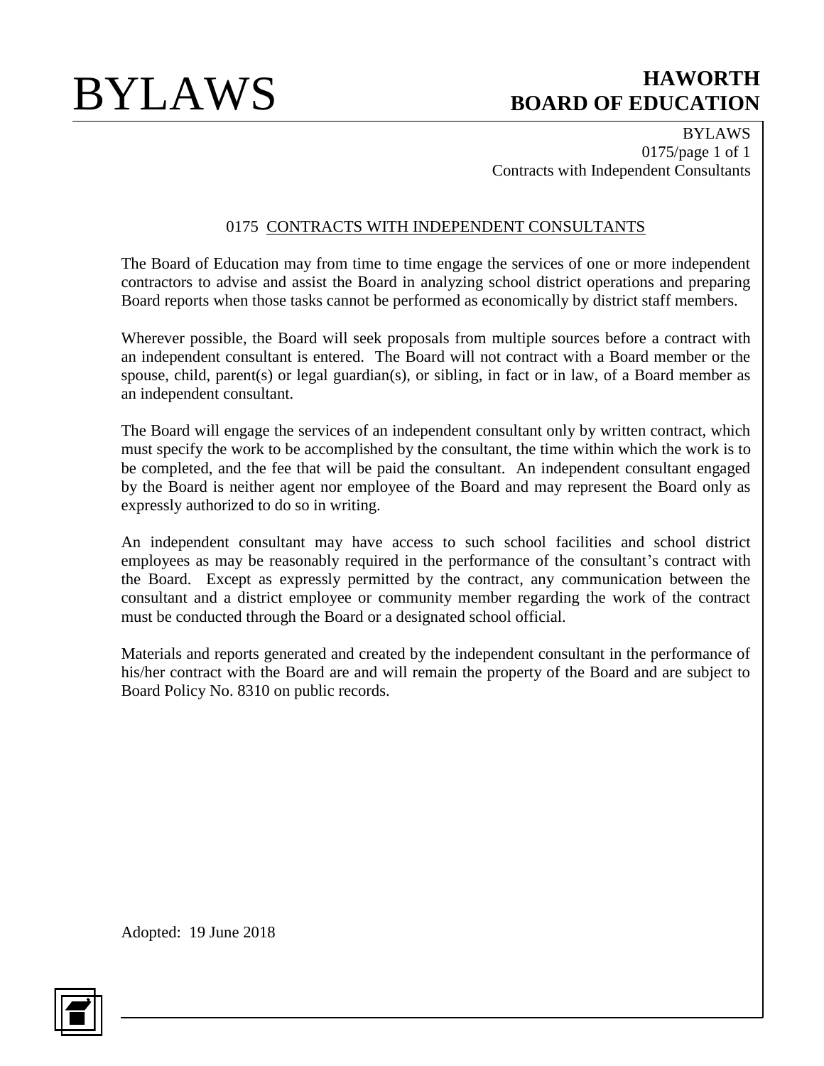## 0175 CONTRACTS WITH INDEPENDENT CONSULTANTS

The Board of Education may from time to time engage the services of one or more independent contractors to advise and assist the Board in analyzing school district operations and preparing Board reports when those tasks cannot be performed as economically by district staff members.

Wherever possible, the Board will seek proposals from multiple sources before a contract with an independent consultant is entered. The Board will not contract with a Board member or the spouse, child, parent(s) or legal guardian(s), or sibling, in fact or in law, of a Board member as an independent consultant.

The Board will engage the services of an independent consultant only by written contract, which must specify the work to be accomplished by the consultant, the time within which the work is to be completed, and the fee that will be paid the consultant. An independent consultant engaged by the Board is neither agent nor employee of the Board and may represent the Board only as expressly authorized to do so in writing.

An independent consultant may have access to such school facilities and school district employees as may be reasonably required in the performance of the consultant's contract with the Board. Except as expressly permitted by the contract, any communication between the consultant and a district employee or community member regarding the work of the contract must be conducted through the Board or a designated school official.

Materials and reports generated and created by the independent consultant in the performance of his/her contract with the Board are and will remain the property of the Board and are subject to Board Policy No. 8310 on public records.

Adopted: 19 June 2018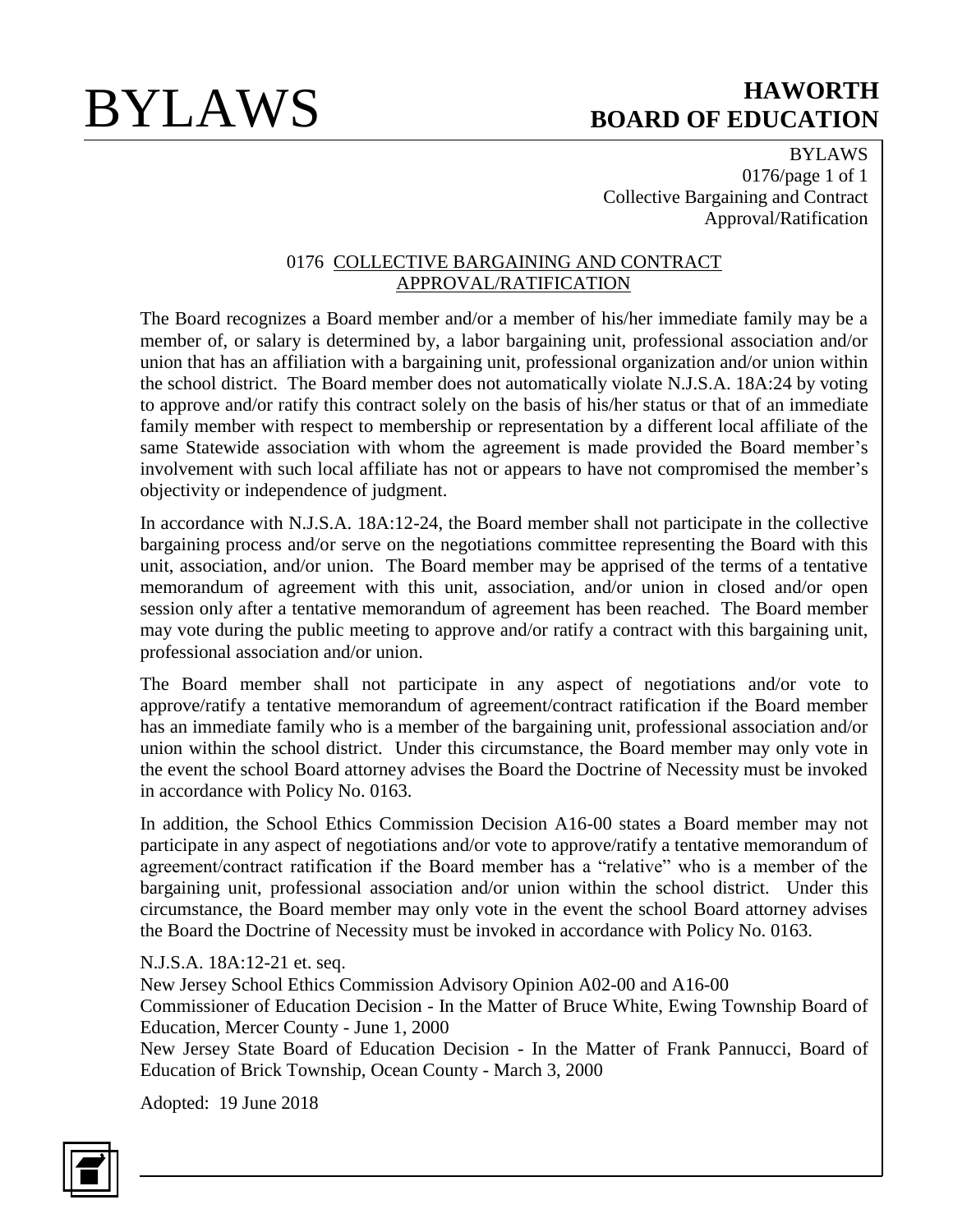## 0176 COLLECTIVE BARGAINING AND CONTRACT APPROVAL/RATIFICATION

The Board recognizes a Board member and/or a member of his/her immediate family may be a member of, or salary is determined by, a labor bargaining unit, professional association and/or union that has an affiliation with a bargaining unit, professional organization and/or union within the school district. The Board member does not automatically violate N.J.S.A. 18A:24 by voting to approve and/or ratify this contract solely on the basis of his/her status or that of an immediate family member with respect to membership or representation by a different local affiliate of the same Statewide association with whom the agreement is made provided the Board member's involvement with such local affiliate has not or appears to have not compromised the member's objectivity or independence of judgment.

In accordance with N.J.S.A. 18A:12-24, the Board member shall not participate in the collective bargaining process and/or serve on the negotiations committee representing the Board with this unit, association, and/or union. The Board member may be apprised of the terms of a tentative memorandum of agreement with this unit, association, and/or union in closed and/or open session only after a tentative memorandum of agreement has been reached. The Board member may vote during the public meeting to approve and/or ratify a contract with this bargaining unit, professional association and/or union.

The Board member shall not participate in any aspect of negotiations and/or vote to approve/ratify a tentative memorandum of agreement/contract ratification if the Board member has an immediate family who is a member of the bargaining unit, professional association and/or union within the school district. Under this circumstance, the Board member may only vote in the event the school Board attorney advises the Board the Doctrine of Necessity must be invoked in accordance with Policy No. 0163.

In addition, the School Ethics Commission Decision A16-00 states a Board member may not participate in any aspect of negotiations and/or vote to approve/ratify a tentative memorandum of agreement/contract ratification if the Board member has a "relative" who is a member of the bargaining unit, professional association and/or union within the school district. Under this circumstance, the Board member may only vote in the event the school Board attorney advises the Board the Doctrine of Necessity must be invoked in accordance with Policy No. 0163.

N.J.S.A. 18A:12-21 et. seq.
New Jersey School Ethics Commission Advisory Opinion A02-00 and A16-00
Commissioner of Education Decision - In the Matter of Bruce White, Ewing Township Board of Education, Mercer County - June 1, 2000
New Jersey State Board of Education Decision - In the Matter of Frank Pannucci, Board of Education of Brick Township, Ocean County - March 3, 2000

Adopted: 19 June 2018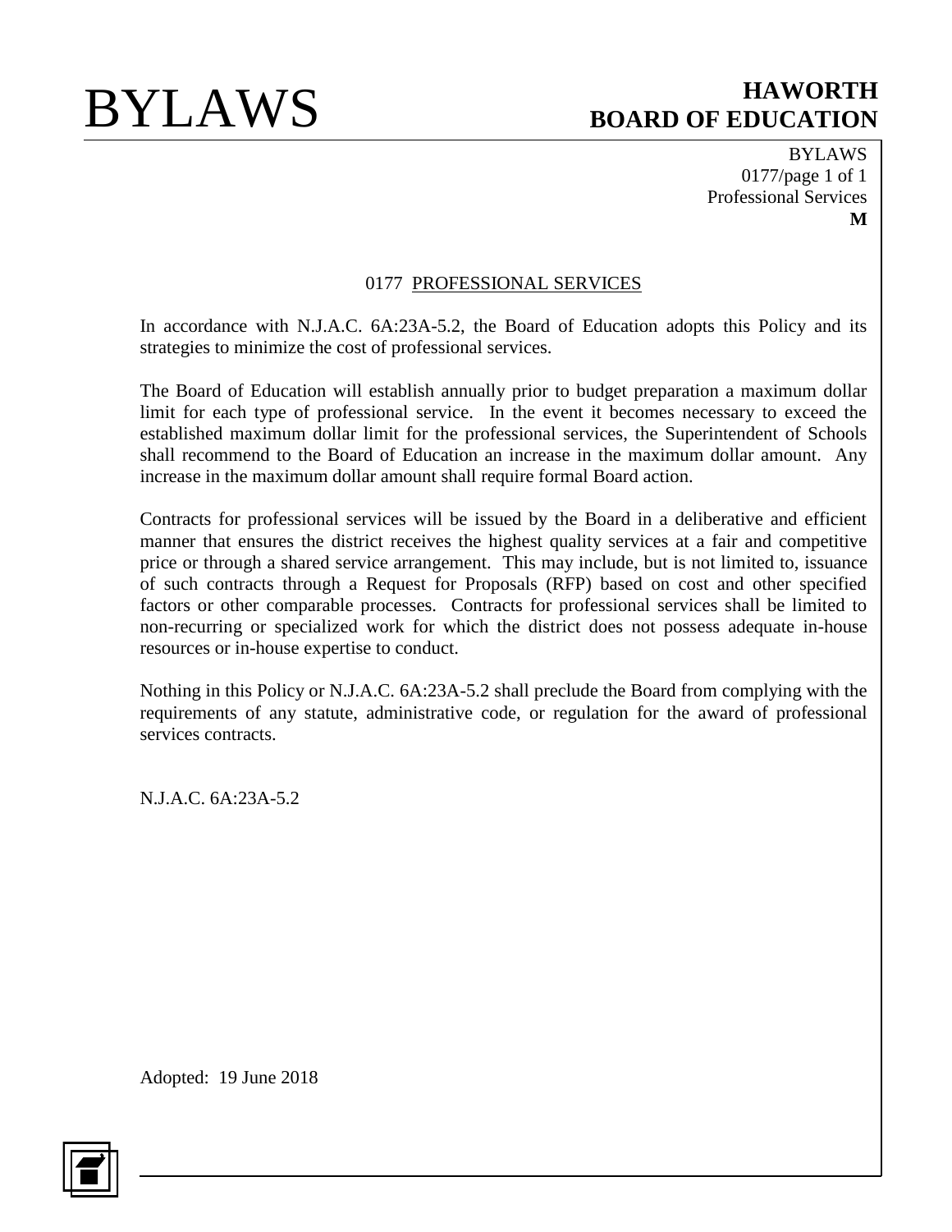# 0177 PROFESSIONAL SERVICES

In accordance with N.J.A.C. 6A:23A-5.2, the Board of Education adopts this Policy and its strategies to minimize the cost of professional services.

The Board of Education will establish annually prior to budget preparation a maximum dollar limit for each type of professional service. In the event it becomes necessary to exceed the established maximum dollar limit for the professional services, the Superintendent of Schools shall recommend to the Board of Education an increase in the maximum dollar amount. Any increase in the maximum dollar amount shall require formal Board action.

Contracts for professional services will be issued by the Board in a deliberative and efficient manner that ensures the district receives the highest quality services at a fair and competitive price or through a shared service arrangement. This may include, but is not limited to, issuance of such contracts through a Request for Proposals (RFP) based on cost and other specified factors or other comparable processes. Contracts for professional services shall be limited to non-recurring or specialized work for which the district does not possess adequate in-house resources or in-house expertise to conduct.

Nothing in this Policy or N.J.A.C. 6A:23A-5.2 shall preclude the Board from complying with the requirements of any statute, administrative code, or regulation for the award of professional services contracts.

N.J.A.C. 6A:23A-5.2

Adopted: 19 June 2018